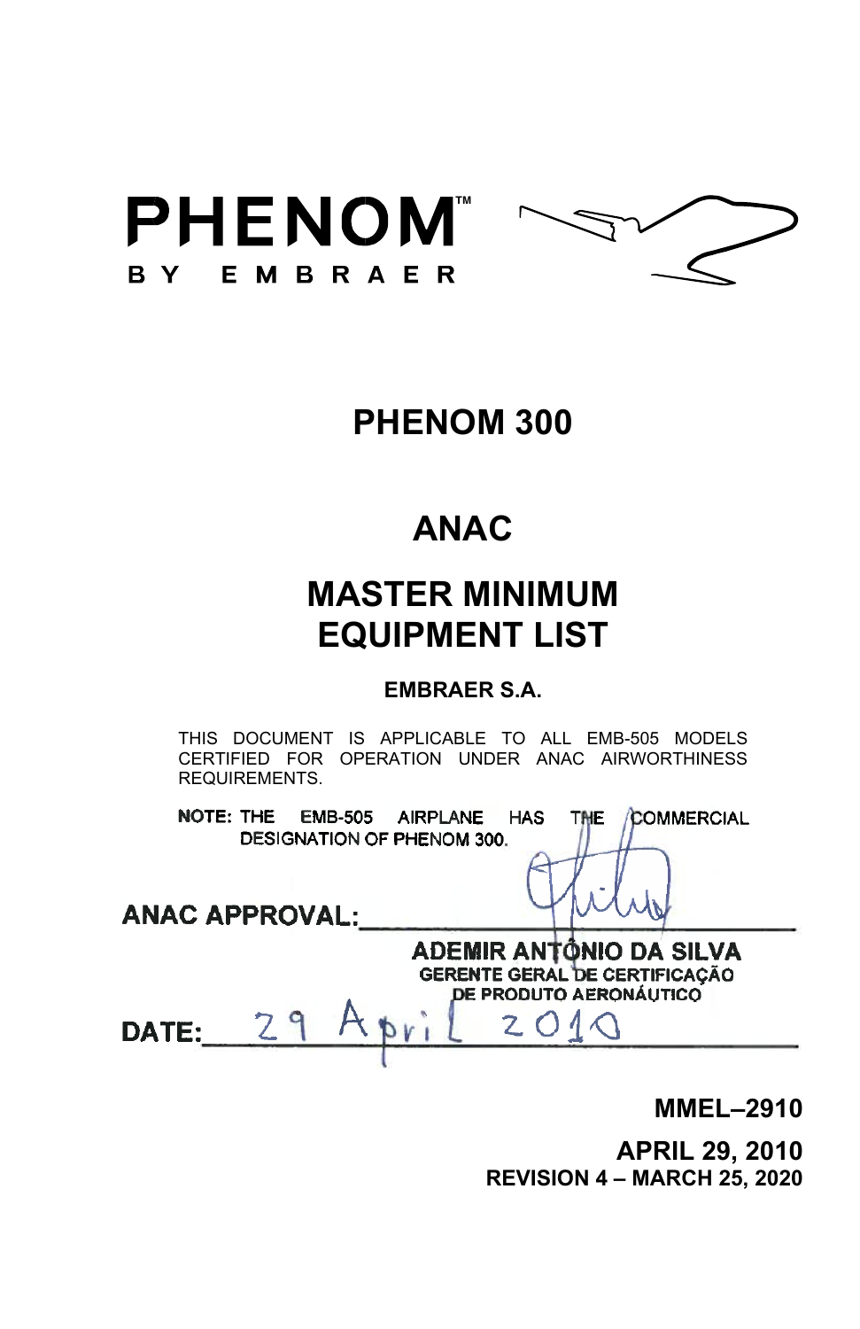PHENOM™

BY EMBRAER

# PHENOM 300

# ANAC

# MASTER MINIMUM EQUIPMENT LIST

**EMBRAER S.A.**

THIS DOCUMENT IS APPLICABLE TO ALL EMB-505 MODELS CERTIFIED FOR OPERATION UNDER ANAC AIRWORTHINESS REQUIREMENTS.

**NOTE:** THE EMB-505 AIRPLANE HAS THE COMMERCIAL DESIGNATION OF PHENOM 300.

**ANAC APPROVAL:** ______________________

**ADEMIR ANTÔNIO DA SILVA**
**GERENTE GERAL DE CERTIFICAÇÃO DE PRODUTO AERONÁUTICO**

**DATE:** 29 April 2010

**MMEL–2910**

**APRIL 29, 2010**
**REVISION 4 – MARCH 25, 2020**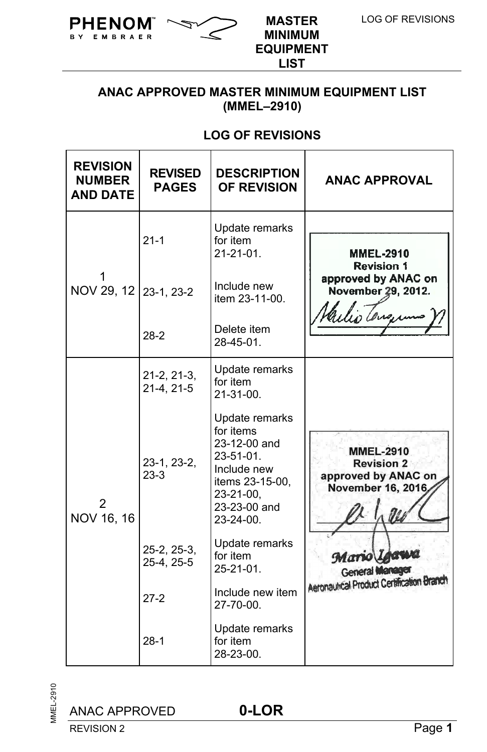## ANAC APPROVED MASTER MINIMUM EQUIPMENT LIST (MMEL–2910)

## LOG OF REVISIONS

| REVISION NUMBER AND DATE | REVISED PAGES | DESCRIPTION OF REVISION | ANAC APPROVAL |
|---|---|---|---|
| 1 NOV 29, 12 | 21-1 | Update remarks for item 21-21-01. | MMEL-2910 Revision 1 approved by ANAC on November 29, 2012. |
| | 23-1, 23-2 | Include new item 23-11-00. | |
| | 28-2 | Delete item 28-45-01. | |
| 2 NOV 16, 16 | 21-2, 21-3, 21-4, 21-5 | Update remarks for item 21-31-00. | MMEL-2910 Revision 2 approved by ANAC on November 16, 2016. Mario Igawa General Manager Aeronautical Product Certification Branch |
| | 23-1, 23-2, 23-3 | Update remarks for items 23-12-00 and 23-51-01. Include new items 23-15-00, 23-21-00, 23-23-00 and 23-24-00. | |
| | 25-2, 25-3, 25-4, 25-5 | Update remarks for item 25-21-01. | |
| | 27-2 | Include new item 27-70-00. | |
| | 28-1 | Update remarks for item 28-23-00. | |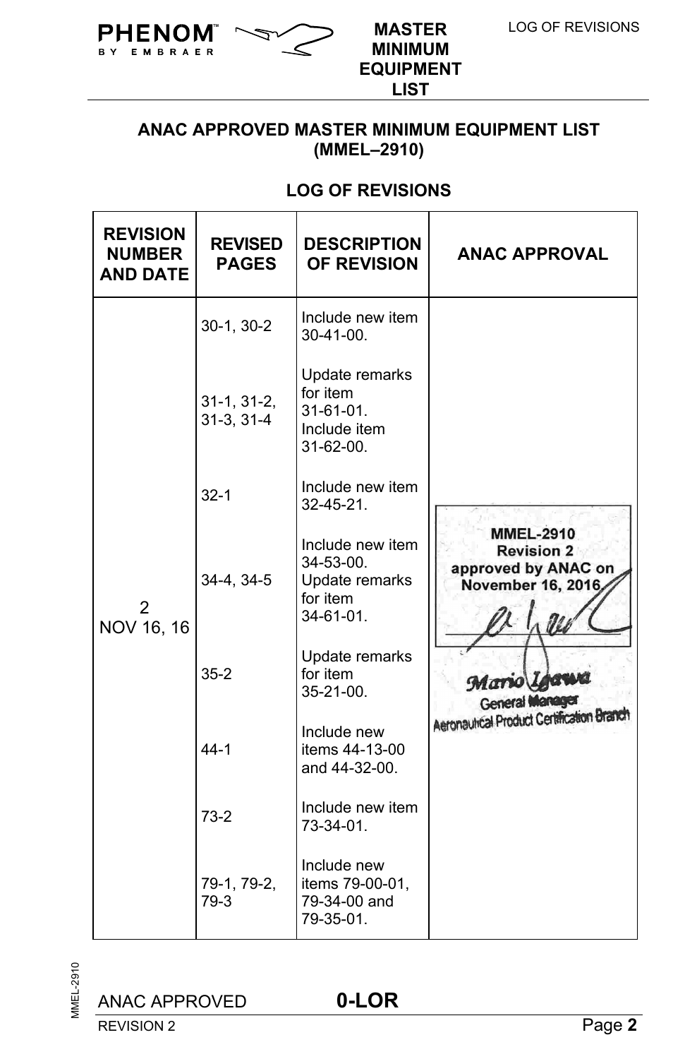## ANAC APPROVED MASTER MINIMUM EQUIPMENT LIST (MMEL–2910)

### LOG OF REVISIONS

| REVISION NUMBER AND DATE | REVISED PAGES | DESCRIPTION OF REVISION | ANAC APPROVAL |
|---|---|---|---|
| 2<br>NOV 16, 16 | 30-1, 30-2 | Include new item 30-41-00. | MMEL-2910 Revision 2 approved by ANAC on November 16, 2016<br>Mario Igawa<br>General Manager<br>Aeronautical Product Certification Branch |
| | 31-1, 31-2, 31-3, 31-4 | Update remarks for item 31-61-01. Include item 31-62-00. | |
| | 32-1 | Include new item 32-45-21. | |
| | 34-4, 34-5 | Include new item 34-53-00. Update remarks for item 34-61-01. | |
| | 35-2 | Update remarks for item 35-21-00. | |
| | 44-1 | Include new items 44-13-00 and 44-32-00. | |
| | 73-2 | Include new item 73-34-01. | |
| | 79-1, 79-2, 79-3 | Include new items 79-00-01, 79-34-00 and 79-35-01. | |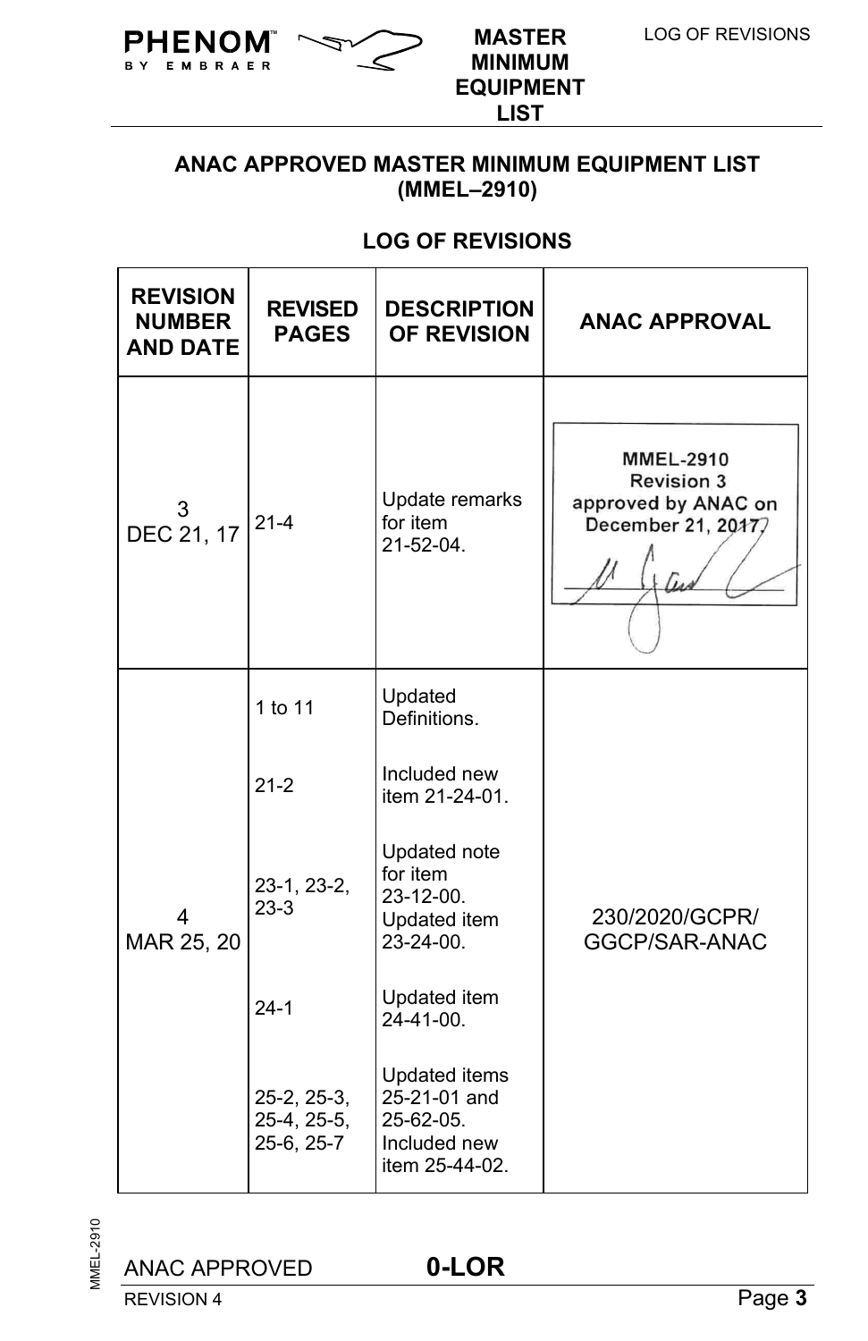## ANAC APPROVED MASTER MINIMUM EQUIPMENT LIST (MMEL–2910)

## LOG OF REVISIONS

| REVISION NUMBER AND DATE | REVISED PAGES | DESCRIPTION OF REVISION | ANAC APPROVAL |
|---|---|---|---|
| 3 DEC 21, 17 | 21-4 | Update remarks for item 21-52-04. | MMEL-2910 Revision 3 approved by ANAC on December 21, 2017 |
| 4 MAR 25, 20 | 1 to 11 | Updated Definitions. | 230/2020/GCPR/ GGCP/SAR-ANAC |
| | 21-2 | Included new item 21-24-01. | |
| | 23-1, 23-2, 23-3 | Updated note for item 23-12-00. Updated item 23-24-00. | |
| | 24-1 | Updated item 24-41-00. | |
| | 25-2, 25-3, 25-4, 25-5, 25-6, 25-7 | Updated items 25-21-01 and 25-62-05. Included new item 25-44-02. | |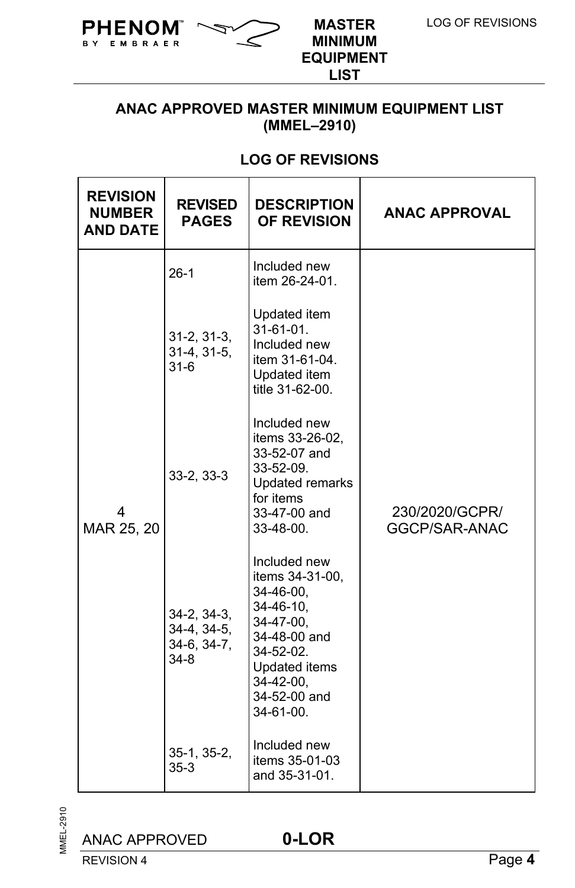## ANAC APPROVED MASTER MINIMUM EQUIPMENT LIST (MMEL–2910)

### LOG OF REVISIONS

| REVISION NUMBER AND DATE | REVISED PAGES | DESCRIPTION OF REVISION | ANAC APPROVAL |
|---|---|---|---|
| 4<br>MAR 25, 20 | 26-1 | Included new item 26-24-01. | 230/2020/GCPR/ GGCP/SAR-ANAC |
| | 31-2, 31-3, 31-4, 31-5, 31-6 | Updated item 31-61-01. Included new item 31-61-04. Updated item title 31-62-00. | |
| | 33-2, 33-3 | Included new items 33-26-02, 33-52-07 and 33-52-09. Updated remarks for items 33-47-00 and 33-48-00. | |
| | 34-2, 34-3, 34-4, 34-5, 34-6, 34-7, 34-8 | Included new items 34-31-00, 34-46-00, 34-46-10, 34-47-00, 34-48-00 and 34-52-02. Updated items 34-42-00, 34-52-00 and 34-61-00. | |
| | 35-1, 35-2, 35-3 | Included new items 35-01-03 and 35-31-01. | |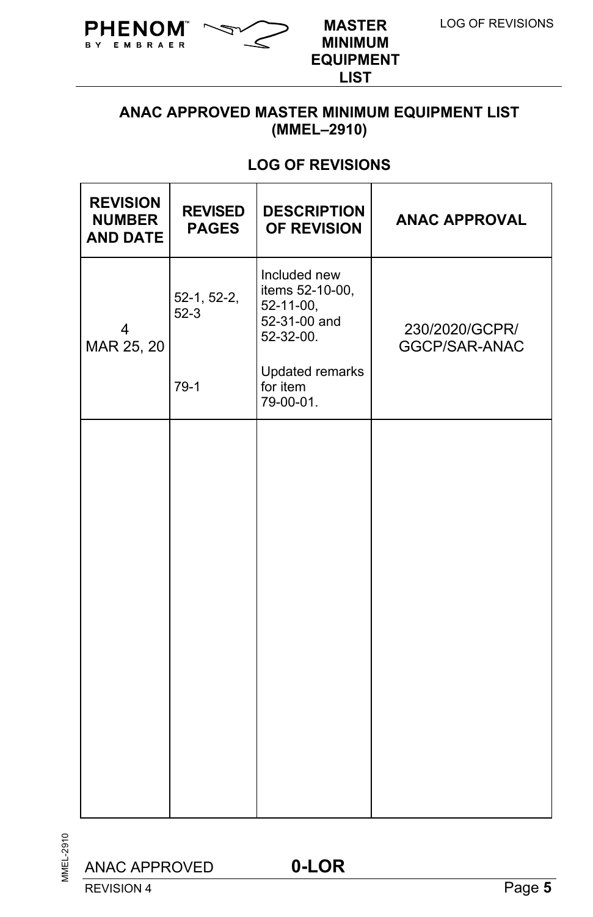## ANAC APPROVED MASTER MINIMUM EQUIPMENT LIST (MMEL–2910)

### LOG OF REVISIONS

| REVISION NUMBER AND DATE | REVISED PAGES | DESCRIPTION OF REVISION | ANAC APPROVAL |
|---|---|---|---|
| 4<br>MAR 25, 20 | 52-1, 52-2, 52-3<br><br>79-1 | Included new items 52-10-00, 52-11-00, 52-31-00 and 52-32-00.<br><br>Updated remarks for item 79-00-01. | 230/2020/GCPR/ GGCP/SAR-ANAC |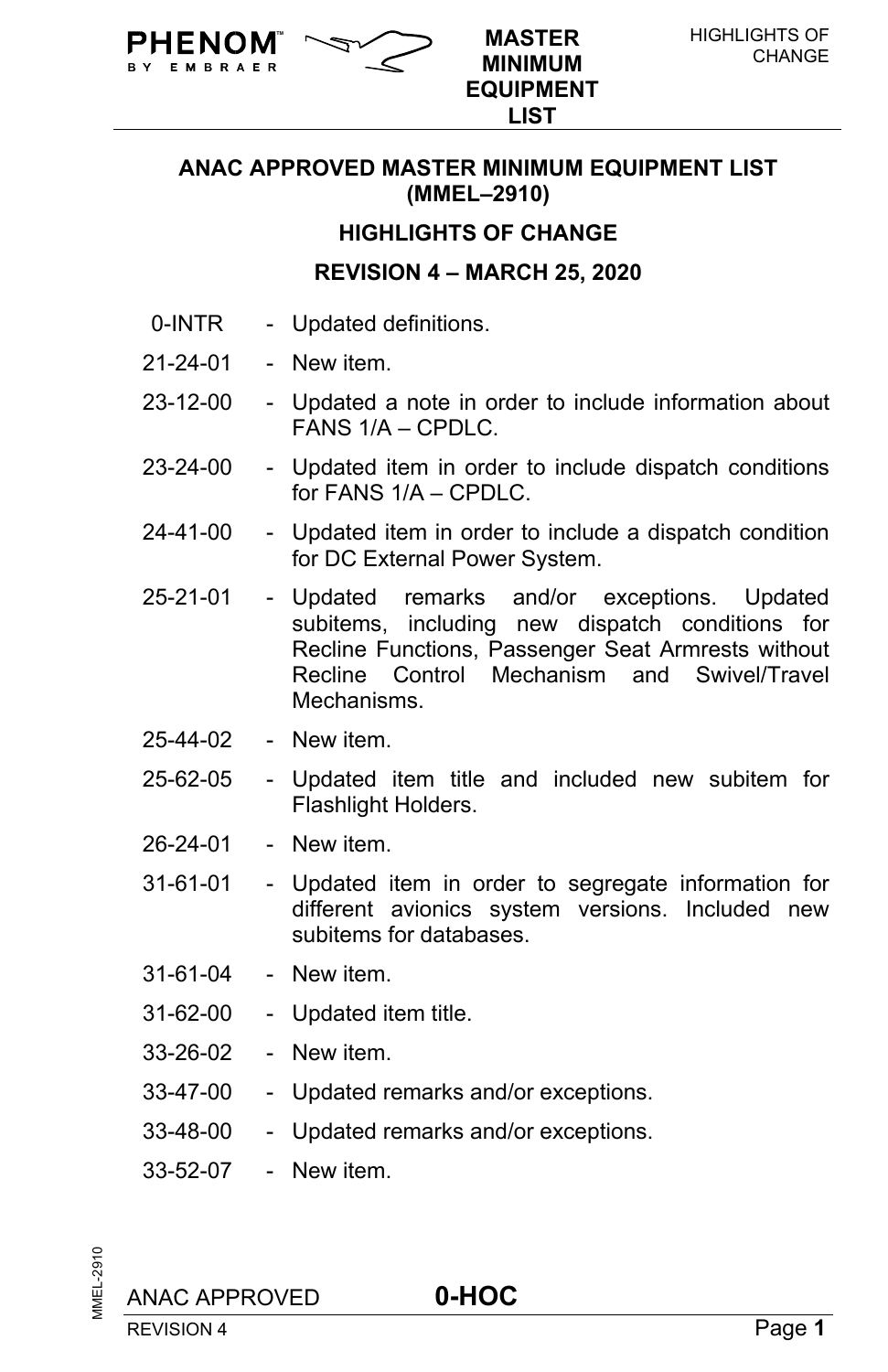## ANAC APPROVED MASTER MINIMUM EQUIPMENT LIST (MMEL–2910)

### HIGHLIGHTS OF CHANGE

### REVISION 4 – MARCH 25, 2020

| | | |
|---|---|---|
| 0-INTR | - | Updated definitions. |
| 21-24-01 | - | New item. |
| 23-12-00 | - | Updated a note in order to include information about FANS 1/A – CPDLC. |
| 23-24-00 | - | Updated item in order to include dispatch conditions for FANS 1/A – CPDLC. |
| 24-41-00 | - | Updated item in order to include a dispatch condition for DC External Power System. |
| 25-21-01 | - | Updated remarks and/or exceptions. Updated subitems, including new dispatch conditions for Recline Functions, Passenger Seat Armrests without Recline Control Mechanism and Swivel/Travel Mechanisms. |
| 25-44-02 | - | New item. |
| 25-62-05 | - | Updated item title and included new subitem for Flashlight Holders. |
| 26-24-01 | - | New item. |
| 31-61-01 | - | Updated item in order to segregate information for different avionics system versions. Included new subitems for databases. |
| 31-61-04 | - | New item. |
| 31-62-00 | - | Updated item title. |
| 33-26-02 | - | New item. |
| 33-47-00 | - | Updated remarks and/or exceptions. |
| 33-48-00 | - | Updated remarks and/or exceptions. |
| 33-52-07 | - | New item. |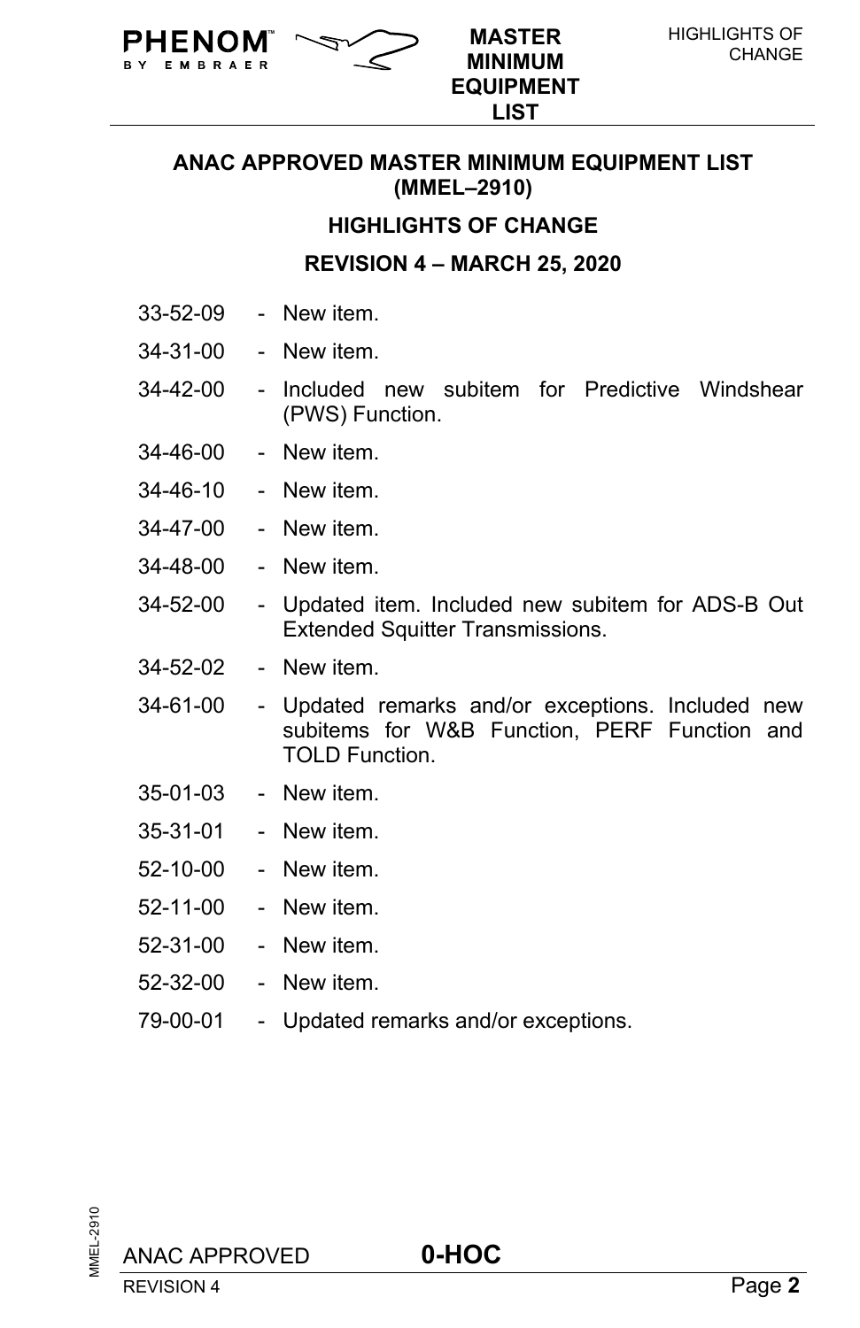## ANAC APPROVED MASTER MINIMUM EQUIPMENT LIST (MMEL–2910)

## HIGHLIGHTS OF CHANGE

## REVISION 4 – MARCH 25, 2020

- 33-52-09 - New item.
- 34-31-00 - New item.
- 34-42-00 - Included new subitem for Predictive Windshear (PWS) Function.
- 34-46-00 - New item.
- 34-46-10 - New item.
- 34-47-00 - New item.
- 34-48-00 - New item.
- 34-52-00 - Updated item. Included new subitem for ADS-B Out Extended Squitter Transmissions.
- 34-52-02 - New item.
- 34-61-00 - Updated remarks and/or exceptions. Included new subitems for W&B Function, PERF Function and TOLD Function.
- 35-01-03 - New item.
- 35-31-01 - New item.
- 52-10-00 - New item.
- 52-11-00 - New item.
- 52-31-00 - New item.
- 52-32-00 - New item.
- 79-00-01 - Updated remarks and/or exceptions.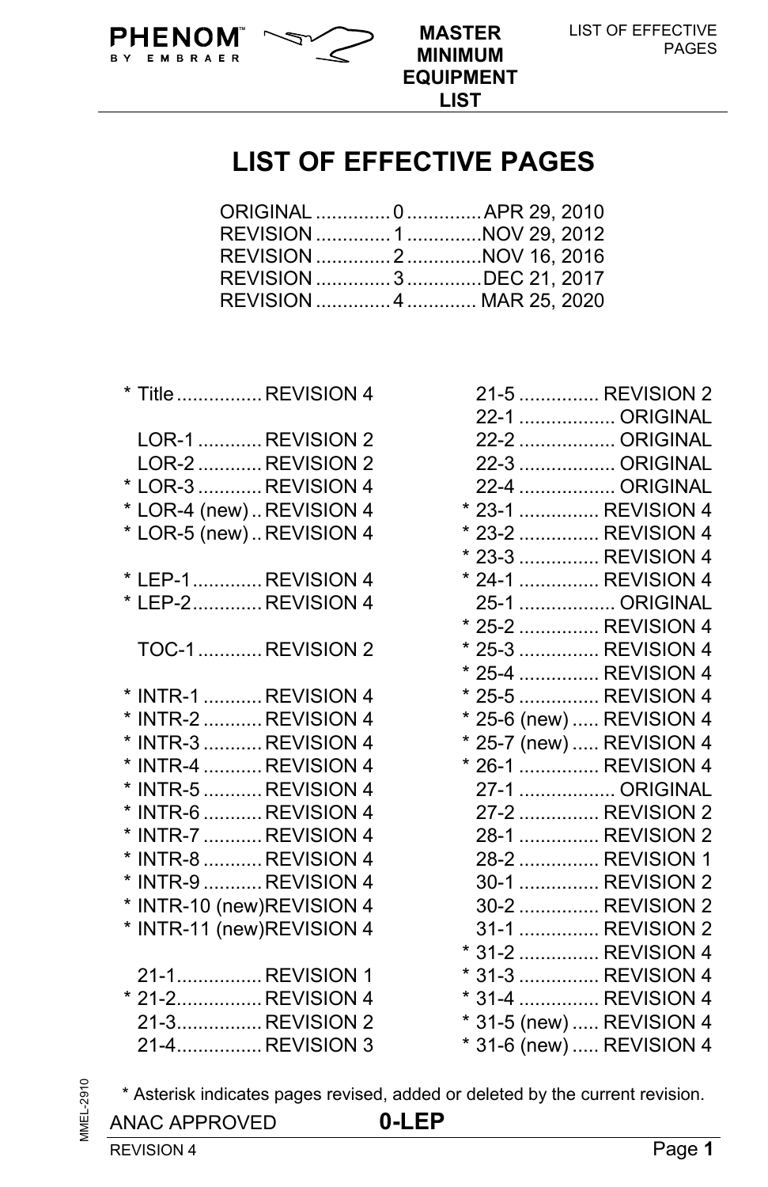# LIST OF EFFECTIVE PAGES

| | | |
|---|---|---|
| ORIGINAL | 0 | APR 29, 2010 |
| REVISION | 1 | NOV 29, 2012 |
| REVISION | 2 | NOV 16, 2016 |
| REVISION | 3 | DEC 21, 2017 |
| REVISION | 4 | MAR 25, 2020 |

| Page | Revision |
|---|---|
| * Title | REVISION 4 |
| LOR-1 | REVISION 2 |
| LOR-2 | REVISION 2 |
| * LOR-3 | REVISION 4 |
| * LOR-4 (new) | REVISION 4 |
| * LOR-5 (new) | REVISION 4 |
| * LEP-1 | REVISION 4 |
| * LEP-2 | REVISION 4 |
| TOC-1 | REVISION 2 |
| * INTR-1 | REVISION 4 |
| * INTR-2 | REVISION 4 |
| * INTR-3 | REVISION 4 |
| * INTR-4 | REVISION 4 |
| * INTR-5 | REVISION 4 |
| * INTR-6 | REVISION 4 |
| * INTR-7 | REVISION 4 |
| * INTR-8 | REVISION 4 |
| * INTR-9 | REVISION 4 |
| * INTR-10 (new) | REVISION 4 |
| * INTR-11 (new) | REVISION 4 |
| 21-1 | REVISION 1 |
| * 21-2 | REVISION 4 |
| 21-3 | REVISION 2 |
| 21-4 | REVISION 3 |
| 21-5 | REVISION 2 |
| 22-1 | ORIGINAL |
| 22-2 | ORIGINAL |
| 22-3 | ORIGINAL |
| 22-4 | ORIGINAL |
| * 23-1 | REVISION 4 |
| * 23-2 | REVISION 4 |
| * 23-3 | REVISION 4 |
| * 24-1 | REVISION 4 |
| 25-1 | ORIGINAL |
| * 25-2 | REVISION 4 |
| * 25-3 | REVISION 4 |
| * 25-4 | REVISION 4 |
| * 25-5 | REVISION 4 |
| * 25-6 (new) | REVISION 4 |
| * 25-7 (new) | REVISION 4 |
| * 26-1 | REVISION 4 |
| 27-1 | ORIGINAL |
| 27-2 | REVISION 2 |
| 28-1 | REVISION 2 |
| 28-2 | REVISION 1 |
| 30-1 | REVISION 2 |
| 30-2 | REVISION 2 |
| 31-1 | REVISION 2 |
| * 31-2 | REVISION 4 |
| * 31-3 | REVISION 4 |
| * 31-4 | REVISION 4 |
| * 31-5 (new) | REVISION 4 |
| * 31-6 (new) | REVISION 4 |

* Asterisk indicates pages revised, added or deleted by the current revision.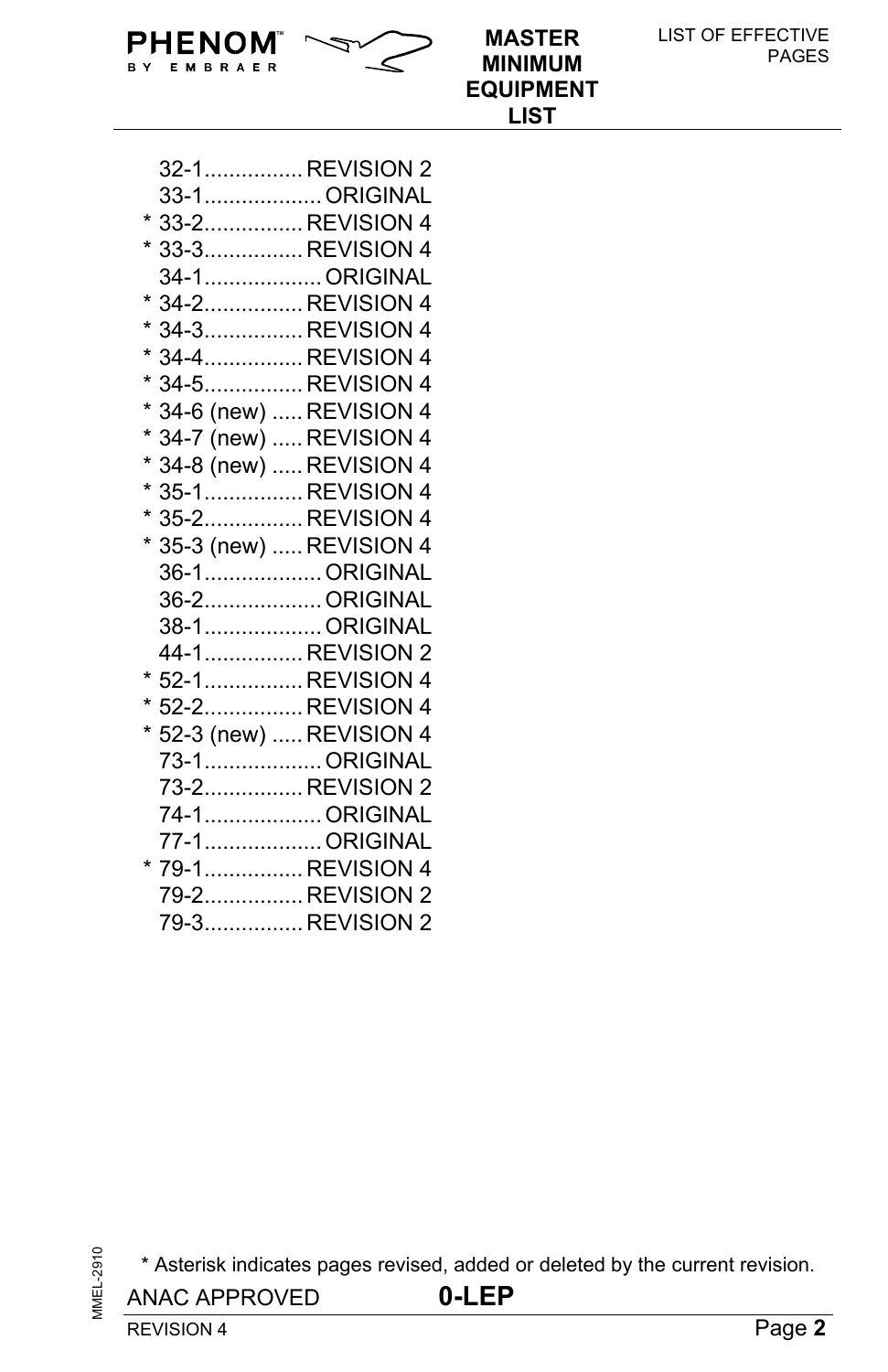32-1................ REVISION 2
33-1................... ORIGINAL
* 33-2................ REVISION 4
* 33-3................ REVISION 4
34-1................... ORIGINAL
* 34-2................ REVISION 4
* 34-3................ REVISION 4
* 34-4................ REVISION 4
* 34-5................ REVISION 4
* 34-6 (new) ..... REVISION 4
* 34-7 (new) ..... REVISION 4
* 34-8 (new) ..... REVISION 4
* 35-1................ REVISION 4
* 35-2................ REVISION 4
* 35-3 (new) ..... REVISION 4
36-1................... ORIGINAL
36-2................... ORIGINAL
38-1................... ORIGINAL
44-1................ REVISION 2
* 52-1................ REVISION 4
* 52-2................ REVISION 4
* 52-3 (new) ..... REVISION 4
73-1................... ORIGINAL
73-2................ REVISION 2
74-1................... ORIGINAL
77-1................... ORIGINAL
* 79-1................ REVISION 4
79-2................ REVISION 2
79-3................ REVISION 2

* Asterisk indicates pages revised, added or deleted by the current revision.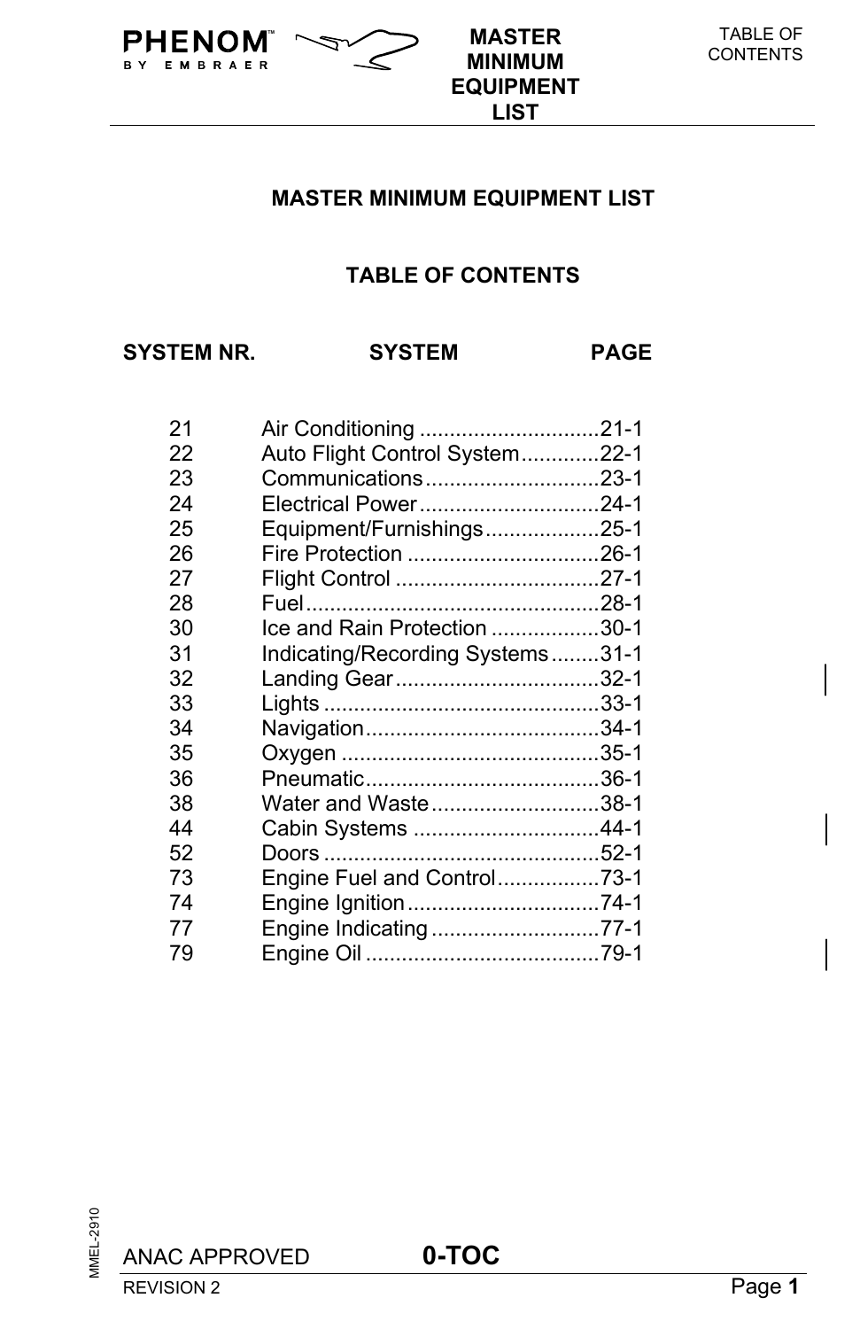# MASTER MINIMUM EQUIPMENT LIST

## TABLE OF CONTENTS

| SYSTEM NR. | SYSTEM | PAGE |
|---|---|---|
| 21 | Air Conditioning | 21-1 |
| 22 | Auto Flight Control System | 22-1 |
| 23 | Communications | 23-1 |
| 24 | Electrical Power | 24-1 |
| 25 | Equipment/Furnishings | 25-1 |
| 26 | Fire Protection | 26-1 |
| 27 | Flight Control | 27-1 |
| 28 | Fuel | 28-1 |
| 30 | Ice and Rain Protection | 30-1 |
| 31 | Indicating/Recording Systems | 31-1 |
| 32 | Landing Gear | 32-1 |
| 33 | Lights | 33-1 |
| 34 | Navigation | 34-1 |
| 35 | Oxygen | 35-1 |
| 36 | Pneumatic | 36-1 |
| 38 | Water and Waste | 38-1 |
| 44 | Cabin Systems | 44-1 |
| 52 | Doors | 52-1 |
| 73 | Engine Fuel and Control | 73-1 |
| 74 | Engine Ignition | 74-1 |
| 77 | Engine Indicating | 77-1 |
| 79 | Engine Oil | 79-1 |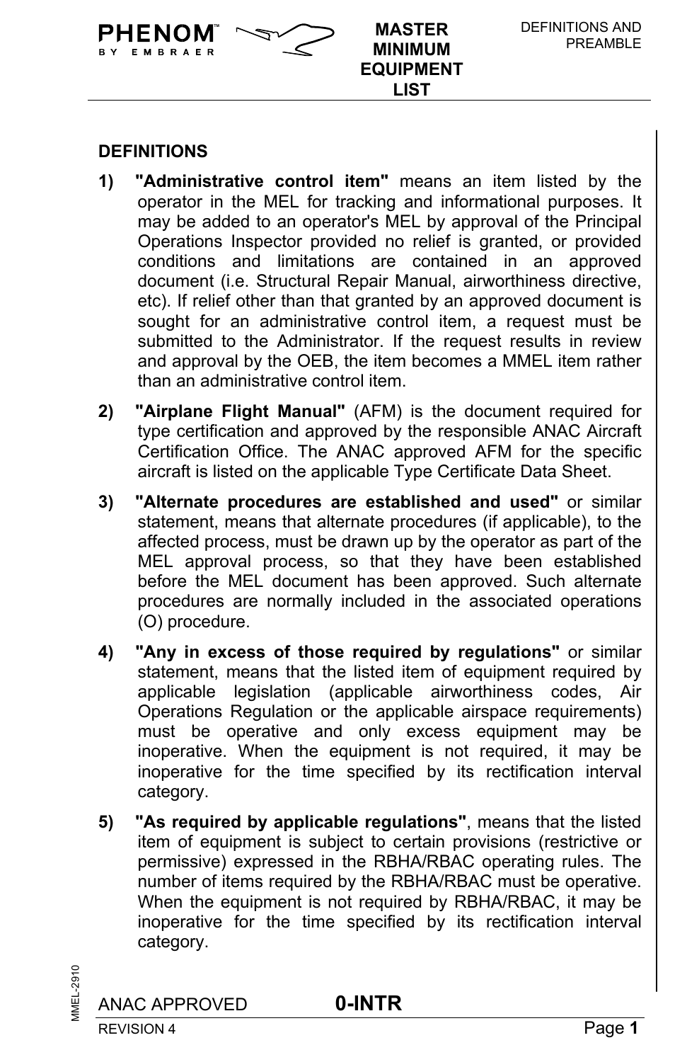## DEFINITIONS

1) **"Administrative control item"** means an item listed by the operator in the MEL for tracking and informational purposes. It may be added to an operator's MEL by approval of the Principal Operations Inspector provided no relief is granted, or provided conditions and limitations are contained in an approved document (i.e. Structural Repair Manual, airworthiness directive, etc). If relief other than that granted by an approved document is sought for an administrative control item, a request must be submitted to the Administrator. If the request results in review and approval by the OEB, the item becomes a MMEL item rather than an administrative control item.

2) **"Airplane Flight Manual"** (AFM) is the document required for type certification and approved by the responsible ANAC Aircraft Certification Office. The ANAC approved AFM for the specific aircraft is listed on the applicable Type Certificate Data Sheet.

3) **"Alternate procedures are established and used"** or similar statement, means that alternate procedures (if applicable), to the affected process, must be drawn up by the operator as part of the MEL approval process, so that they have been established before the MEL document has been approved. Such alternate procedures are normally included in the associated operations (O) procedure.

4) **"Any in excess of those required by regulations"** or similar statement, means that the listed item of equipment required by applicable legislation (applicable airworthiness codes, Air Operations Regulation or the applicable airspace requirements) must be operative and only excess equipment may be inoperative. When the equipment is not required, it may be inoperative for the time specified by its rectification interval category.

5) **"As required by applicable regulations"**, means that the listed item of equipment is subject to certain provisions (restrictive or permissive) expressed in the RBHA/RBAC operating rules. The number of items required by the RBHA/RBAC must be operative. When the equipment is not required by RBHA/RBAC, it may be inoperative for the time specified by its rectification interval category.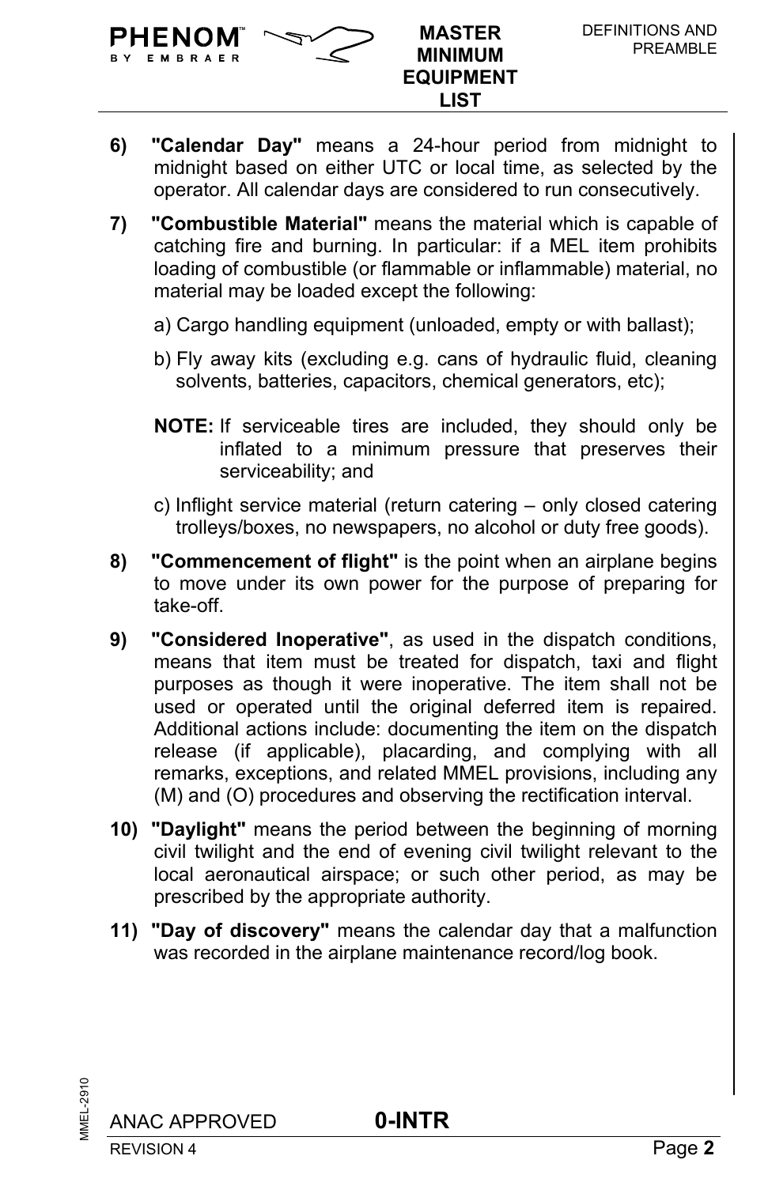6) **"Calendar Day"** means a 24-hour period from midnight to midnight based on either UTC or local time, as selected by the operator. All calendar days are considered to run consecutively.

7) **"Combustible Material"** means the material which is capable of catching fire and burning. In particular: if a MEL item prohibits loading of combustible (or flammable or inflammable) material, no material may be loaded except the following:

   a) Cargo handling equipment (unloaded, empty or with ballast);

   b) Fly away kits (excluding e.g. cans of hydraulic fluid, cleaning solvents, batteries, capacitors, chemical generators, etc);

   **NOTE:** If serviceable tires are included, they should only be inflated to a minimum pressure that preserves their serviceability; and

   c) Inflight service material (return catering – only closed catering trolleys/boxes, no newspapers, no alcohol or duty free goods).

8) **"Commencement of flight"** is the point when an airplane begins to move under its own power for the purpose of preparing for take-off.

9) **"Considered Inoperative"**, as used in the dispatch conditions, means that item must be treated for dispatch, taxi and flight purposes as though it were inoperative. The item shall not be used or operated until the original deferred item is repaired. Additional actions include: documenting the item on the dispatch release (if applicable), placarding, and complying with all remarks, exceptions, and related MMEL provisions, including any (M) and (O) procedures and observing the rectification interval.

10) **"Daylight"** means the period between the beginning of morning civil twilight and the end of evening civil twilight relevant to the local aeronautical airspace; or such other period, as may be prescribed by the appropriate authority.

11) **"Day of discovery"** means the calendar day that a malfunction was recorded in the airplane maintenance record/log book.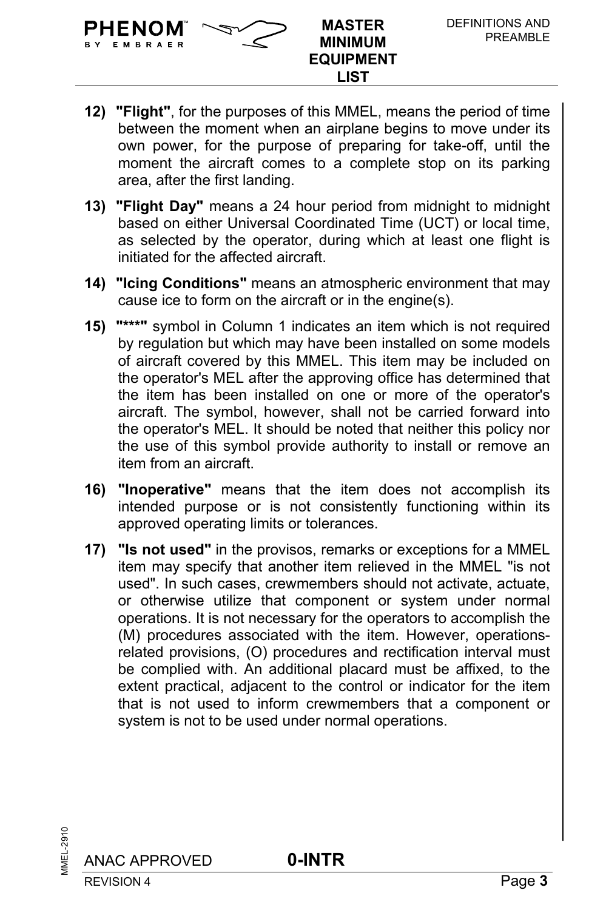12) **"Flight"**, for the purposes of this MMEL, means the period of time between the moment when an airplane begins to move under its own power, for the purpose of preparing for take-off, until the moment the aircraft comes to a complete stop on its parking area, after the first landing.

13) **"Flight Day"** means a 24 hour period from midnight to midnight based on either Universal Coordinated Time (UCT) or local time, as selected by the operator, during which at least one flight is initiated for the affected aircraft.

14) **"Icing Conditions"** means an atmospheric environment that may cause ice to form on the aircraft or in the engine(s).

15) **"***"** symbol in Column 1 indicates an item which is not required by regulation but which may have been installed on some models of aircraft covered by this MMEL. This item may be included on the operator's MEL after the approving office has determined that the item has been installed on one or more of the operator's aircraft. The symbol, however, shall not be carried forward into the operator's MEL. It should be noted that neither this policy nor the use of this symbol provide authority to install or remove an item from an aircraft.

16) **"Inoperative"** means that the item does not accomplish its intended purpose or is not consistently functioning within its approved operating limits or tolerances.

17) **"Is not used"** in the provisos, remarks or exceptions for a MMEL item may specify that another item relieved in the MMEL "is not used". In such cases, crewmembers should not activate, actuate, or otherwise utilize that component or system under normal operations. It is not necessary for the operators to accomplish the (M) procedures associated with the item. However, operations-related provisions, (O) procedures and rectification interval must be complied with. An additional placard must be affixed, to the extent practical, adjacent to the control or indicator for the item that is not used to inform crewmembers that a component or system is not to be used under normal operations.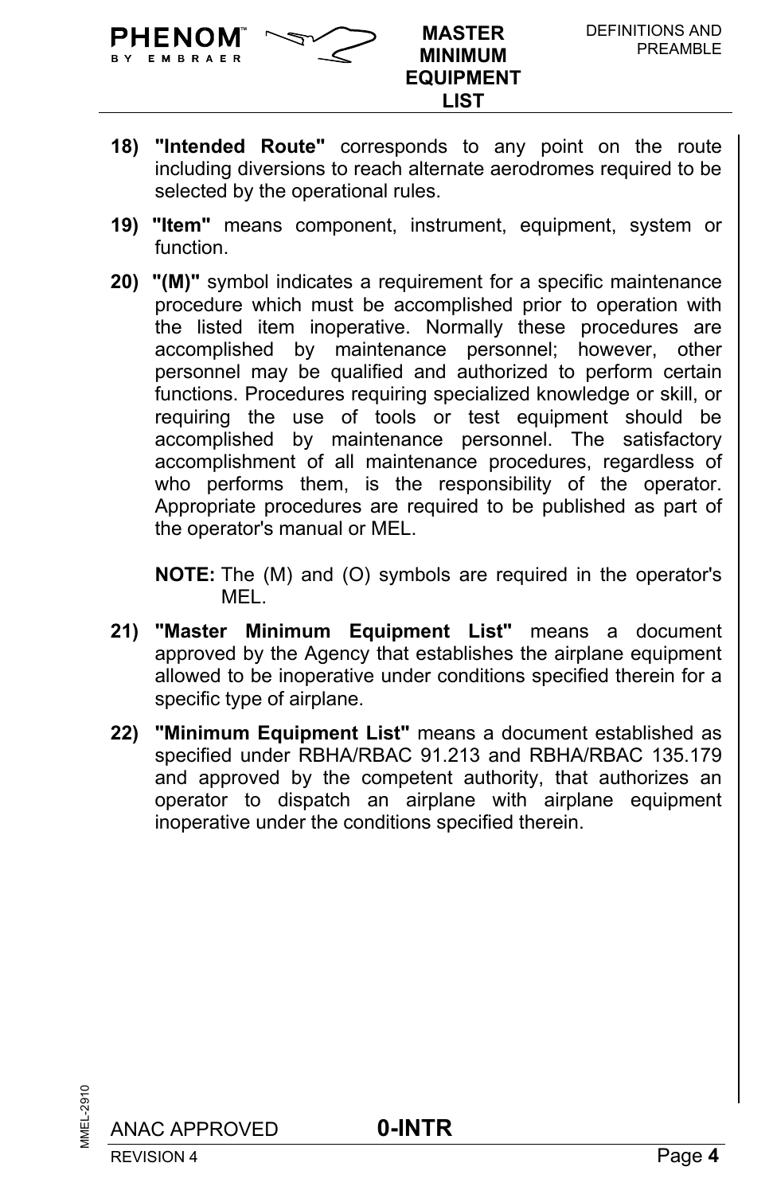18) **"Intended Route"** corresponds to any point on the route including diversions to reach alternate aerodromes required to be selected by the operational rules.

19) **"Item"** means component, instrument, equipment, system or function.

20) **"(M)"** symbol indicates a requirement for a specific maintenance procedure which must be accomplished prior to operation with the listed item inoperative. Normally these procedures are accomplished by maintenance personnel; however, other personnel may be qualified and authorized to perform certain functions. Procedures requiring specialized knowledge or skill, or requiring the use of tools or test equipment should be accomplished by maintenance personnel. The satisfactory accomplishment of all maintenance procedures, regardless of who performs them, is the responsibility of the operator. Appropriate procedures are required to be published as part of the operator's manual or MEL.

    **NOTE:** The (M) and (O) symbols are required in the operator's MEL.

21) **"Master Minimum Equipment List"** means a document approved by the Agency that establishes the airplane equipment allowed to be inoperative under conditions specified therein for a specific type of airplane.

22) **"Minimum Equipment List"** means a document established as specified under RBHA/RBAC 91.213 and RBHA/RBAC 135.179 and approved by the competent authority, that authorizes an operator to dispatch an airplane with airplane equipment inoperative under the conditions specified therein.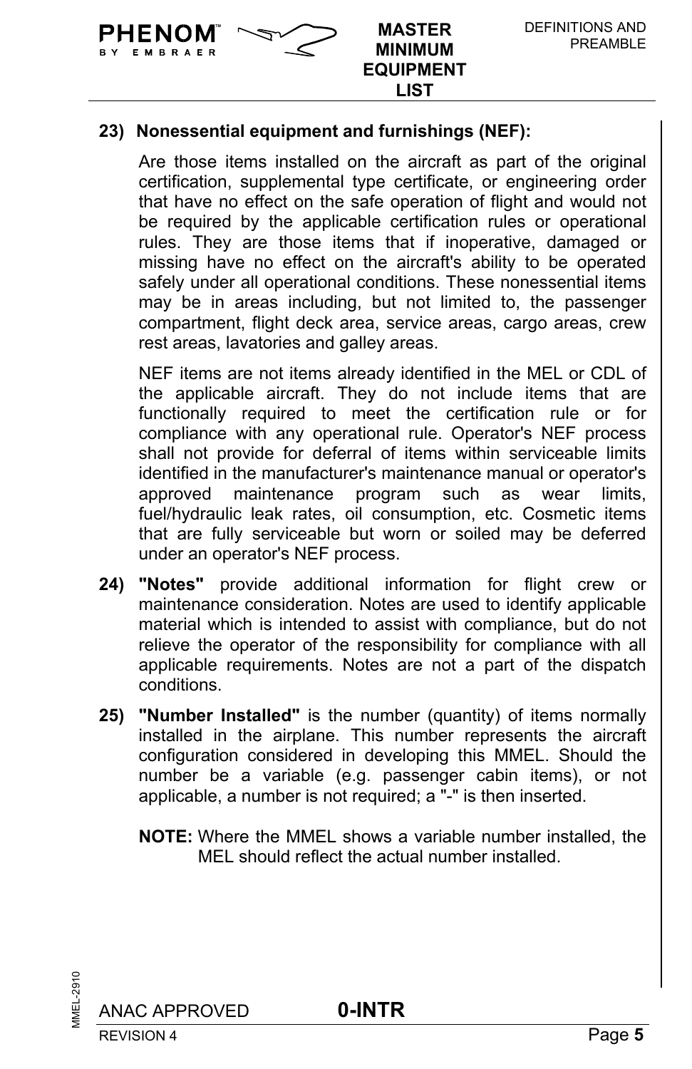**23) Nonessential equipment and furnishings (NEF):**

Are those items installed on the aircraft as part of the original certification, supplemental type certificate, or engineering order that have no effect on the safe operation of flight and would not be required by the applicable certification rules or operational rules. They are those items that if inoperative, damaged or missing have no effect on the aircraft's ability to be operated safely under all operational conditions. These nonessential items may be in areas including, but not limited to, the passenger compartment, flight deck area, service areas, cargo areas, crew rest areas, lavatories and galley areas.

NEF items are not items already identified in the MEL or CDL of the applicable aircraft. They do not include items that are functionally required to meet the certification rule or for compliance with any operational rule. Operator's NEF process shall not provide for deferral of items within serviceable limits identified in the manufacturer's maintenance manual or operator's approved maintenance program such as wear limits, fuel/hydraulic leak rates, oil consumption, etc. Cosmetic items that are fully serviceable but worn or soiled may be deferred under an operator's NEF process.

**24) "Notes"** provide additional information for flight crew or maintenance consideration. Notes are used to identify applicable material which is intended to assist with compliance, but do not relieve the operator of the responsibility for compliance with all applicable requirements. Notes are not a part of the dispatch conditions.

**25) "Number Installed"** is the number (quantity) of items normally installed in the airplane. This number represents the aircraft configuration considered in developing this MMEL. Should the number be a variable (e.g. passenger cabin items), or not applicable, a number is not required; a "-" is then inserted.

**NOTE:** Where the MMEL shows a variable number installed, the MEL should reflect the actual number installed.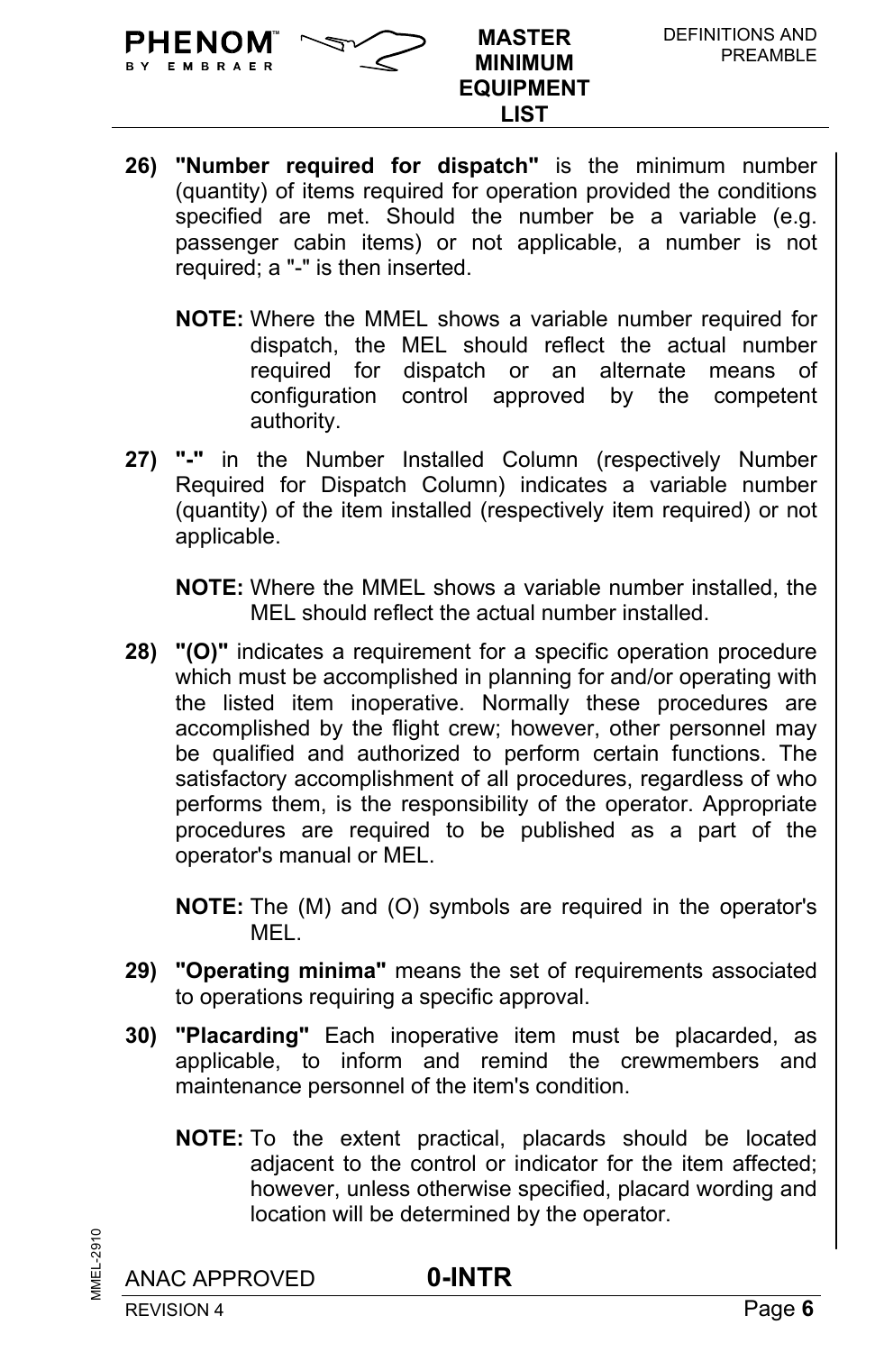26) **"Number required for dispatch"** is the minimum number (quantity) of items required for operation provided the conditions specified are met. Should the number be a variable (e.g. passenger cabin items) or not applicable, a number is not required; a "-" is then inserted.

 **NOTE:** Where the MMEL shows a variable number required for dispatch, the MEL should reflect the actual number required for dispatch or an alternate means of configuration control approved by the competent authority.

27) **"-"** in the Number Installed Column (respectively Number Required for Dispatch Column) indicates a variable number (quantity) of the item installed (respectively item required) or not applicable.

 **NOTE:** Where the MMEL shows a variable number installed, the MEL should reflect the actual number installed.

28) **"(O)"** indicates a requirement for a specific operation procedure which must be accomplished in planning for and/or operating with the listed item inoperative. Normally these procedures are accomplished by the flight crew; however, other personnel may be qualified and authorized to perform certain functions. The satisfactory accomplishment of all procedures, regardless of who performs them, is the responsibility of the operator. Appropriate procedures are required to be published as a part of the operator's manual or MEL.

 **NOTE:** The (M) and (O) symbols are required in the operator's MEL.

29) **"Operating minima"** means the set of requirements associated to operations requiring a specific approval.

30) **"Placarding"** Each inoperative item must be placarded, as applicable, to inform and remind the crewmembers and maintenance personnel of the item's condition.

 **NOTE:** To the extent practical, placards should be located adjacent to the control or indicator for the item affected; however, unless otherwise specified, placard wording and location will be determined by the operator.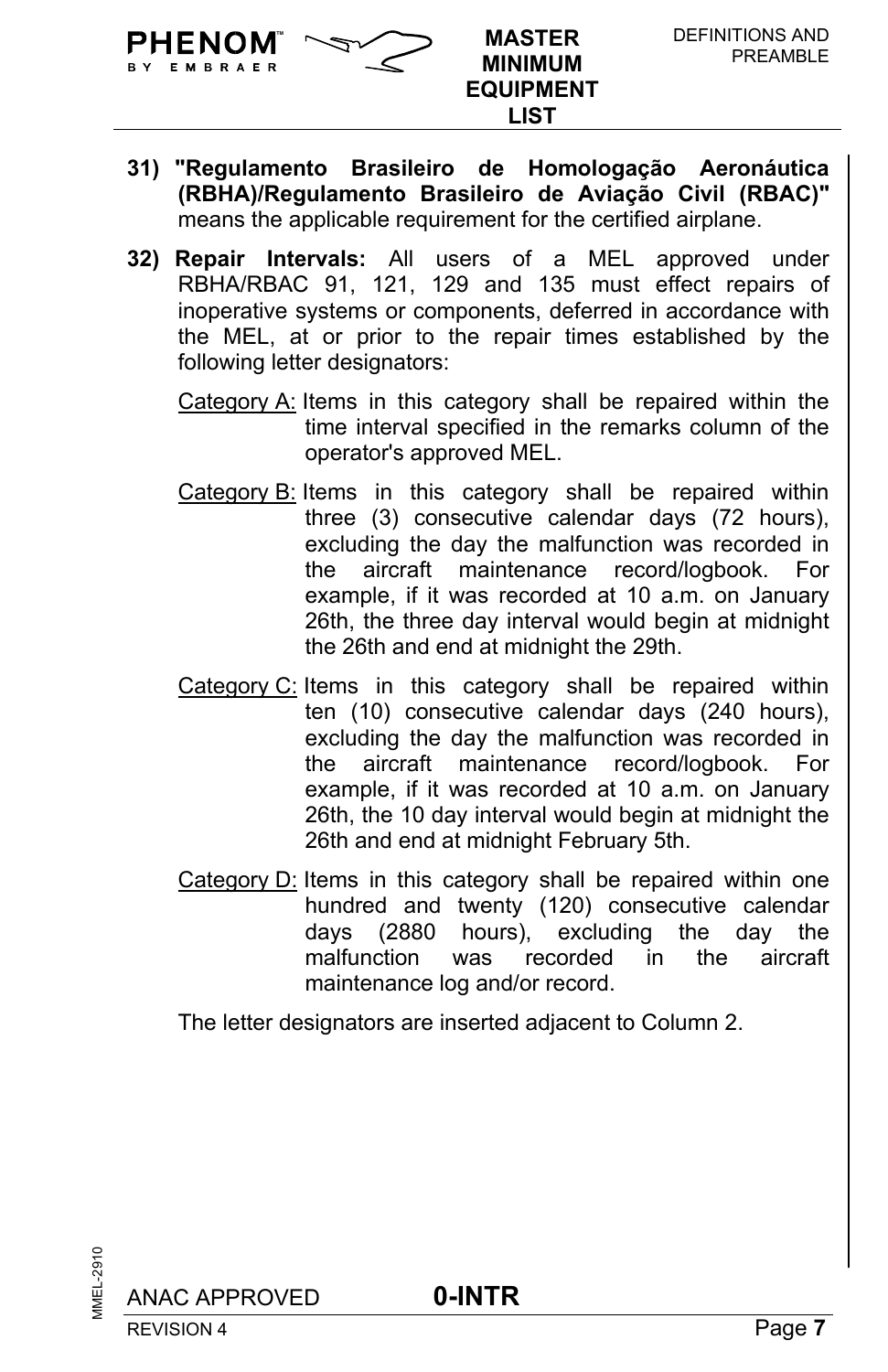31) **"Regulamento Brasileiro de Homologação Aeronáutica (RBHA)/Regulamento Brasileiro de Aviação Civil (RBAC)"** means the applicable requirement for the certified airplane.

32) **Repair Intervals:** All users of a MEL approved under RBHA/RBAC 91, 121, 129 and 135 must effect repairs of inoperative systems or components, deferred in accordance with the MEL, at or prior to the repair times established by the following letter designators:

<u>Category A:</u> Items in this category shall be repaired within the time interval specified in the remarks column of the operator's approved MEL.

<u>Category B:</u> Items in this category shall be repaired within three (3) consecutive calendar days (72 hours), excluding the day the malfunction was recorded in the aircraft maintenance record/logbook. For example, if it was recorded at 10 a.m. on January 26th, the three day interval would begin at midnight the 26th and end at midnight the 29th.

<u>Category C:</u> Items in this category shall be repaired within ten (10) consecutive calendar days (240 hours), excluding the day the malfunction was recorded in the aircraft maintenance record/logbook. For example, if it was recorded at 10 a.m. on January 26th, the 10 day interval would begin at midnight the 26th and end at midnight February 5th.

<u>Category D:</u> Items in this category shall be repaired within one hundred and twenty (120) consecutive calendar days (2880 hours), excluding the day the malfunction was recorded in the aircraft maintenance log and/or record.

The letter designators are inserted adjacent to Column 2.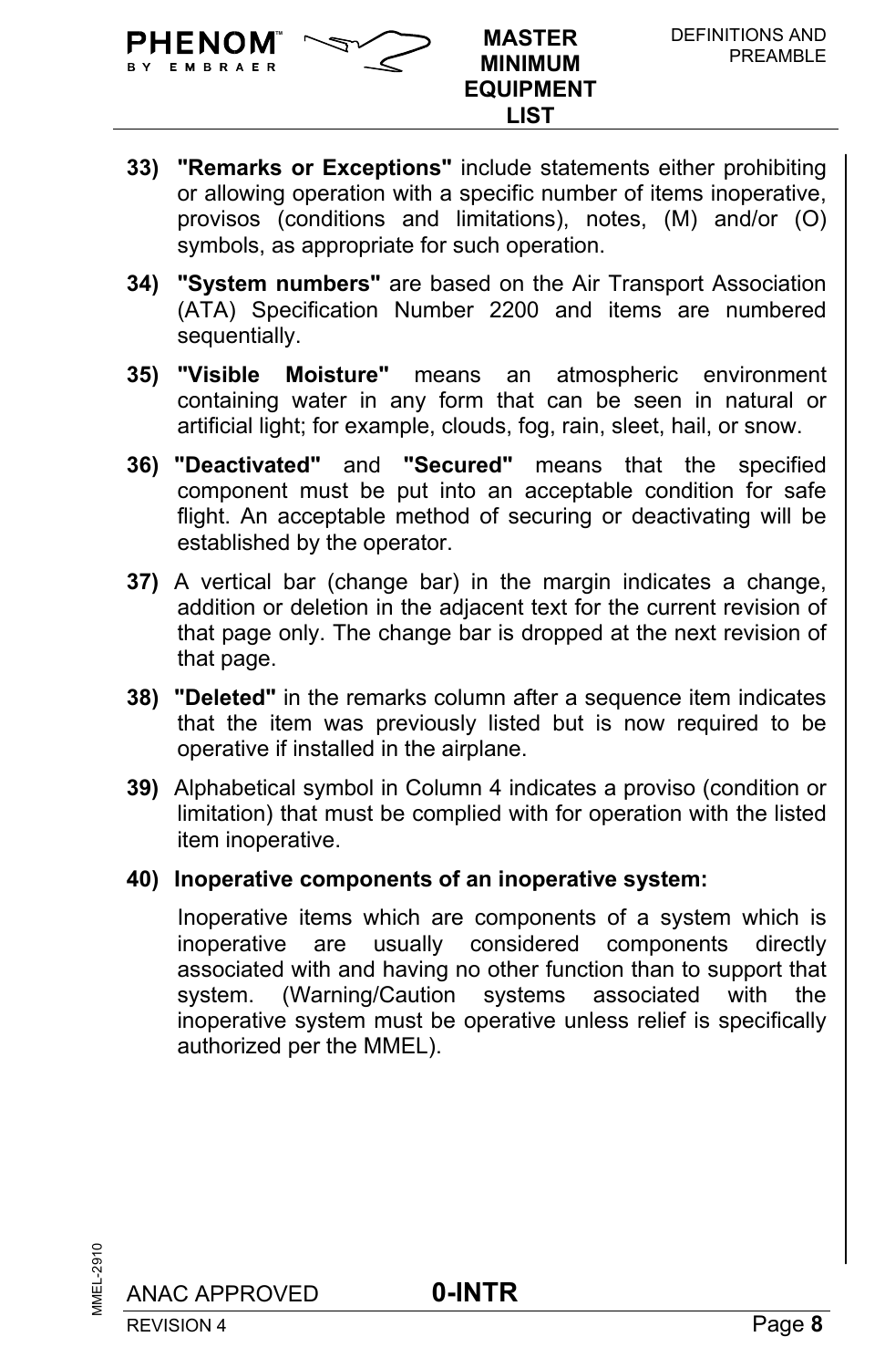33) **"Remarks or Exceptions"** include statements either prohibiting or allowing operation with a specific number of items inoperative, provisos (conditions and limitations), notes, (M) and/or (O) symbols, as appropriate for such operation.

34) **"System numbers"** are based on the Air Transport Association (ATA) Specification Number 2200 and items are numbered sequentially.

35) **"Visible Moisture"** means an atmospheric environment containing water in any form that can be seen in natural or artificial light; for example, clouds, fog, rain, sleet, hail, or snow.

36) **"Deactivated"** and **"Secured"** means that the specified component must be put into an acceptable condition for safe flight. An acceptable method of securing or deactivating will be established by the operator.

37) A vertical bar (change bar) in the margin indicates a change, addition or deletion in the adjacent text for the current revision of that page only. The change bar is dropped at the next revision of that page.

38) **"Deleted"** in the remarks column after a sequence item indicates that the item was previously listed but is now required to be operative if installed in the airplane.

39) Alphabetical symbol in Column 4 indicates a proviso (condition or limitation) that must be complied with for operation with the listed item inoperative.

40) **Inoperative components of an inoperative system:**

Inoperative items which are components of a system which is inoperative are usually considered components directly associated with and having no other function than to support that system. (Warning/Caution systems associated with the inoperative system must be operative unless relief is specifically authorized per the MMEL).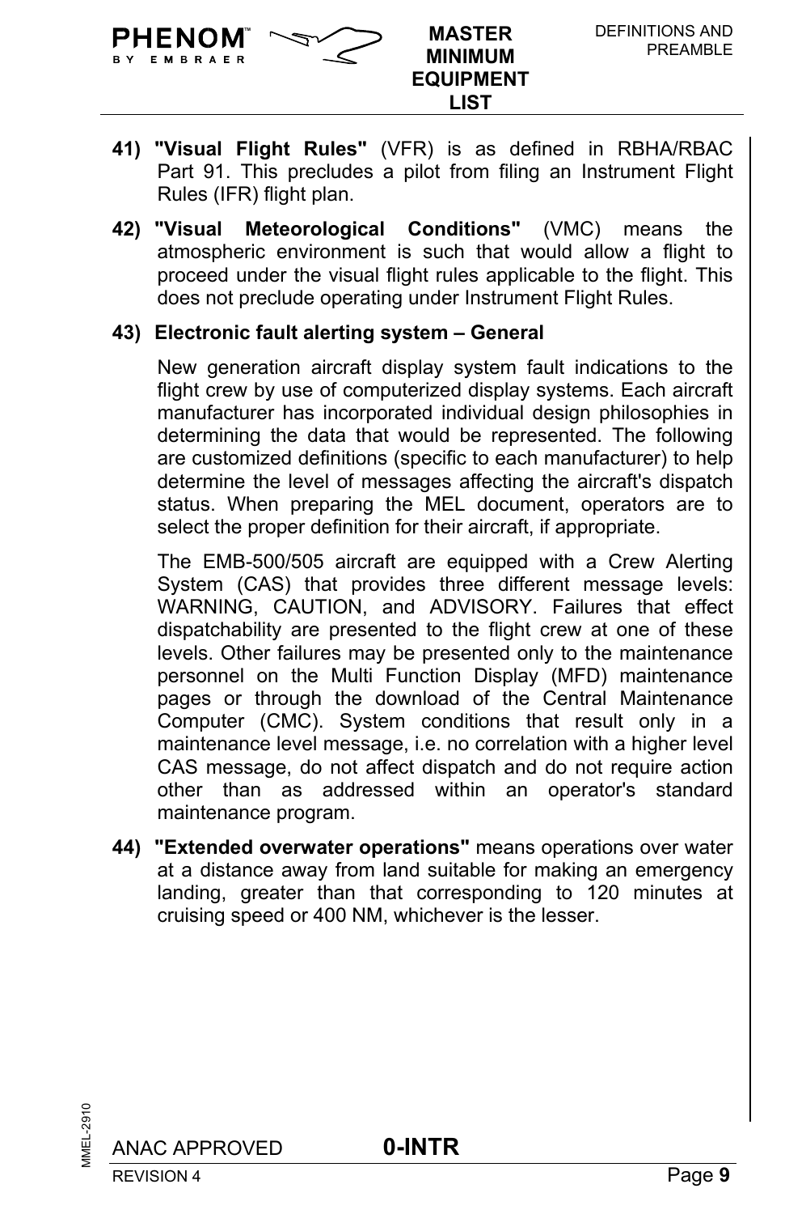41) **"Visual Flight Rules"** (VFR) is as defined in RBHA/RBAC Part 91. This precludes a pilot from filing an Instrument Flight Rules (IFR) flight plan.

42) **"Visual Meteorological Conditions"** (VMC) means the atmospheric environment is such that would allow a flight to proceed under the visual flight rules applicable to the flight. This does not preclude operating under Instrument Flight Rules.

43) **Electronic fault alerting system – General**

New generation aircraft display system fault indications to the flight crew by use of computerized display systems. Each aircraft manufacturer has incorporated individual design philosophies in determining the data that would be represented. The following are customized definitions (specific to each manufacturer) to help determine the level of messages affecting the aircraft's dispatch status. When preparing the MEL document, operators are to select the proper definition for their aircraft, if appropriate.

The EMB-500/505 aircraft are equipped with a Crew Alerting System (CAS) that provides three different message levels: WARNING, CAUTION, and ADVISORY. Failures that effect dispatchability are presented to the flight crew at one of these levels. Other failures may be presented only to the maintenance personnel on the Multi Function Display (MFD) maintenance pages or through the download of the Central Maintenance Computer (CMC). System conditions that result only in a maintenance level message, i.e. no correlation with a higher level CAS message, do not affect dispatch and do not require action other than as addressed within an operator's standard maintenance program.

44) **"Extended overwater operations"** means operations over water at a distance away from land suitable for making an emergency landing, greater than that corresponding to 120 minutes at cruising speed or 400 NM, whichever is the lesser.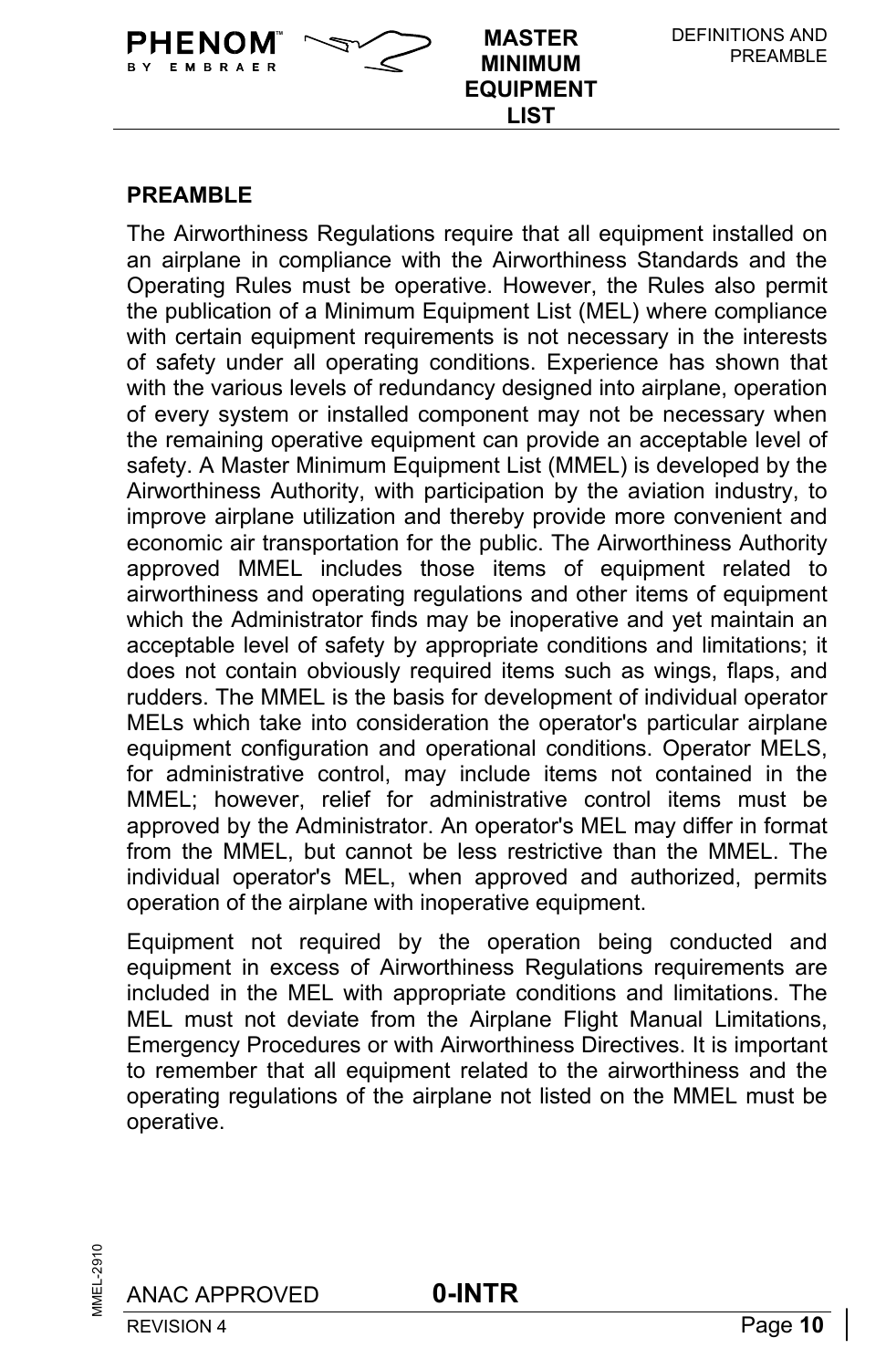## PREAMBLE

The Airworthiness Regulations require that all equipment installed on an airplane in compliance with the Airworthiness Standards and the Operating Rules must be operative. However, the Rules also permit the publication of a Minimum Equipment List (MEL) where compliance with certain equipment requirements is not necessary in the interests of safety under all operating conditions. Experience has shown that with the various levels of redundancy designed into airplane, operation of every system or installed component may not be necessary when the remaining operative equipment can provide an acceptable level of safety. A Master Minimum Equipment List (MMEL) is developed by the Airworthiness Authority, with participation by the aviation industry, to improve airplane utilization and thereby provide more convenient and economic air transportation for the public. The Airworthiness Authority approved MMEL includes those items of equipment related to airworthiness and operating regulations and other items of equipment which the Administrator finds may be inoperative and yet maintain an acceptable level of safety by appropriate conditions and limitations; it does not contain obviously required items such as wings, flaps, and rudders. The MMEL is the basis for development of individual operator MELs which take into consideration the operator's particular airplane equipment configuration and operational conditions. Operator MELS, for administrative control, may include items not contained in the MMEL; however, relief for administrative control items must be approved by the Administrator. An operator's MEL may differ in format from the MMEL, but cannot be less restrictive than the MMEL. The individual operator's MEL, when approved and authorized, permits operation of the airplane with inoperative equipment.

Equipment not required by the operation being conducted and equipment in excess of Airworthiness Regulations requirements are included in the MEL with appropriate conditions and limitations. The MEL must not deviate from the Airplane Flight Manual Limitations, Emergency Procedures or with Airworthiness Directives. It is important to remember that all equipment related to the airworthiness and the operating regulations of the airplane not listed on the MMEL must be operative.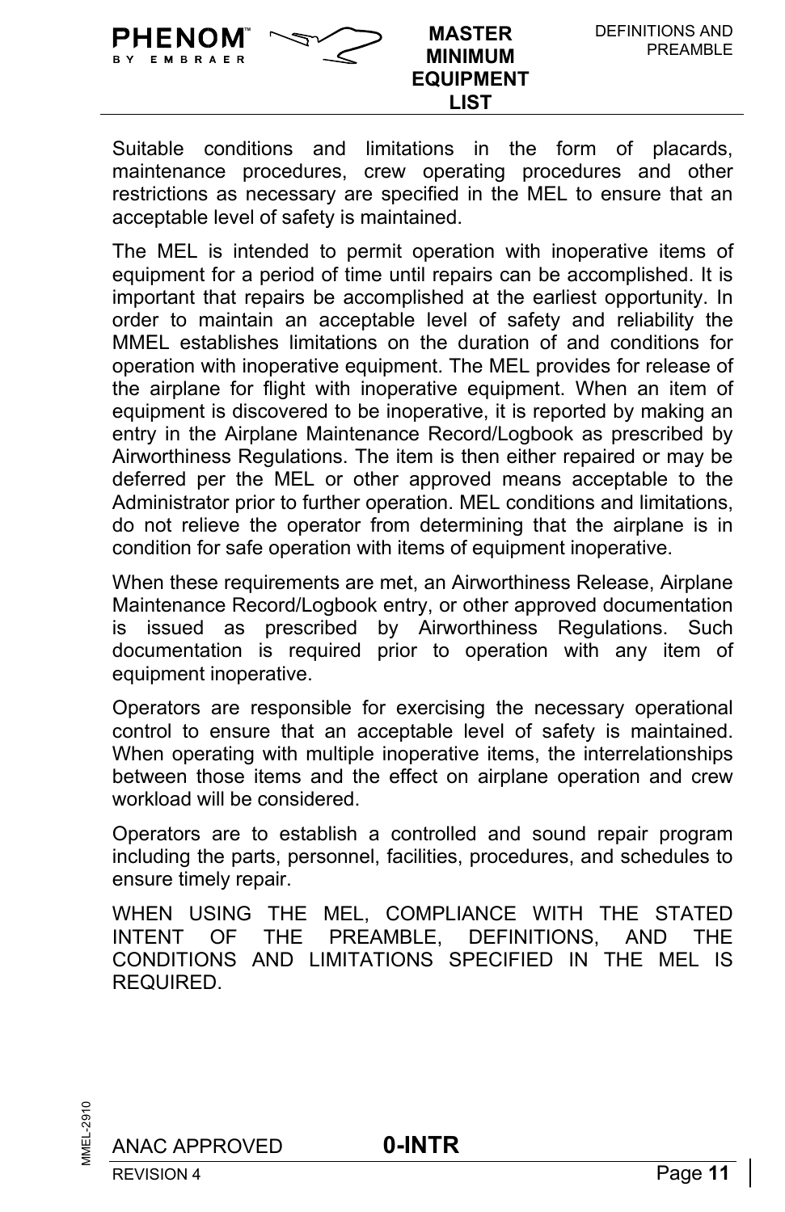Suitable conditions and limitations in the form of placards, maintenance procedures, crew operating procedures and other restrictions as necessary are specified in the MEL to ensure that an acceptable level of safety is maintained.

The MEL is intended to permit operation with inoperative items of equipment for a period of time until repairs can be accomplished. It is important that repairs be accomplished at the earliest opportunity. In order to maintain an acceptable level of safety and reliability the MMEL establishes limitations on the duration of and conditions for operation with inoperative equipment. The MEL provides for release of the airplane for flight with inoperative equipment. When an item of equipment is discovered to be inoperative, it is reported by making an entry in the Airplane Maintenance Record/Logbook as prescribed by Airworthiness Regulations. The item is then either repaired or may be deferred per the MEL or other approved means acceptable to the Administrator prior to further operation. MEL conditions and limitations, do not relieve the operator from determining that the airplane is in condition for safe operation with items of equipment inoperative.

When these requirements are met, an Airworthiness Release, Airplane Maintenance Record/Logbook entry, or other approved documentation is issued as prescribed by Airworthiness Regulations. Such documentation is required prior to operation with any item of equipment inoperative.

Operators are responsible for exercising the necessary operational control to ensure that an acceptable level of safety is maintained. When operating with multiple inoperative items, the interrelationships between those items and the effect on airplane operation and crew workload will be considered.

Operators are to establish a controlled and sound repair program including the parts, personnel, facilities, procedures, and schedules to ensure timely repair.

WHEN USING THE MEL, COMPLIANCE WITH THE STATED INTENT OF THE PREAMBLE, DEFINITIONS, AND THE CONDITIONS AND LIMITATIONS SPECIFIED IN THE MEL IS REQUIRED.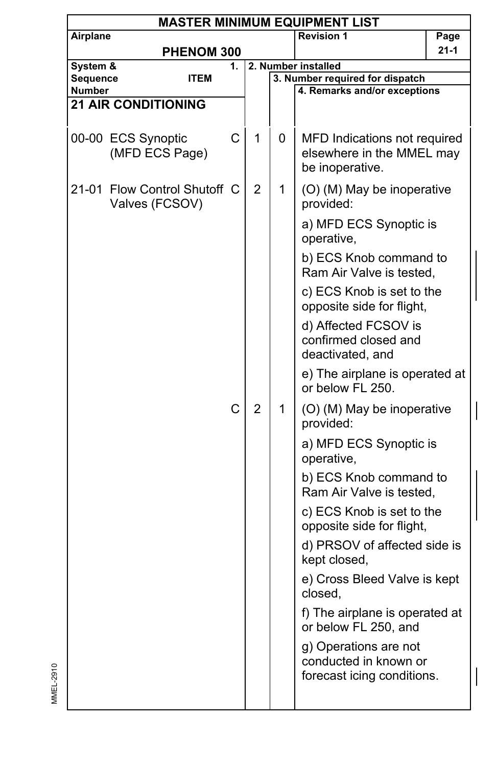## MASTER MINIMUM EQUIPMENT LIST

| Airplane | Revision 1 | Page |
|---|---|---|
| PHENOM 300 | | 21-1 |

| System & Sequence Number | ITEM | 1. | 2. Number installed | 3. Number required for dispatch | 4. Remarks and/or exceptions |
|---|---|---|---|---|---|
| **21 AIR CONDITIONING** | | | | | |
| 00-00 | ECS Synoptic (MFD ECS Page) | C | 1 | 0 | MFD Indications not required elsewhere in the MMEL may be inoperative. |
| 21-01 | Flow Control Shutoff Valves (FCSOV) | C | 2 | 1 | (O) (M) May be inoperative provided:<br>a) MFD ECS Synoptic is operative,<br>b) ECS Knob command to Ram Air Valve is tested,<br>c) ECS Knob is set to the opposite side for flight,<br>d) Affected FCSOV is confirmed closed and deactivated, and<br>e) The airplane is operated at or below FL 250. |
| | | C | 2 | 1 | (O) (M) May be inoperative provided:<br>a) MFD ECS Synoptic is operative,<br>b) ECS Knob command to Ram Air Valve is tested,<br>c) ECS Knob is set to the opposite side for flight,<br>d) PRSOV of affected side is kept closed,<br>e) Cross Bleed Valve is kept closed,<br>f) The airplane is operated at or below FL 250, and<br>g) Operations are not conducted in known or forecast icing conditions. |

MMEL-2910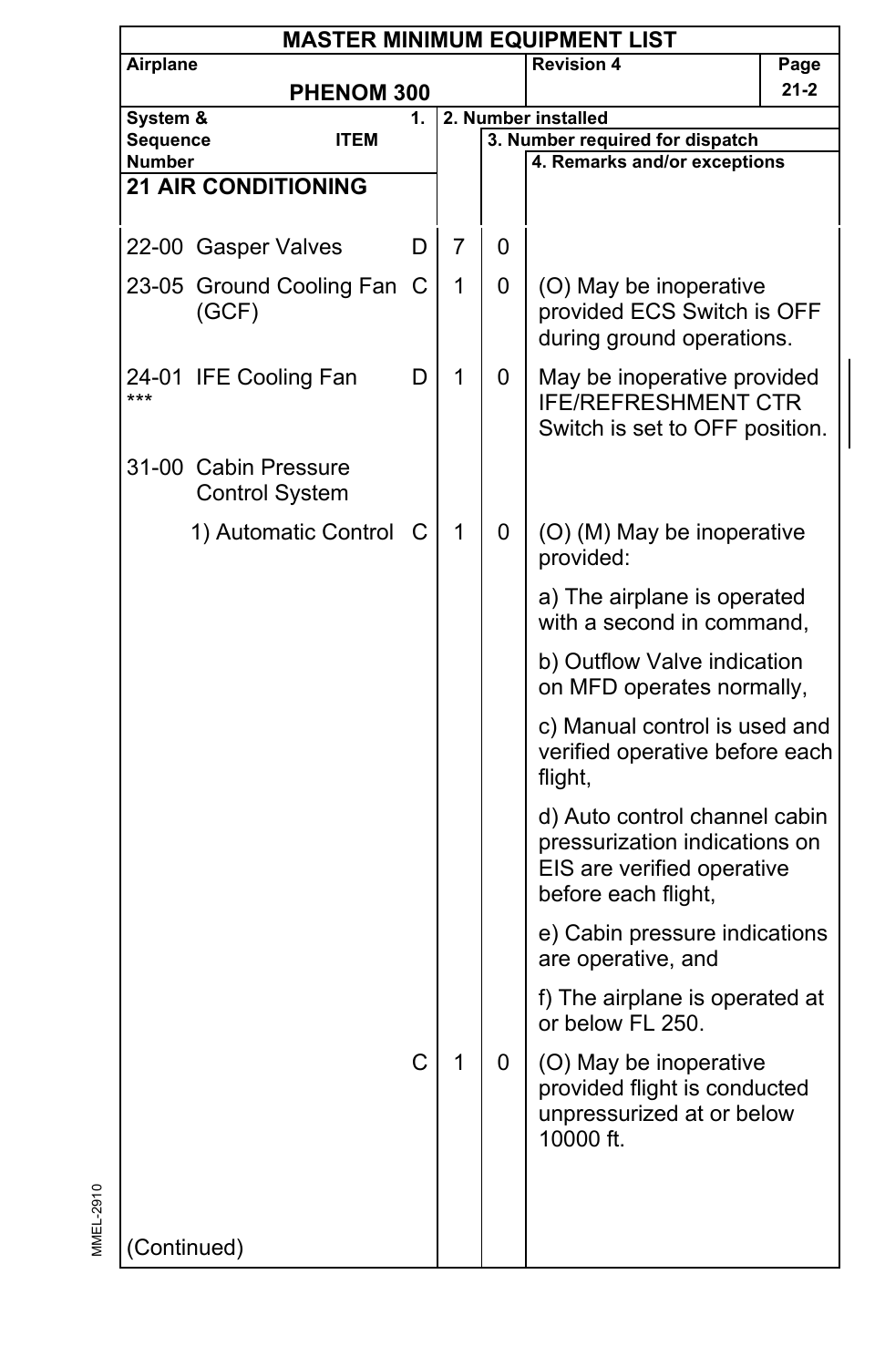# MASTER MINIMUM EQUIPMENT LIST

| Airplane | Revision 4 | Page |
|---|---|---|
| PHENOM 300 | | 21-2 |

| System & Sequence Number | ITEM | 1. | 2. Number installed | 3. Number required for dispatch | 4. Remarks and/or exceptions |
|---|---|---|---|---|---|
| **21 AIR CONDITIONING** | | | | | |
| 22-00 | Gasper Valves | D | 7 | 0 | |
| 23-05 | Ground Cooling Fan (GCF) | C | 1 | 0 | (O) May be inoperative provided ECS Switch is OFF during ground operations. |
| 24-01 *** | IFE Cooling Fan | D | 1 | 0 | May be inoperative provided IFE/REFRESHMENT CTR Switch is set to OFF position. |
| 31-00 | Cabin Pressure Control System | | | | |
| | 1) Automatic Control | C | 1 | 0 | (O) (M) May be inoperative provided:<br>a) The airplane is operated with a second in command,<br>b) Outflow Valve indication on MFD operates normally,<br>c) Manual control is used and verified operative before each flight,<br>d) Auto control channel cabin pressurization indications on EIS are verified operative before each flight,<br>e) Cabin pressure indications are operative, and<br>f) The airplane is operated at or below FL 250. |
| | | C | 1 | 0 | (O) May be inoperative provided flight is conducted unpressurized at or below 10000 ft. |
| (Continued) | | | | | |

MMEL-2910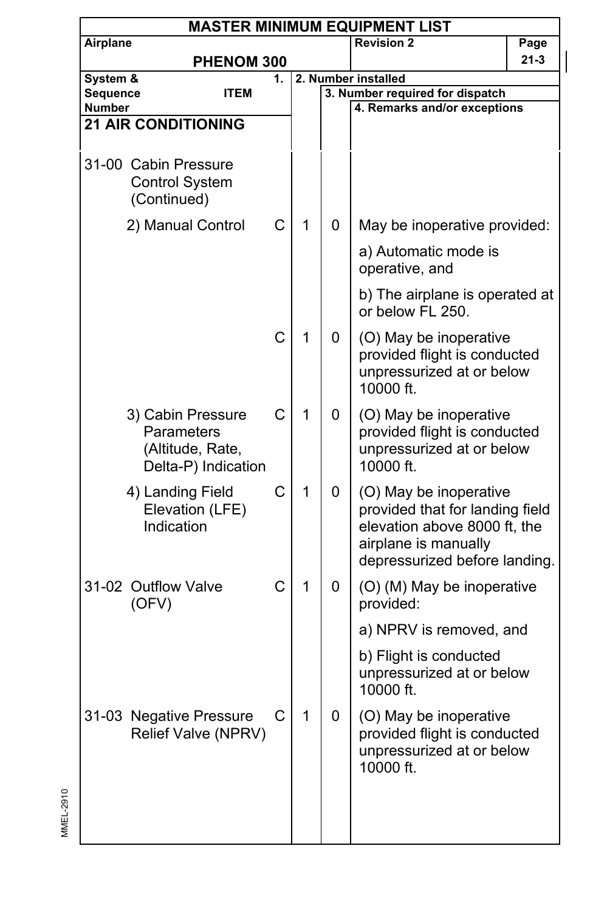# MASTER MINIMUM EQUIPMENT LIST

| System & Sequence Number / ITEM | 1. | 2. Number installed | 3. Number required for dispatch | 4. Remarks and/or exceptions |
|---|---|---|---|---|
| **21 AIR CONDITIONING** | | | | |
| 31-00 Cabin Pressure Control System (Continued) | | | | |
| 2) Manual Control | C | 1 | 0 | May be inoperative provided:<br>a) Automatic mode is operative, and<br>b) The airplane is operated at or below FL 250. |
| | C | 1 | 0 | (O) May be inoperative provided flight is conducted unpressurized at or below 10000 ft. |
| 3) Cabin Pressure Parameters (Altitude, Rate, Delta-P) Indication | C | 1 | 0 | (O) May be inoperative provided flight is conducted unpressurized at or below 10000 ft. |
| 4) Landing Field Elevation (LFE) Indication | C | 1 | 0 | (O) May be inoperative provided that for landing field elevation above 8000 ft, the airplane is manually depressurized before landing. |
| 31-02 Outflow Valve (OFV) | C | 1 | 0 | (O) (M) May be inoperative provided:<br>a) NPRV is removed, and<br>b) Flight is conducted unpressurized at or below 10000 ft. |
| 31-03 Negative Pressure Relief Valve (NPRV) | C | 1 | 0 | (O) May be inoperative provided flight is conducted unpressurized at or below 10000 ft. |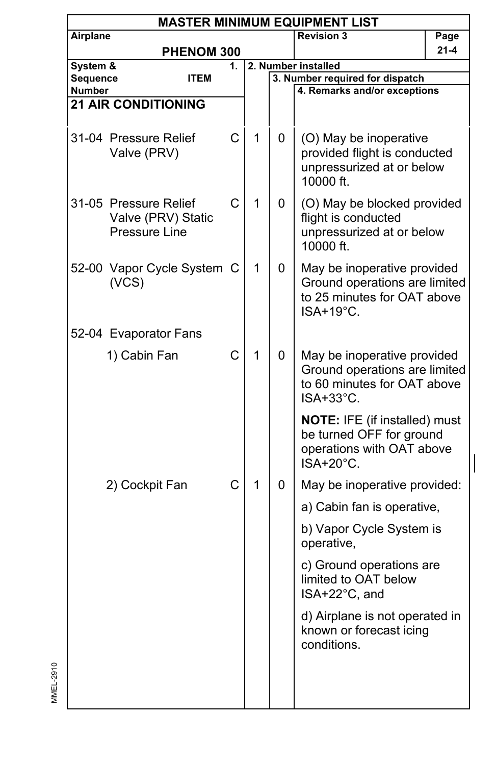# MASTER MINIMUM EQUIPMENT LIST

| Airplane | Revision 3 | Page |
|---|---|---|
| PHENOM 300 | | 21-4 |

| System & Sequence Number | ITEM | 1. | 2. Number installed | 3. Number required for dispatch | 4. Remarks and/or exceptions |
|---|---|---|---|---|---|
| **21 AIR CONDITIONING** | | | | | |
| 31-04 | Pressure Relief Valve (PRV) | C | 1 | 0 | (O) May be inoperative provided flight is conducted unpressurized at or below 10000 ft. |
| 31-05 | Pressure Relief Valve (PRV) Static Pressure Line | C | 1 | 0 | (O) May be blocked provided flight is conducted unpressurized at or below 10000 ft. |
| 52-00 | Vapor Cycle System (VCS) | C | 1 | 0 | May be inoperative provided Ground operations are limited to 25 minutes for OAT above ISA+19°C. |
| 52-04 | Evaporator Fans | | | | |
| | 1) Cabin Fan | C | 1 | 0 | May be inoperative provided Ground operations are limited to 60 minutes for OAT above ISA+33°C.<br><br>**NOTE:** IFE (if installed) must be turned OFF for ground operations with OAT above ISA+20°C. |
| | 2) Cockpit Fan | C | 1 | 0 | May be inoperative provided:<br><br>a) Cabin fan is operative,<br><br>b) Vapor Cycle System is operative,<br><br>c) Ground operations are limited to OAT below ISA+22°C, and<br><br>d) Airplane is not operated in known or forecast icing conditions. |

MMEL-2910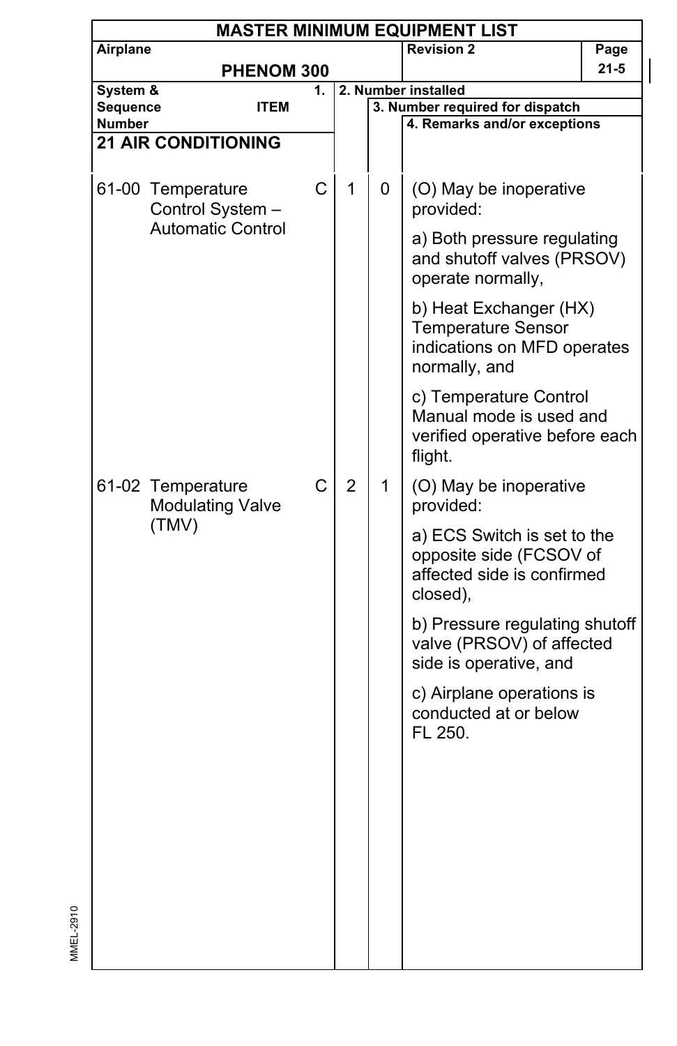# MASTER MINIMUM EQUIPMENT LIST

| Airplane | | Revision 2 | Page |
|---|---|---|---|
| PHENOM 300 | | | 21-5 |

| System & Sequence Number | ITEM | 1. | 2. Number installed | 3. Number required for dispatch | 4. Remarks and/or exceptions |
|---|---|---|---|---|---|
| **21 AIR CONDITIONING** | | | | | |
| 61-00 | Temperature Control System – Automatic Control | C | 1 | 0 | (O) May be inoperative provided:<br><br>a) Both pressure regulating and shutoff valves (PRSOV) operate normally,<br><br>b) Heat Exchanger (HX) Temperature Sensor indications on MFD operates normally, and<br><br>c) Temperature Control Manual mode is used and verified operative before each flight. |
| 61-02 | Temperature Modulating Valve (TMV) | C | 2 | 1 | (O) May be inoperative provided:<br><br>a) ECS Switch is set to the opposite side (FCSOV of affected side is confirmed closed),<br><br>b) Pressure regulating shutoff valve (PRSOV) of affected side is operative, and<br><br>c) Airplane operations is conducted at or below FL 250. |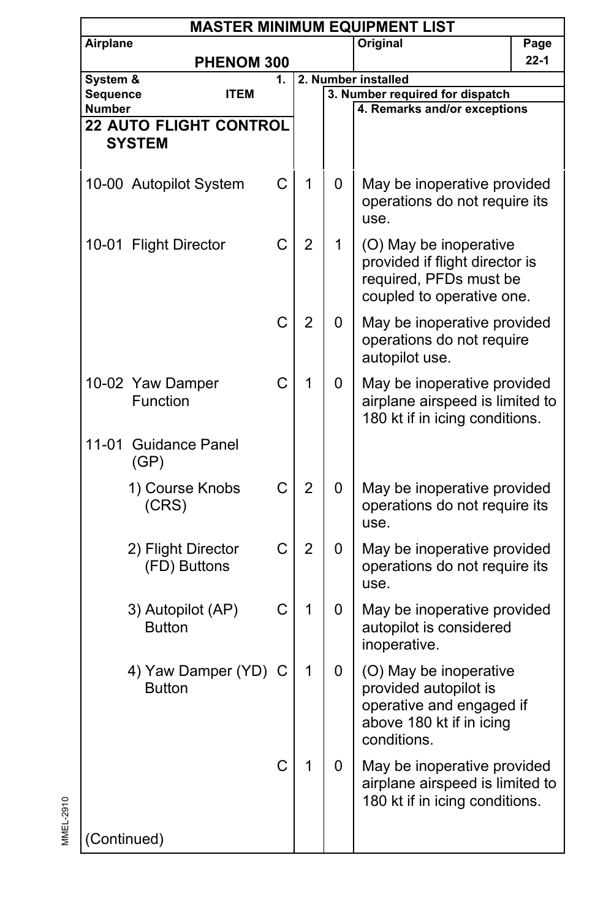# MASTER MINIMUM EQUIPMENT LIST

| Airplane | | Original | Page |
|---|---|---|---|
| PHENOM 300 | | | 22-1 |

| System & Sequence Number ITEM | 1. | 2. Number installed | 3. Number required for dispatch | 4. Remarks and/or exceptions |
|---|---|---|---|---|
| **22 AUTO FLIGHT CONTROL SYSTEM** | | | | |
| 10-00 Autopilot System | C | 1 | 0 | May be inoperative provided operations do not require its use. |
| 10-01 Flight Director | C | 2 | 1 | (O) May be inoperative provided if flight director is required, PFDs must be coupled to operative one. |
| | C | 2 | 0 | May be inoperative provided operations do not require autopilot use. |
| 10-02 Yaw Damper Function | C | 1 | 0 | May be inoperative provided airplane airspeed is limited to 180 kt if in icing conditions. |
| 11-01 Guidance Panel (GP) | | | | |
| 1) Course Knobs (CRS) | C | 2 | 0 | May be inoperative provided operations do not require its use. |
| 2) Flight Director (FD) Buttons | C | 2 | 0 | May be inoperative provided operations do not require its use. |
| 3) Autopilot (AP) Button | C | 1 | 0 | May be inoperative provided autopilot is considered inoperative. |
| 4) Yaw Damper (YD) Button | C | 1 | 0 | (O) May be inoperative provided autopilot is operative and engaged if above 180 kt if in icing conditions. |
| | C | 1 | 0 | May be inoperative provided airplane airspeed is limited to 180 kt if in icing conditions. |
| (Continued) | | | | |

MMEL-2910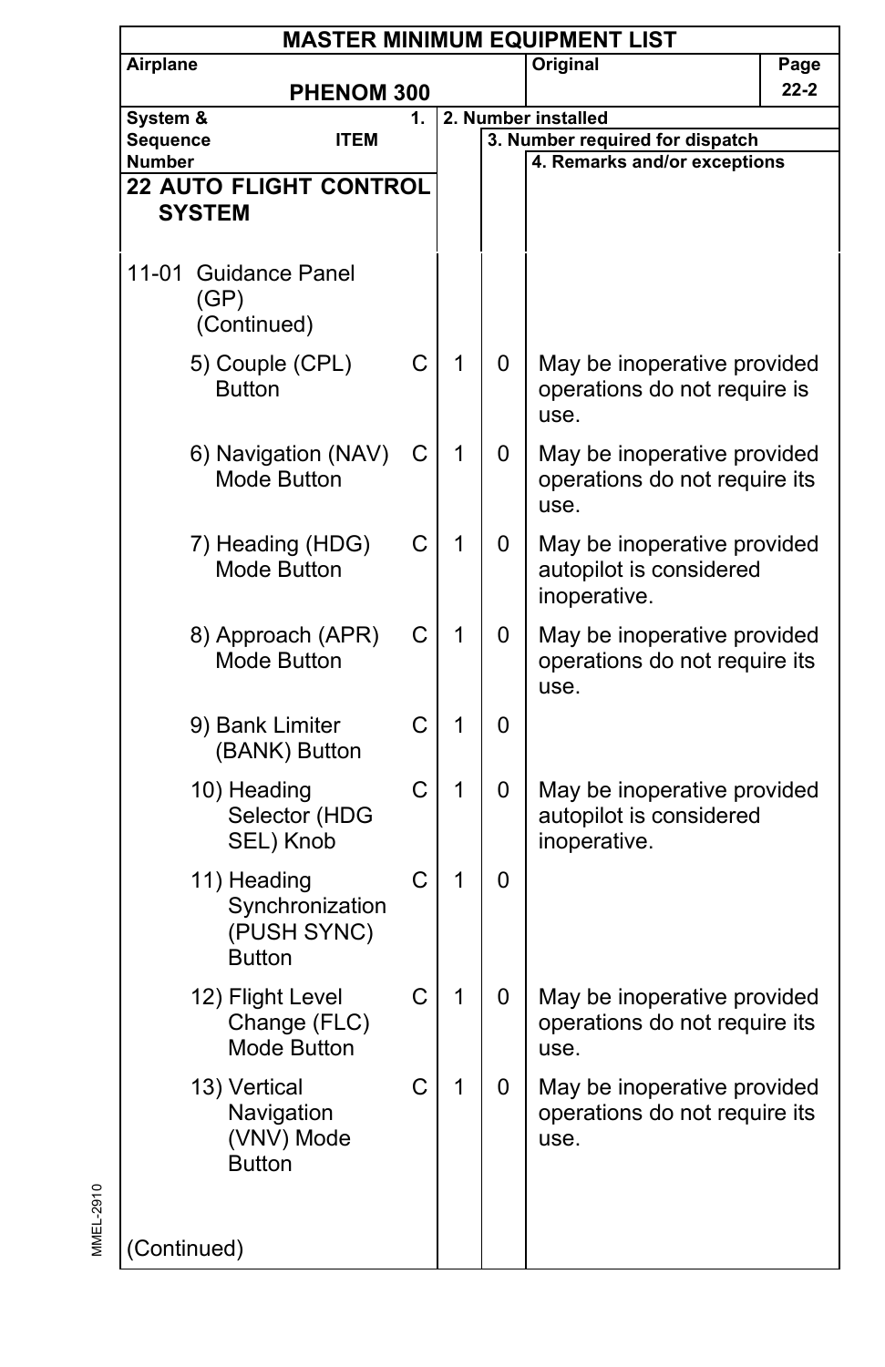# MASTER MINIMUM EQUIPMENT LIST

| Airplane | Original | Page |
|---|---|---|
| PHENOM 300 | | 22-2 |

| System & Sequence Number ITEM | 1. | 2. Number installed | 3. Number required for dispatch | 4. Remarks and/or exceptions |
|---|---|---|---|---|
| **22 AUTO FLIGHT CONTROL SYSTEM** | | | | |
| 11-01 Guidance Panel (GP) (Continued) | | | | |
| 5) Couple (CPL) Button | C | 1 | 0 | May be inoperative provided operations do not require is use. |
| 6) Navigation (NAV) Mode Button | C | 1 | 0 | May be inoperative provided operations do not require its use. |
| 7) Heading (HDG) Mode Button | C | 1 | 0 | May be inoperative provided autopilot is considered inoperative. |
| 8) Approach (APR) Mode Button | C | 1 | 0 | May be inoperative provided operations do not require its use. |
| 9) Bank Limiter (BANK) Button | C | 1 | 0 | |
| 10) Heading Selector (HDG SEL) Knob | C | 1 | 0 | May be inoperative provided autopilot is considered inoperative. |
| 11) Heading Synchronization (PUSH SYNC) Button | C | 1 | 0 | |
| 12) Flight Level Change (FLC) Mode Button | C | 1 | 0 | May be inoperative provided operations do not require its use. |
| 13) Vertical Navigation (VNV) Mode Button | C | 1 | 0 | May be inoperative provided operations do not require its use. |
| (Continued) | | | | |

MMEL-2910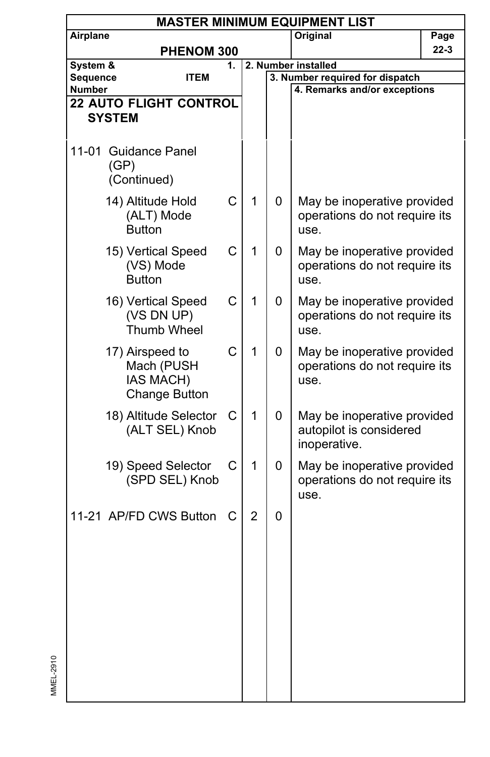# MASTER MINIMUM EQUIPMENT LIST

| Airplane | Original | Page |
|---|---|---|
| PHENOM 300 | | 22-3 |

| System & Sequence Number | 1. ITEM | | 2. Number installed | 3. Number required for dispatch | 4. Remarks and/or exceptions |
|---|---|---|---|---|---|
| **22 AUTO FLIGHT CONTROL SYSTEM** | | | | | |
| 11-01 | Guidance Panel (GP) (Continued) | | | | |
| | 14) Altitude Hold (ALT) Mode Button | C | 1 | 0 | May be inoperative provided operations do not require its use. |
| | 15) Vertical Speed (VS) Mode Button | C | 1 | 0 | May be inoperative provided operations do not require its use. |
| | 16) Vertical Speed (VS DN UP) Thumb Wheel | C | 1 | 0 | May be inoperative provided operations do not require its use. |
| | 17) Airspeed to Mach (PUSH IAS MACH) Change Button | C | 1 | 0 | May be inoperative provided operations do not require its use. |
| | 18) Altitude Selector (ALT SEL) Knob | C | 1 | 0 | May be inoperative provided autopilot is considered inoperative. |
| | 19) Speed Selector (SPD SEL) Knob | C | 1 | 0 | May be inoperative provided operations do not require its use. |
| 11-21 | AP/FD CWS Button | C | 2 | 0 | |

MMEL-2910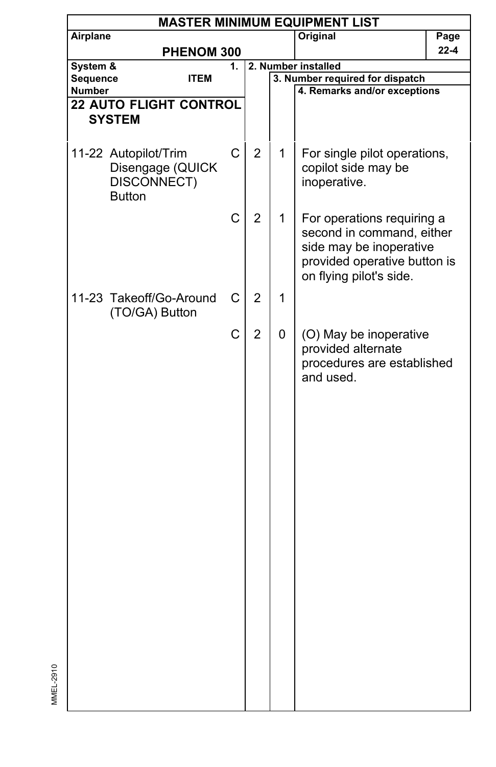# MASTER MINIMUM EQUIPMENT LIST

| Airplane | Original | Page |
|---|---|---|
| PHENOM 300 | | 22-4 |

| System & Sequence Number | ITEM | 1. | 2. Number installed | 3. Number required for dispatch | 4. Remarks and/or exceptions |
|---|---|---|---|---|---|
| **22 AUTO FLIGHT CONTROL SYSTEM** | | | | | |
| 11-22 | Autopilot/Trim Disengage (QUICK DISCONNECT) Button | C | 2 | 1 | For single pilot operations, copilot side may be inoperative. |
| | | C | 2 | 1 | For operations requiring a second in command, either side may be inoperative provided operative button is on flying pilot's side. |
| 11-23 | Takeoff/Go-Around (TO/GA) Button | C | 2 | 1 | |
| | | C | 2 | 0 | (O) May be inoperative provided alternate procedures are established and used. |

MMEL-2910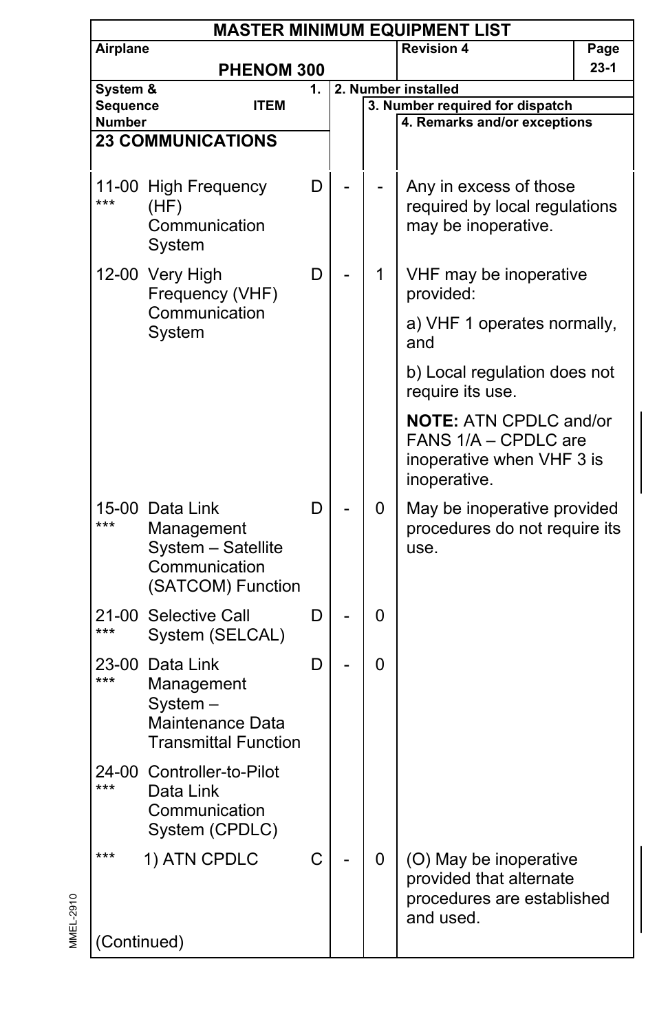# MASTER MINIMUM EQUIPMENT LIST

| Airplane | Revision 4 | Page |
|---|---|---|
| PHENOM 300 | | 23-1 |

| System & Sequence Number | ITEM | 1. | 2. Number installed | 3. Number required for dispatch | 4. Remarks and/or exceptions |
|---|---|---|---|---|---|
| **23 COMMUNICATIONS** | | | | | |
| 11-00 *** | High Frequency (HF) Communication System | D | - | - | Any in excess of those required by local regulations may be inoperative. |
| 12-00 | Very High Frequency (VHF) Communication System | D | - | 1 | VHF may be inoperative provided:<br>a) VHF 1 operates normally, and<br>b) Local regulation does not require its use.<br>**NOTE:** ATN CPDLC and/or FANS 1/A – CPDLC are inoperative when VHF 3 is inoperative. |
| 15-00 *** | Data Link Management System – Satellite Communication (SATCOM) Function | D | - | 0 | May be inoperative provided procedures do not require its use. |
| 21-00 *** | Selective Call System (SELCAL) | D | - | 0 | |
| 23-00 *** | Data Link Management System – Maintenance Data Transmittal Function | D | - | 0 | |
| 24-00 *** | Controller-to-Pilot Data Link Communication System (CPDLC) | | | | |
| *** | 1) ATN CPDLC | C | - | 0 | (O) May be inoperative provided that alternate procedures are established and used. |

(Continued)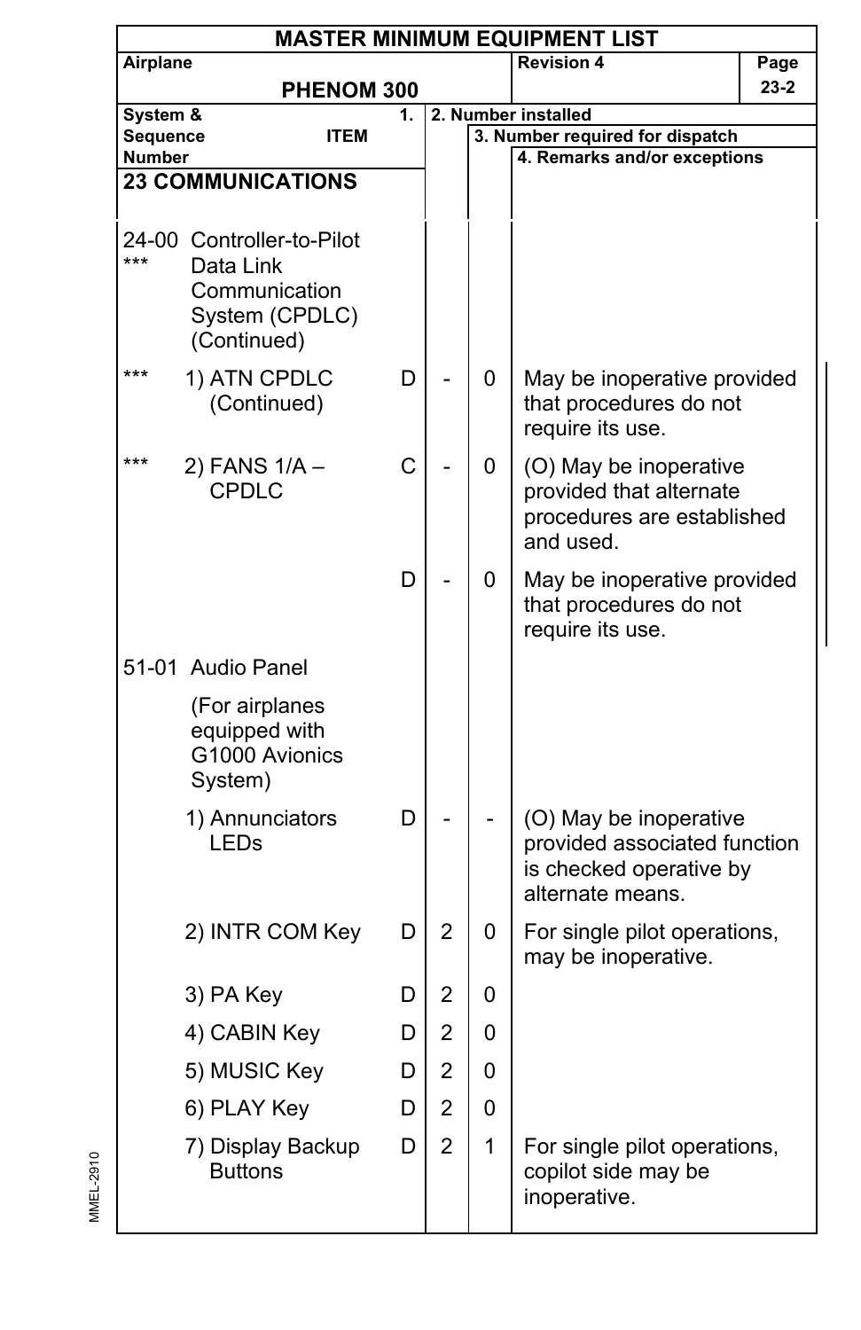| MASTER MINIMUM EQUIPMENT LIST | | | | |
|---|---|---|---|---|
| Airplane: **PHENOM 300** | | | Revision 4 | Page 23-2 |

| System & Sequence Number | ITEM | 1. | 2. Number installed | 3. Number required for dispatch | 4. Remarks and/or exceptions |
|---|---|---|---|---|---|
| **23 COMMUNICATIONS** | | | | | |
| 24-00 *** | Controller-to-Pilot Data Link Communication System (CPDLC) (Continued) | | | | |
| *** | 1) ATN CPDLC (Continued) | D | - | 0 | May be inoperative provided that procedures do not require its use. |
| *** | 2) FANS 1/A – CPDLC | C | - | 0 | (O) May be inoperative provided that alternate procedures are established and used. |
| | | D | - | 0 | May be inoperative provided that procedures do not require its use. |
| 51-01 | Audio Panel (For airplanes equipped with G1000 Avionics System) | | | | |
| | 1) Annunciators LEDs | D | - | - | (O) May be inoperative provided associated function is checked operative by alternate means. |
| | 2) INTR COM Key | D | 2 | 0 | For single pilot operations, may be inoperative. |
| | 3) PA Key | D | 2 | 0 | |
| | 4) CABIN Key | D | 2 | 0 | |
| | 5) MUSIC Key | D | 2 | 0 | |
| | 6) PLAY Key | D | 2 | 0 | |
| | 7) Display Backup Buttons | D | 2 | 1 | For single pilot operations, copilot side may be inoperative. |

MMEL-2910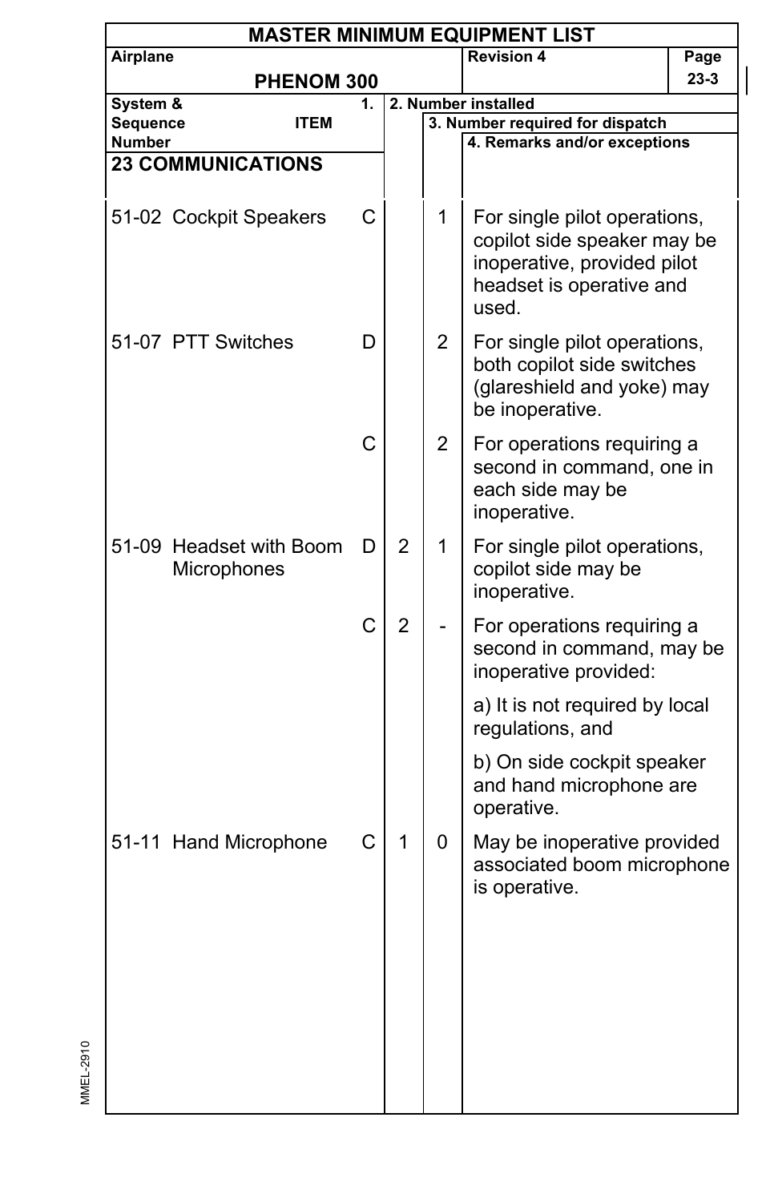# MASTER MINIMUM EQUIPMENT LIST

| Airplane | Revision 4 | Page |
|---|---|---|
| PHENOM 300 | | 23-3 |

| System & Sequence Number | ITEM | 1. | 2. Number installed | 3. Number required for dispatch | 4. Remarks and/or exceptions |
|---|---|---|---|---|---|
| **23 COMMUNICATIONS** | | | | | |
| 51-02 | Cockpit Speakers | C | | 1 | For single pilot operations, copilot side speaker may be inoperative, provided pilot headset is operative and used. |
| 51-07 | PTT Switches | D | | 2 | For single pilot operations, both copilot side switches (glareshield and yoke) may be inoperative. |
| | | C | | 2 | For operations requiring a second in command, one in each side may be inoperative. |
| 51-09 | Headset with Boom Microphones | D | 2 | 1 | For single pilot operations, copilot side may be inoperative. |
| | | C | 2 | - | For operations requiring a second in command, may be inoperative provided:<br><br>a) It is not required by local regulations, and<br><br>b) On side cockpit speaker and hand microphone are operative. |
| 51-11 | Hand Microphone | C | 1 | 0 | May be inoperative provided associated boom microphone is operative. |

MMEL-2910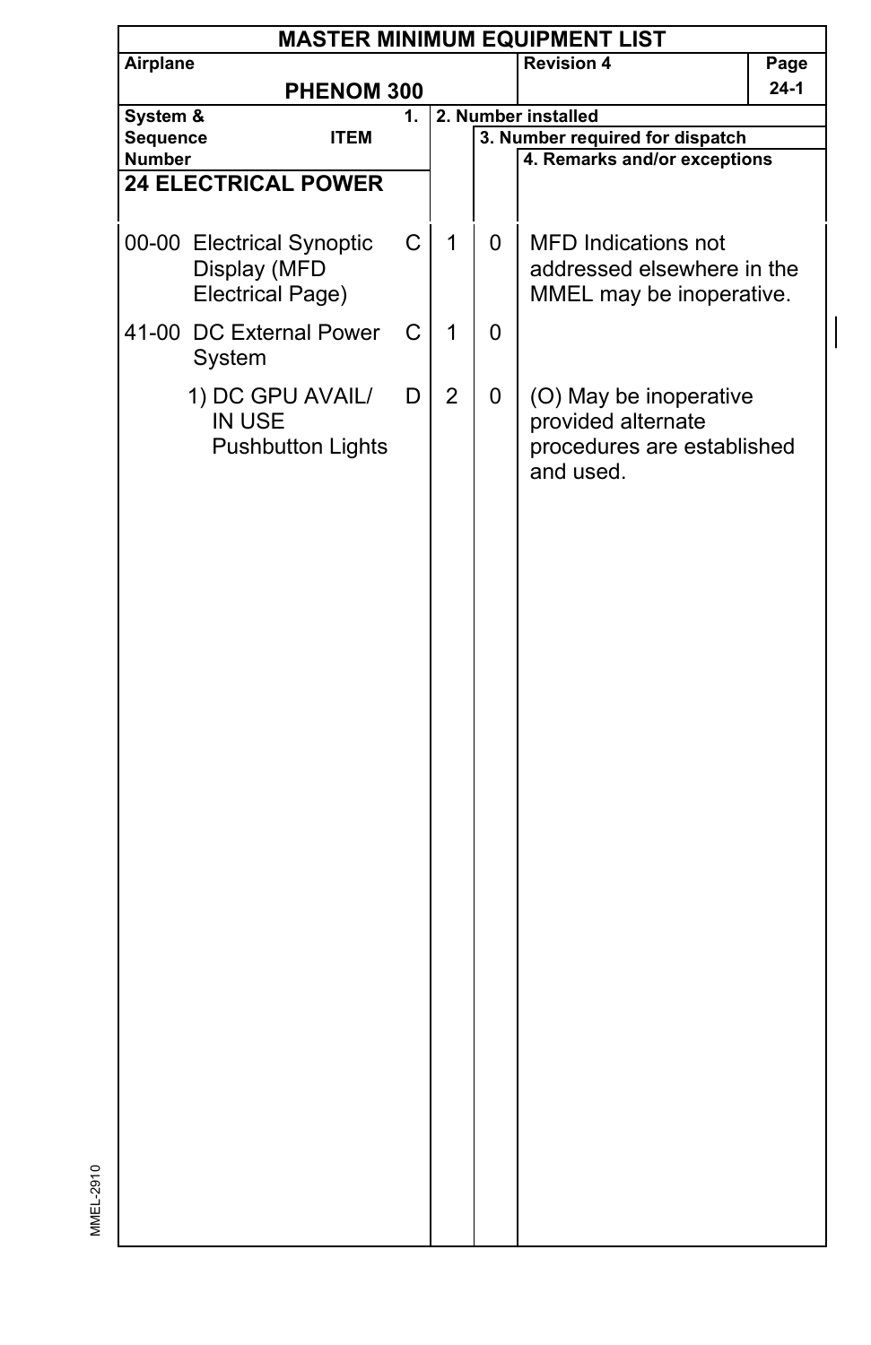| MASTER MINIMUM EQUIPMENT LIST | | | | |
|---|---|---|---|---|
| Airplane: **PHENOM 300** | | Revision 4 | | Page 24-1 |

| System & Sequence Number | ITEM | 1. | 2. Number installed | 3. Number required for dispatch | 4. Remarks and/or exceptions |
|---|---|---|---|---|---|
| **24 ELECTRICAL POWER** | | | | | |
| 00-00 | Electrical Synoptic Display (MFD Electrical Page) | C | 1 | 0 | MFD Indications not addressed elsewhere in the MMEL may be inoperative. |
| 41-00 | DC External Power System | C | 1 | 0 | |
| | 1) DC GPU AVAIL/ IN USE Pushbutton Lights | D | 2 | 0 | (O) May be inoperative provided alternate procedures are established and used. |

MMEL-2910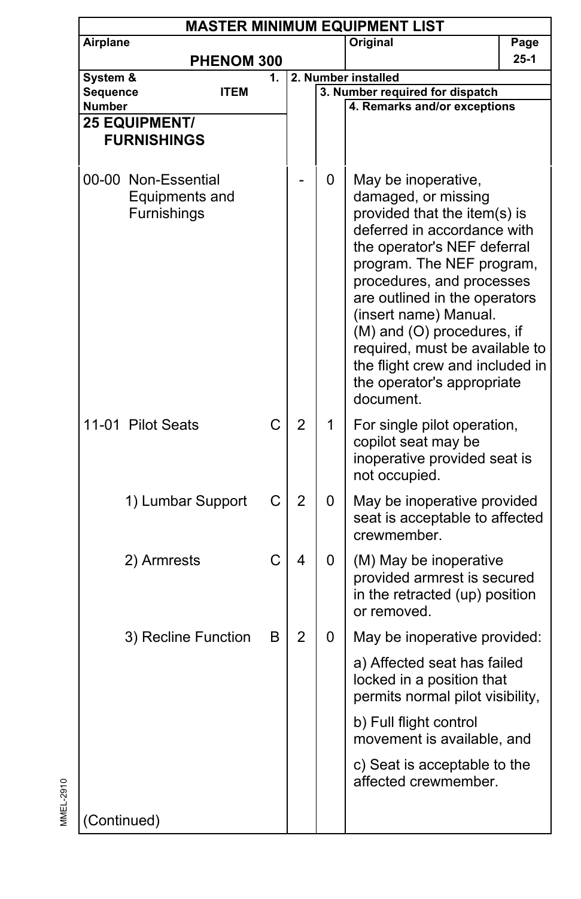# MASTER MINIMUM EQUIPMENT LIST

| Airplane | | Original | Page |
|---|---|---|---|
| PHENOM 300 | | | 25-1 |

| System & Sequence Number | ITEM | 1. | 2. Number installed | 3. Number required for dispatch | 4. Remarks and/or exceptions |
|---|---|---|---|---|---|
| **25 EQUIPMENT/ FURNISHINGS** | | | | | |
| 00-00 | Non-Essential Equipments and Furnishings | | - | 0 | May be inoperative, damaged, or missing provided that the item(s) is deferred in accordance with the operator's NEF deferral program. The NEF program, procedures, and processes are outlined in the operators (insert name) Manual. (M) and (O) procedures, if required, must be available to the flight crew and included in the operator's appropriate document. |
| 11-01 | Pilot Seats | C | 2 | 1 | For single pilot operation, copilot seat may be inoperative provided seat is not occupied. |
| | 1) Lumbar Support | C | 2 | 0 | May be inoperative provided seat is acceptable to affected crewmember. |
| | 2) Armrests | C | 4 | 0 | (M) May be inoperative provided armrest is secured in the retracted (up) position or removed. |
| | 3) Recline Function | B | 2 | 0 | May be inoperative provided:<br>a) Affected seat has failed locked in a position that permits normal pilot visibility,<br>b) Full flight control movement is available, and<br>c) Seat is acceptable to the affected crewmember. |

(Continued)

MMEL-2910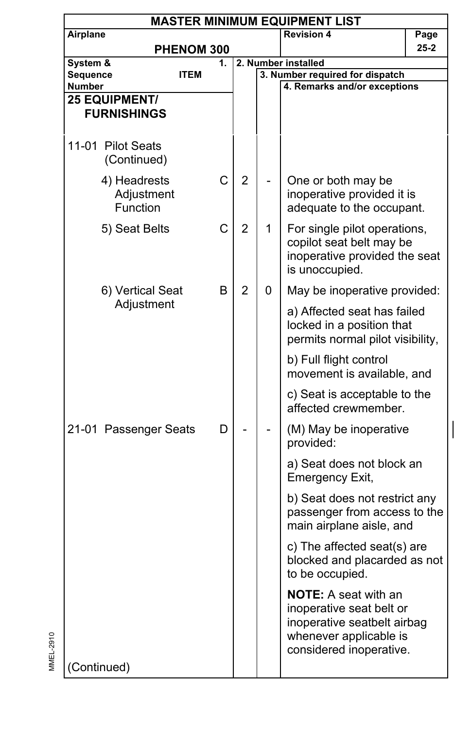**MASTER MINIMUM EQUIPMENT LIST**

| Airplane | Revision 4 | Page |
|---|---|---|
| PHENOM 300 | | 25-2 |

| System & Sequence Number ITEM | 1. | 2. Number installed | 3. Number required for dispatch | 4. Remarks and/or exceptions |
|---|---|---|---|---|
| **25 EQUIPMENT/ FURNISHINGS** | | | | |
| 11-01 Pilot Seats (Continued) | | | | |
| 4) Headrests Adjustment Function | C | 2 | - | One or both may be inoperative provided it is adequate to the occupant. |
| 5) Seat Belts | C | 2 | 1 | For single pilot operations, copilot seat belt may be inoperative provided the seat is unoccupied. |
| 6) Vertical Seat Adjustment | B | 2 | 0 | May be inoperative provided:<br>a) Affected seat has failed locked in a position that permits normal pilot visibility,<br>b) Full flight control movement is available, and<br>c) Seat is acceptable to the affected crewmember. |
| 21-01 Passenger Seats | D | - | - | (M) May be inoperative provided:<br>a) Seat does not block an Emergency Exit,<br>b) Seat does not restrict any passenger from access to the main airplane aisle, and<br>c) The affected seat(s) are blocked and placarded as not to be occupied.<br>**NOTE:** A seat with an inoperative seat belt or inoperative seatbelt airbag whenever applicable is considered inoperative. |
| (Continued) | | | | |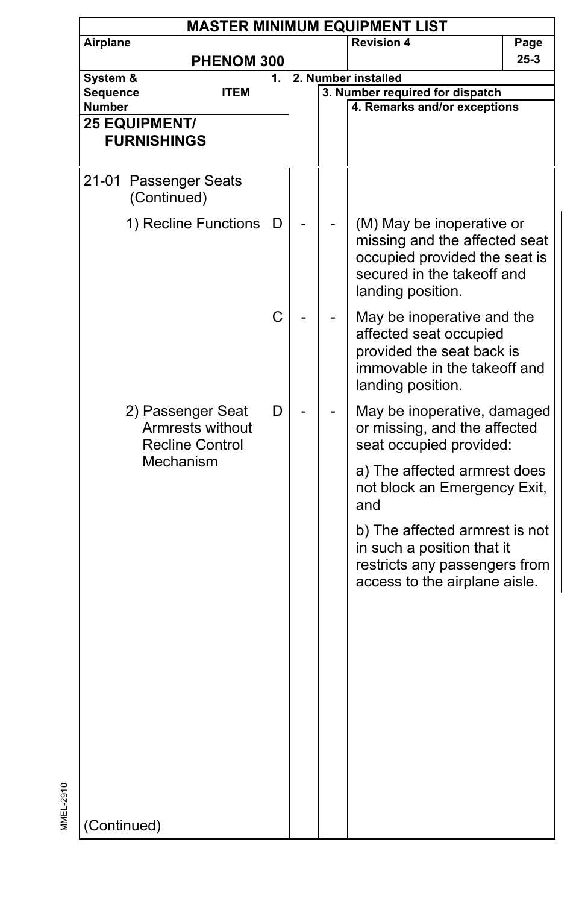# MASTER MINIMUM EQUIPMENT LIST

| Airplane | Revision 4 |
|---|---|
| PHENOM 300 | |

| System & Sequence Number / ITEM | 1. | 2. Number installed | 3. Number required for dispatch | 4. Remarks and/or exceptions |
|---|---|---|---|---|
| **25 EQUIPMENT/ FURNISHINGS** | | | | |
| 21-01 Passenger Seats (Continued) | | | | |
| 1) Recline Functions | D | - | - | (M) May be inoperative or missing and the affected seat occupied provided the seat is secured in the takeoff and landing position. |
| | C | - | - | May be inoperative and the affected seat occupied provided the seat back is immovable in the takeoff and landing position. |
| 2) Passenger Seat Armrests without Recline Control Mechanism | D | - | - | May be inoperative, damaged or missing, and the affected seat occupied provided:<br>a) The affected armrest does not block an Emergency Exit, and<br>b) The affected armrest is not in such a position that it restricts any passengers from access to the airplane aisle. |

(Continued)

MMEL-2910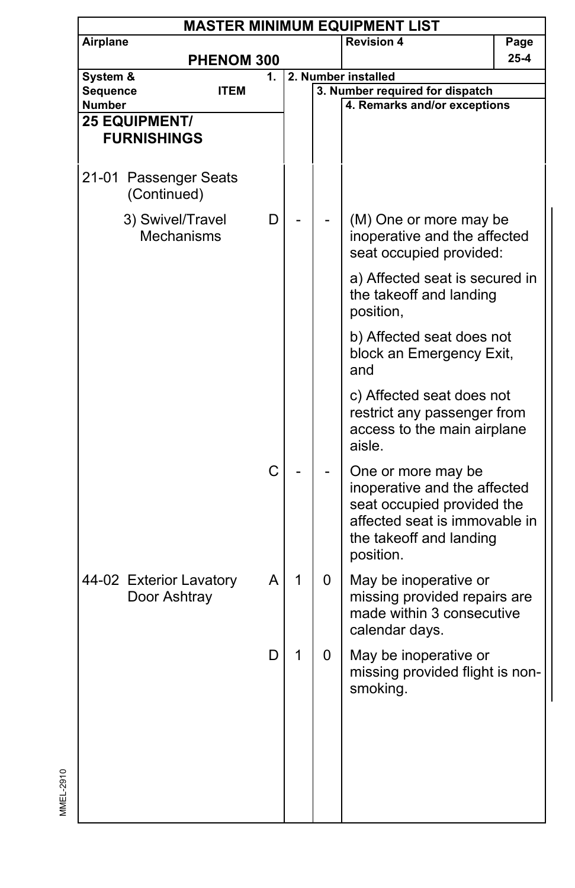# MASTER MINIMUM EQUIPMENT LIST

| Airplane | Revision 4 | Page |
|---|---|---|
| PHENOM 300 | | 25-4 |

| System & Sequence Number / ITEM | 1. | 2. Number installed | 3. Number required for dispatch | 4. Remarks and/or exceptions |
|---|---|---|---|---|
| **25 EQUIPMENT/ FURNISHINGS** | | | | |
| 21-01 Passenger Seats (Continued) | | | | |
| 3) Swivel/Travel Mechanisms | D | - | - | (M) One or more may be inoperative and the affected seat occupied provided:<br><br>a) Affected seat is secured in the takeoff and landing position,<br><br>b) Affected seat does not block an Emergency Exit, and<br><br>c) Affected seat does not restrict any passenger from access to the main airplane aisle. |
| | C | - | - | One or more may be inoperative and the affected seat occupied provided the affected seat is immovable in the takeoff and landing position. |
| 44-02 Exterior Lavatory Door Ashtray | A | 1 | 0 | May be inoperative or missing provided repairs are made within 3 consecutive calendar days. |
| | D | 1 | 0 | May be inoperative or missing provided flight is non-smoking. |

MMEL-2910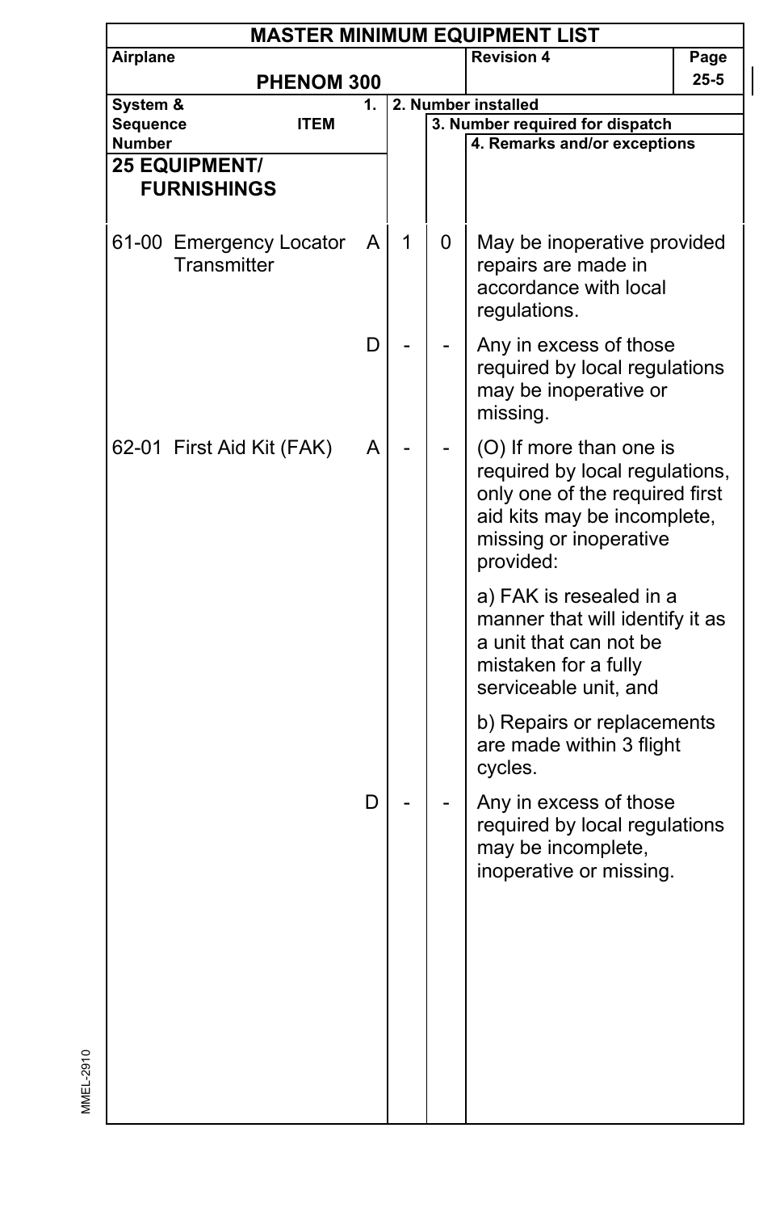# MASTER MINIMUM EQUIPMENT LIST

| Airplane | Revision 4 | Page |
|---|---|---|
| PHENOM 300 | | 25-5 |

| System & Sequence Number | ITEM | 1. | 2. Number installed | 3. Number required for dispatch | 4. Remarks and/or exceptions |
|---|---|---|---|---|---|
| **25 EQUIPMENT/ FURNISHINGS** | | | | | |
| 61-00 | Emergency Locator Transmitter | A | 1 | 0 | May be inoperative provided repairs are made in accordance with local regulations. |
| | | D | - | - | Any in excess of those required by local regulations may be inoperative or missing. |
| 62-01 | First Aid Kit (FAK) | A | - | - | (O) If more than one is required by local regulations, only one of the required first aid kits may be incomplete, missing or inoperative provided:<br><br>a) FAK is resealed in a manner that will identify it as a unit that can not be mistaken for a fully serviceable unit, and<br><br>b) Repairs or replacements are made within 3 flight cycles. |
| | | D | - | - | Any in excess of those required by local regulations may be incomplete, inoperative or missing. |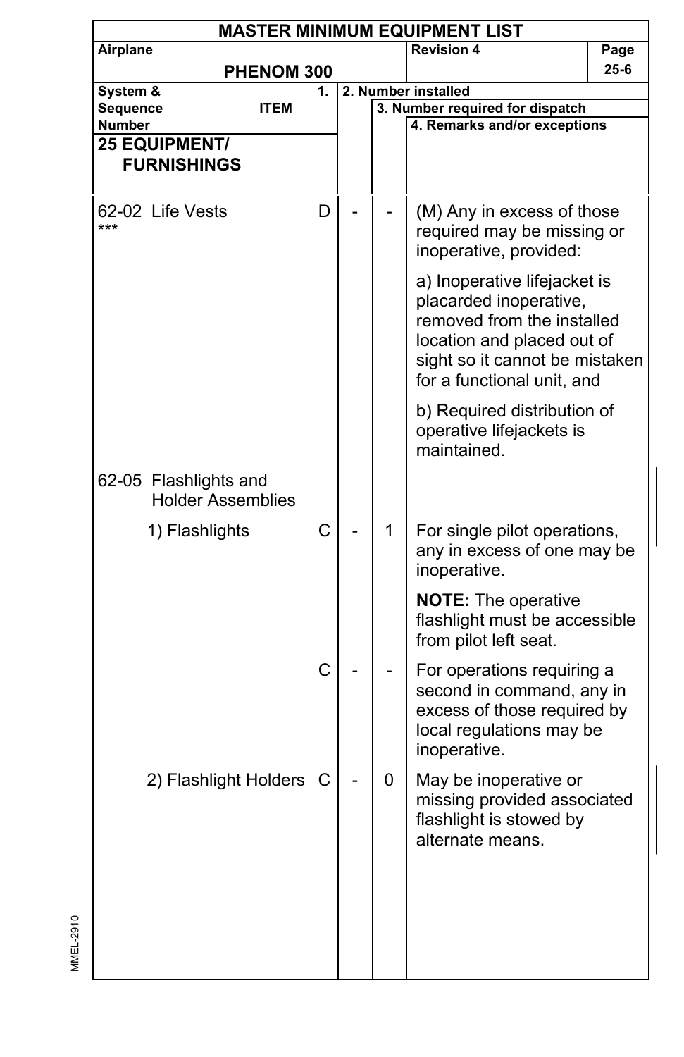# MASTER MINIMUM EQUIPMENT LIST

| Airplane | Revision 4 | Page |
|---|---|---|
| PHENOM 300 | | 25-6 |

| System & Sequence Number / ITEM | 1. | 2. Number installed | 3. Number required for dispatch | 4. Remarks and/or exceptions |
|---|---|---|---|---|
| **25 EQUIPMENT/ FURNISHINGS** | | | | |
| 62-02 Life Vests *** | D | - | - | (M) Any in excess of those required may be missing or inoperative, provided:<br><br>a) Inoperative lifejacket is placarded inoperative, removed from the installed location and placed out of sight so it cannot be mistaken for a functional unit, and<br><br>b) Required distribution of operative lifejackets is maintained. |
| 62-05 Flashlights and Holder Assemblies | | | | |
| 1) Flashlights | C | - | 1 | For single pilot operations, any in excess of one may be inoperative.<br><br>**NOTE:** The operative flashlight must be accessible from pilot left seat. |
| | C | - | - | For operations requiring a second in command, any in excess of those required by local regulations may be inoperative. |
| 2) Flashlight Holders | C | - | 0 | May be inoperative or missing provided associated flashlight is stowed by alternate means. |

MMEL-2910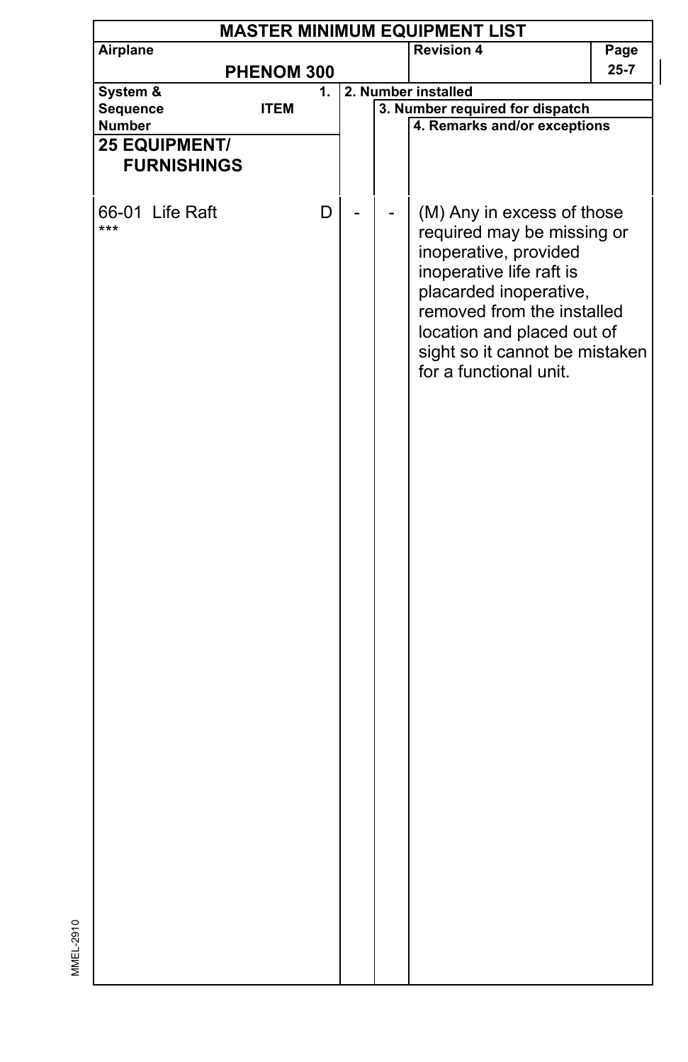# MASTER MINIMUM EQUIPMENT LIST

| Airplane | Revision 4 | Page |
|---|---|---|
| PHENOM 300 | | 25-7 |

| System & Sequence Number — ITEM | 1. | 2. Number installed | 3. Number required for dispatch | 4. Remarks and/or exceptions |
|---|---|---|---|---|
| **25 EQUIPMENT/ FURNISHINGS** | | | | |
| 66-01 Life Raft *** | D | - | - | (M) Any in excess of those required may be missing or inoperative, provided inoperative life raft is placarded inoperative, removed from the installed location and placed out of sight so it cannot be mistaken for a functional unit. |

MMEL-2910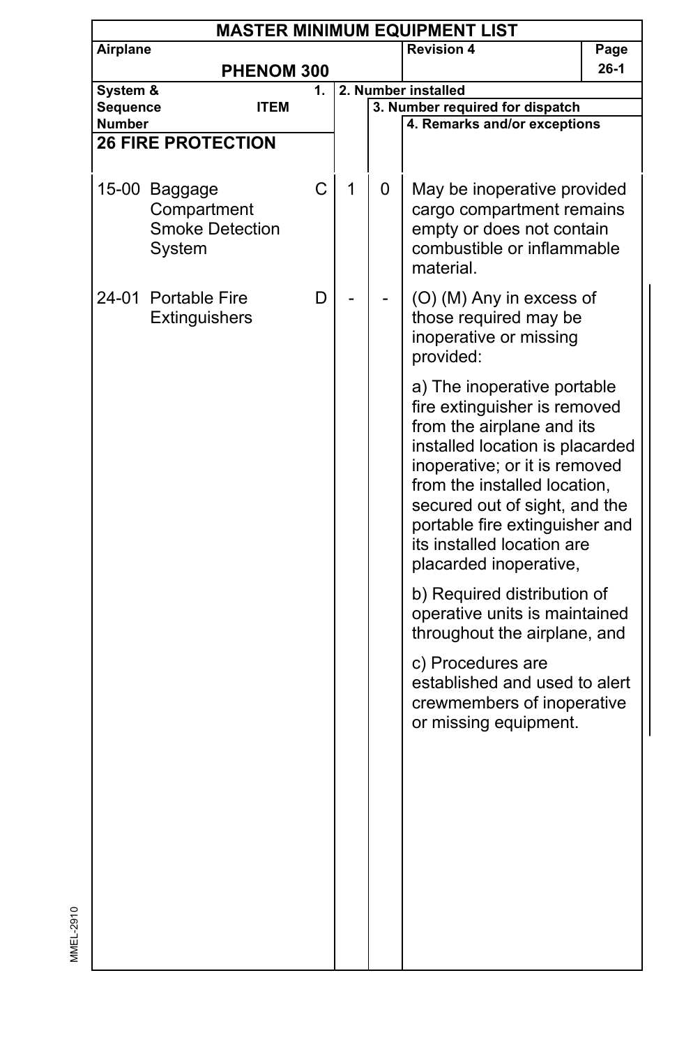# MASTER MINIMUM EQUIPMENT LIST

| Airplane | | | Revision 4 | Page |
|---|---|---|---|---|
| PHENOM 300 | | | | 26-1 |

| System & Sequence Number | ITEM | 1. | 2. Number installed | 3. Number required for dispatch | 4. Remarks and/or exceptions |
|---|---|---|---|---|---|
| **26 FIRE PROTECTION** | | | | | |
| 15-00 | Baggage Compartment Smoke Detection System | C | 1 | 0 | May be inoperative provided cargo compartment remains empty or does not contain combustible or inflammable material. |
| 24-01 | Portable Fire Extinguishers | D | - | - | (O) (M) Any in excess of those required may be inoperative or missing provided:<br><br>a) The inoperative portable fire extinguisher is removed from the airplane and its installed location is placarded inoperative; or it is removed from the installed location, secured out of sight, and the portable fire extinguisher and its installed location are placarded inoperative,<br><br>b) Required distribution of operative units is maintained throughout the airplane, and<br><br>c) Procedures are established and used to alert crewmembers of inoperative or missing equipment. |

MMEL-2910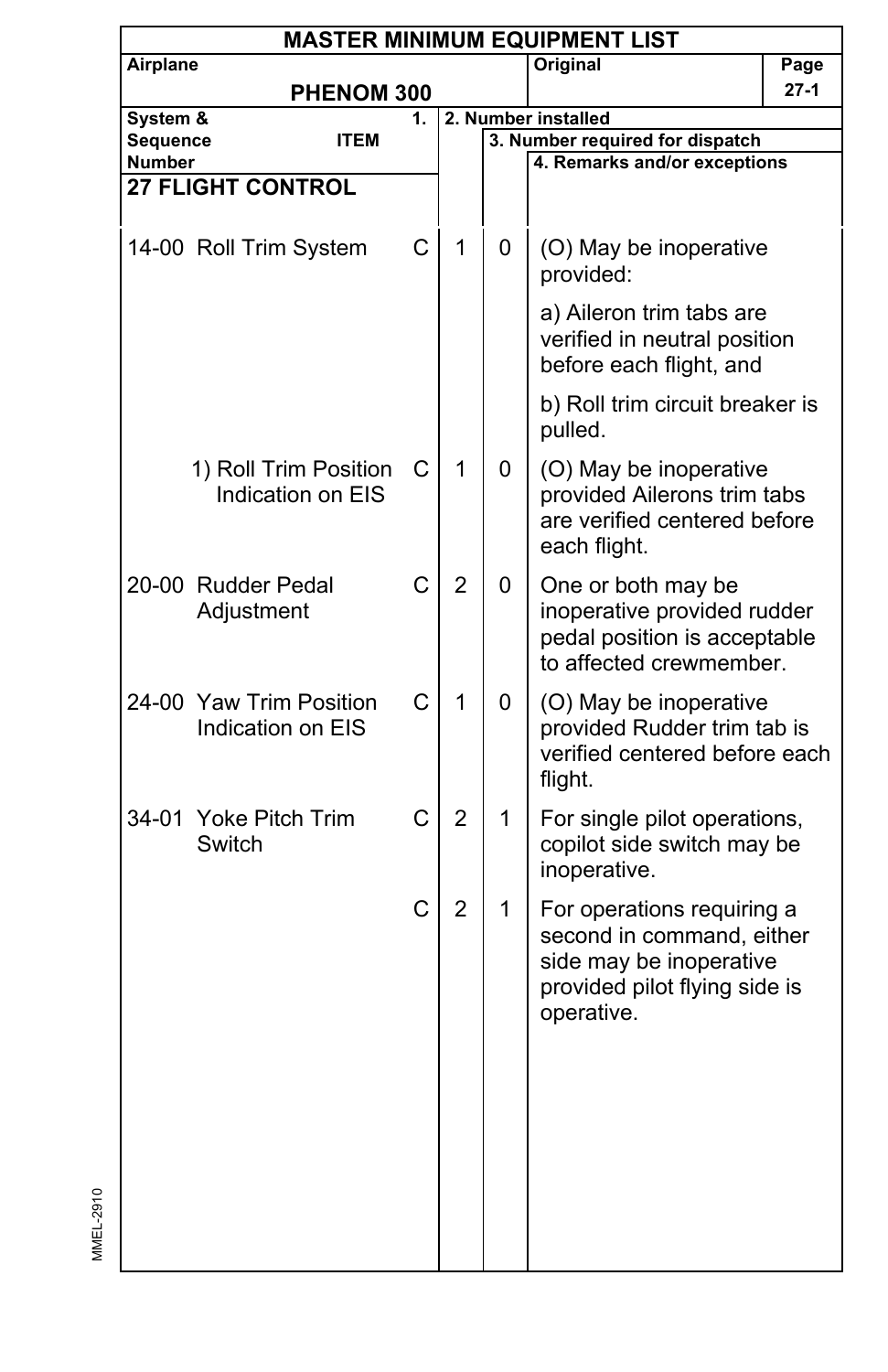# MASTER MINIMUM EQUIPMENT LIST

| Airplane | Original | Page |
|---|---|---|
| PHENOM 300 | | 27-1 |

| System & Sequence Number | ITEM | 1. | 2. Number installed | 3. Number required for dispatch | 4. Remarks and/or exceptions |
|---|---|---|---|---|---|
| **27 FLIGHT CONTROL** | | | | | |
| 14-00 | Roll Trim System | C | 1 | 0 | (O) May be inoperative provided:<br><br>a) Aileron trim tabs are verified in neutral position before each flight, and<br><br>b) Roll trim circuit breaker is pulled. |
| | 1) Roll Trim Position Indication on EIS | C | 1 | 0 | (O) May be inoperative provided Ailerons trim tabs are verified centered before each flight. |
| 20-00 | Rudder Pedal Adjustment | C | 2 | 0 | One or both may be inoperative provided rudder pedal position is acceptable to affected crewmember. |
| 24-00 | Yaw Trim Position Indication on EIS | C | 1 | 0 | (O) May be inoperative provided Rudder trim tab is verified centered before each flight. |
| 34-01 | Yoke Pitch Trim Switch | C | 2 | 1 | For single pilot operations, copilot side switch may be inoperative. |
| | | C | 2 | 1 | For operations requiring a second in command, either side may be inoperative provided pilot flying side is operative. |

MMEL-2910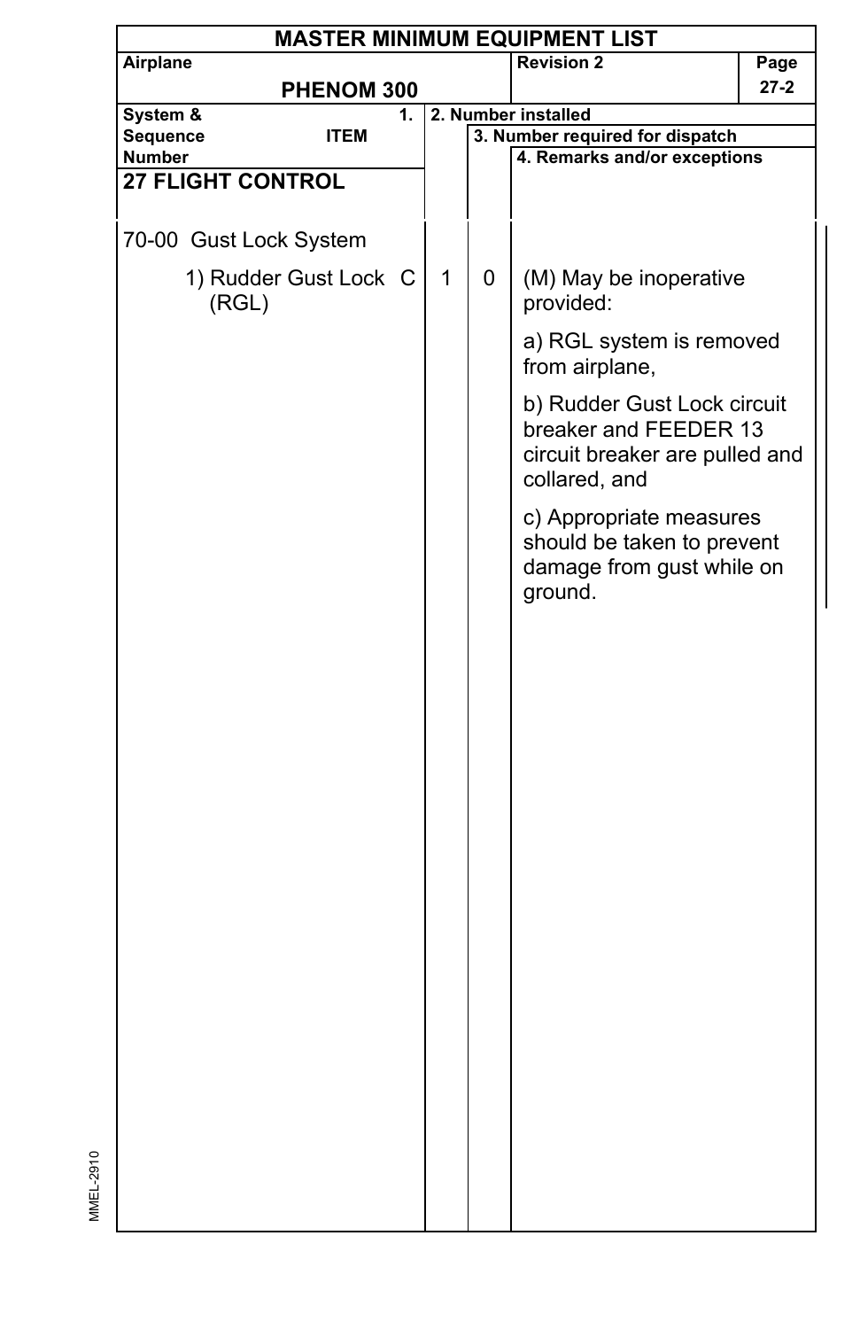# MASTER MINIMUM EQUIPMENT LIST

| Airplane | Revision 2 | Page |
|---|---|---|
| PHENOM 300 | | 27-2 |

| System & Sequence Number / 1. ITEM | | 2. Number installed | 3. Number required for dispatch | 4. Remarks and/or exceptions |
|---|---|---|---|---|
| **27 FLIGHT CONTROL** | | | | |
| 70-00 Gust Lock System | | | | |
| 1) Rudder Gust Lock (RGL) | C | 1 | 0 | (M) May be inoperative provided:<br><br>a) RGL system is removed from airplane,<br><br>b) Rudder Gust Lock circuit breaker and FEEDER 13 circuit breaker are pulled and collared, and<br><br>c) Appropriate measures should be taken to prevent damage from gust while on ground. |

MMEL-2910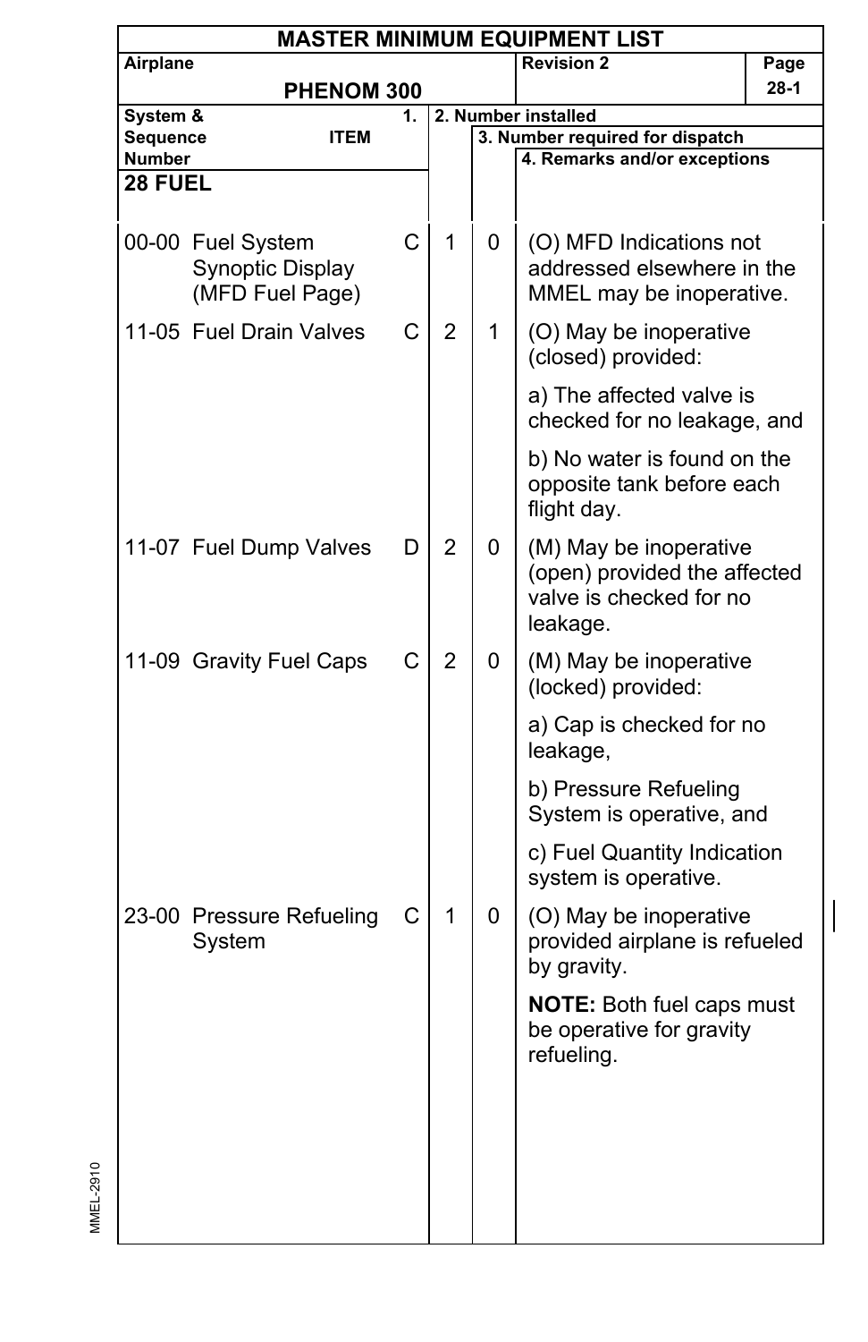# MASTER MINIMUM EQUIPMENT LIST

| Airplane | Revision 2 |
|---|---|
| PHENOM 300 | |

| System & Sequence Number | ITEM | 1. | 2. Number installed | 3. Number required for dispatch | 4. Remarks and/or exceptions |
|---|---|---|---|---|---|
| **28 FUEL** | | | | | |
| 00-00 | Fuel System Synoptic Display (MFD Fuel Page) | C | 1 | 0 | (O) MFD Indications not addressed elsewhere in the MMEL may be inoperative. |
| 11-05 | Fuel Drain Valves | C | 2 | 1 | (O) May be inoperative (closed) provided:<br><br>a) The affected valve is checked for no leakage, and<br><br>b) No water is found on the opposite tank before each flight day. |
| 11-07 | Fuel Dump Valves | D | 2 | 0 | (M) May be inoperative (open) provided the affected valve is checked for no leakage. |
| 11-09 | Gravity Fuel Caps | C | 2 | 0 | (M) May be inoperative (locked) provided:<br><br>a) Cap is checked for no leakage,<br><br>b) Pressure Refueling System is operative, and<br><br>c) Fuel Quantity Indication system is operative. |
| 23-00 | Pressure Refueling System | C | 1 | 0 | (O) May be inoperative provided airplane is refueled by gravity.<br><br>**NOTE:** Both fuel caps must be operative for gravity refueling. |

MMEL-2910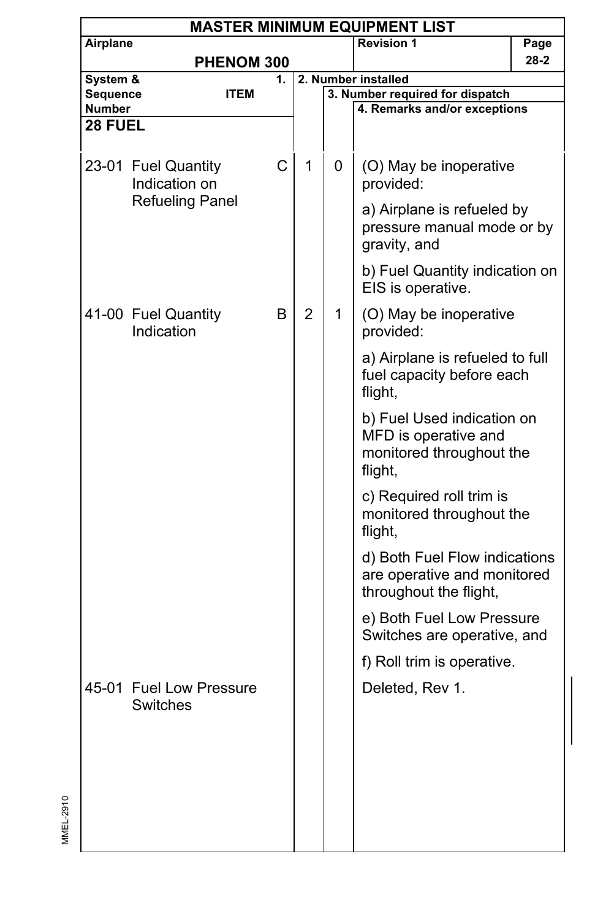# MASTER MINIMUM EQUIPMENT LIST

| Airplane | Revision 1 |
|---|---|
| PHENOM 300 | |

| System & Sequence Number | ITEM | 1. | 2. Number installed | 3. Number required for dispatch | 4. Remarks and/or exceptions |
|---|---|---|---|---|---|
| **28 FUEL** | | | | | |
| 23-01 | Fuel Quantity Indication on Refueling Panel | C | 1 | 0 | (O) May be inoperative provided:<br><br>a) Airplane is refueled by pressure manual mode or by gravity, and<br><br>b) Fuel Quantity indication on EIS is operative. |
| 41-00 | Fuel Quantity Indication | B | 2 | 1 | (O) May be inoperative provided:<br><br>a) Airplane is refueled to full fuel capacity before each flight,<br><br>b) Fuel Used indication on MFD is operative and monitored throughout the flight,<br><br>c) Required roll trim is monitored throughout the flight,<br><br>d) Both Fuel Flow indications are operative and monitored throughout the flight,<br><br>e) Both Fuel Low Pressure Switches are operative, and<br><br>f) Roll trim is operative. |
| 45-01 | Fuel Low Pressure Switches | | | | Deleted, Rev 1. |

MMEL-2910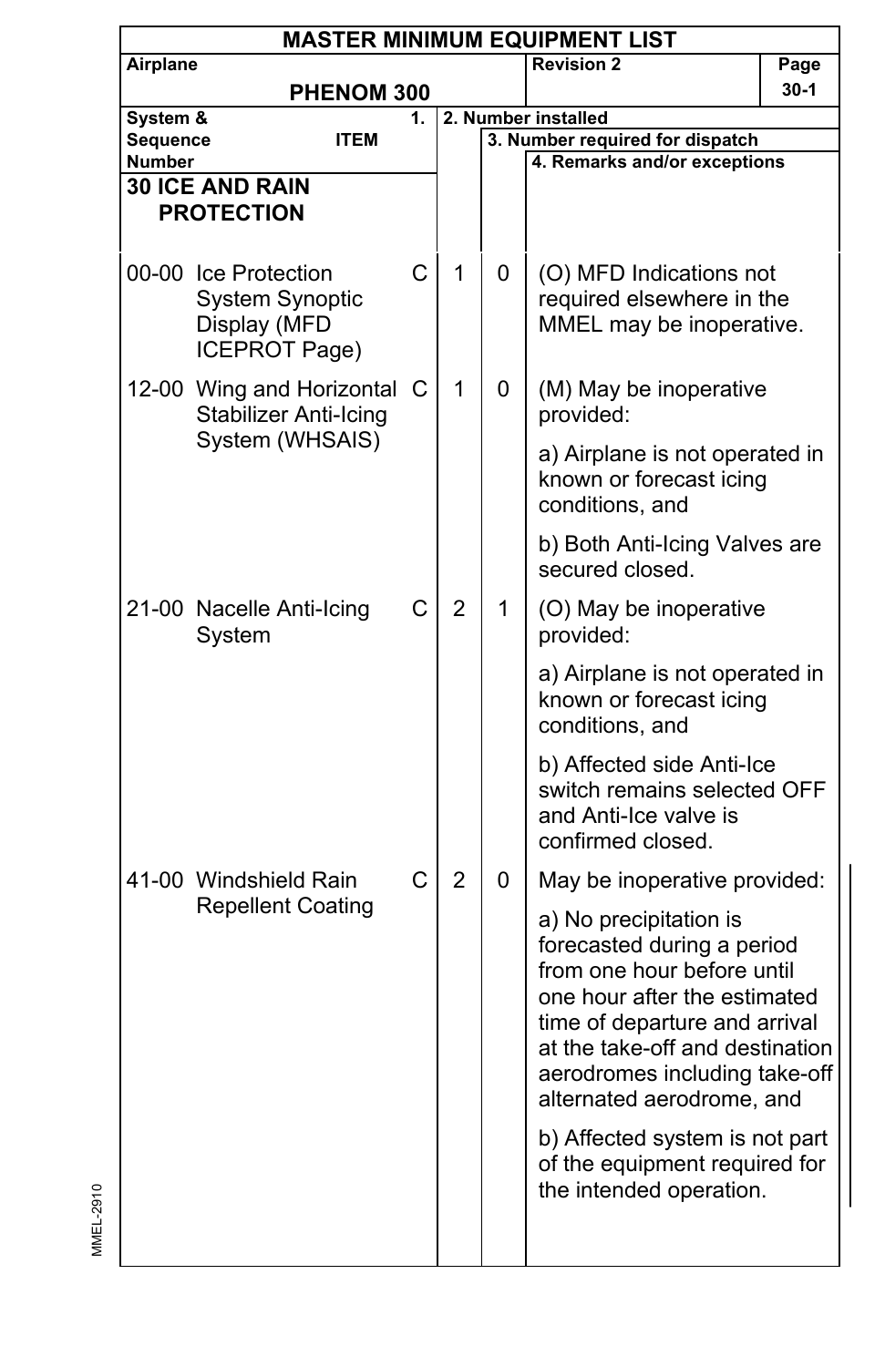# MASTER MINIMUM EQUIPMENT LIST

| Airplane | Revision 2 | Page |
|---|---|---|
| PHENOM 300 | | 30-1 |

| System & Sequence Number | ITEM | 1. | 2. Number installed | 3. Number required for dispatch | 4. Remarks and/or exceptions |
|---|---|---|---|---|---|
| **30 ICE AND RAIN PROTECTION** | | | | | |
| 00-00 | Ice Protection System Synoptic Display (MFD ICEPROT Page) | C | 1 | 0 | (O) MFD Indications not required elsewhere in the MMEL may be inoperative. |
| 12-00 | Wing and Horizontal Stabilizer Anti-Icing System (WHSAIS) | C | 1 | 0 | (M) May be inoperative provided:<br><br>a) Airplane is not operated in known or forecast icing conditions, and<br><br>b) Both Anti-Icing Valves are secured closed. |
| 21-00 | Nacelle Anti-Icing System | C | 2 | 1 | (O) May be inoperative provided:<br><br>a) Airplane is not operated in known or forecast icing conditions, and<br><br>b) Affected side Anti-Ice switch remains selected OFF and Anti-Ice valve is confirmed closed. |
| 41-00 | Windshield Rain Repellent Coating | C | 2 | 0 | May be inoperative provided:<br><br>a) No precipitation is forecasted during a period from one hour before until one hour after the estimated time of departure and arrival at the take-off and destination aerodromes including take-off alternated aerodrome, and<br><br>b) Affected system is not part of the equipment required for the intended operation. |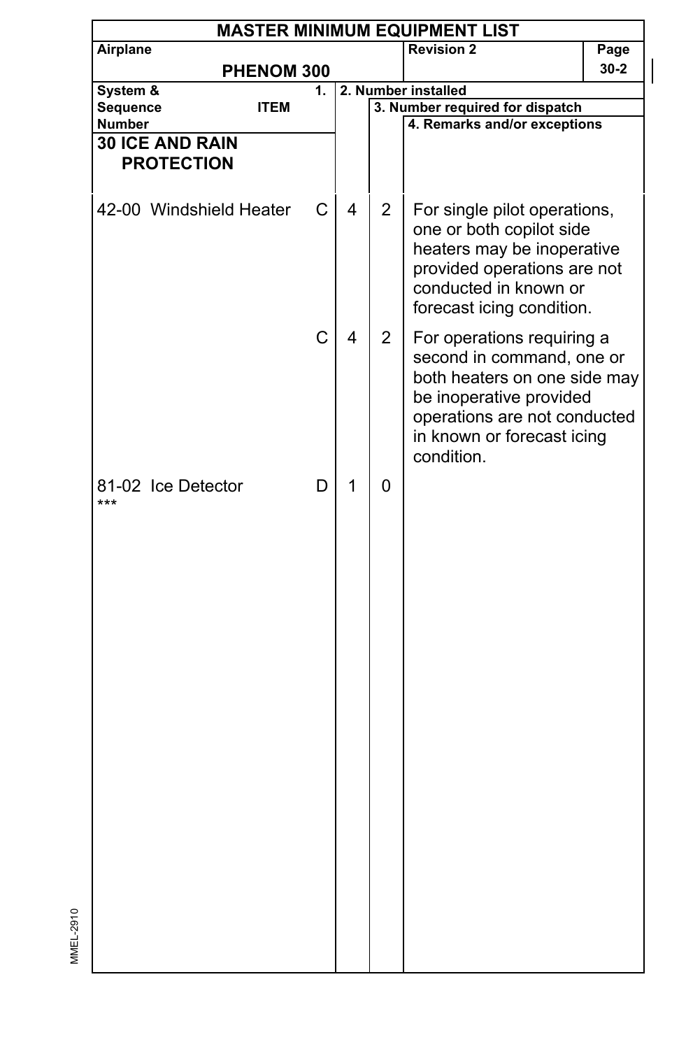# MASTER MINIMUM EQUIPMENT LIST

| Airplane | Revision 2 | Page |
|---|---|---|
| PHENOM 300 | | 30-2 |

| System & Sequence Number | ITEM | 1. | 2. Number installed | 3. Number required for dispatch | 4. Remarks and/or exceptions |
|---|---|---|---|---|---|
| **30 ICE AND RAIN PROTECTION** | | | | | |
| 42-00 | Windshield Heater | C | 4 | 2 | For single pilot operations, one or both copilot side heaters may be inoperative provided operations are not conducted in known or forecast icing condition. |
| | | C | 4 | 2 | For operations requiring a second in command, one or both heaters on one side may be inoperative provided operations are not conducted in known or forecast icing condition. |
| 81-02 *** | Ice Detector | D | 1 | 0 | |

MMEL-2910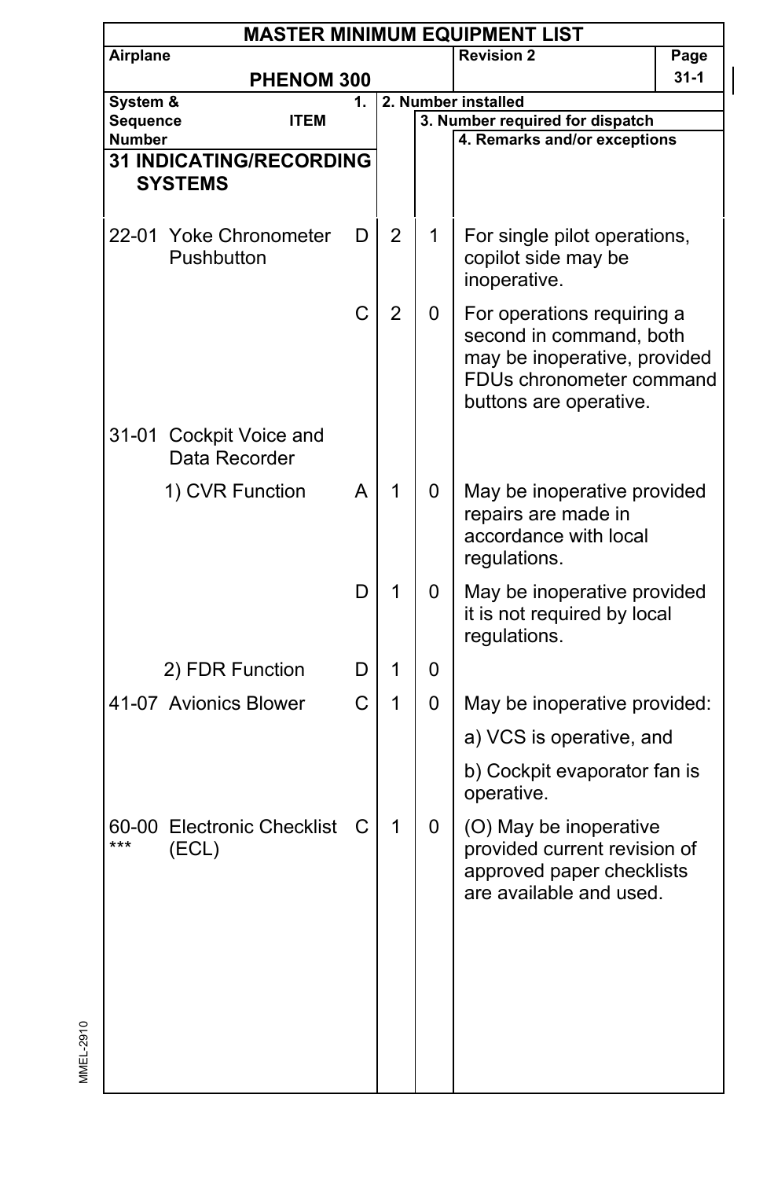# MASTER MINIMUM EQUIPMENT LIST

| Airplane | Revision 2 | Page |
|---|---|---|
| PHENOM 300 | | 31-1 |

| System & Sequence Number | ITEM | 1. | 2. Number installed | 3. Number required for dispatch | 4. Remarks and/or exceptions |
|---|---|---|---|---|---|
| **31 INDICATING/RECORDING SYSTEMS** | | | | | |
| 22-01 | Yoke Chronometer Pushbutton | D | 2 | 1 | For single pilot operations, copilot side may be inoperative. |
| | | C | 2 | 0 | For operations requiring a second in command, both may be inoperative, provided FDUs chronometer command buttons are operative. |
| 31-01 | Cockpit Voice and Data Recorder | | | | |
| | 1) CVR Function | A | 1 | 0 | May be inoperative provided repairs are made in accordance with local regulations. |
| | | D | 1 | 0 | May be inoperative provided it is not required by local regulations. |
| | 2) FDR Function | D | 1 | 0 | |
| 41-07 | Avionics Blower | C | 1 | 0 | May be inoperative provided:<br>a) VCS is operative, and<br>b) Cockpit evaporator fan is operative. |
| 60-00 *** | Electronic Checklist (ECL) | C | 1 | 0 | (O) May be inoperative provided current revision of approved paper checklists are available and used. |

MMEL-2910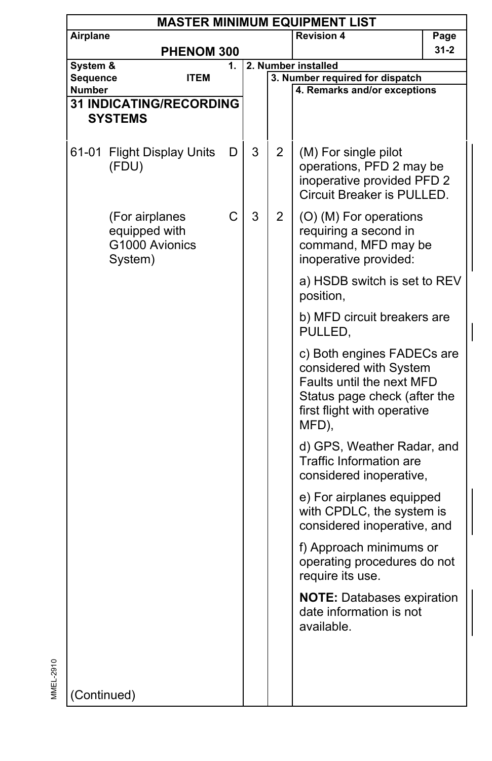# MASTER MINIMUM EQUIPMENT LIST

| Airplane | | Revision 4 | Page |
|---|---|---|---|
| PHENOM 300 | | | 31-2 |

| System & Sequence Number | ITEM | 1. | 2. Number installed | 3. Number required for dispatch | 4. Remarks and/or exceptions |
|---|---|---|---|---|---|
| **31 INDICATING/RECORDING SYSTEMS** | | | | | |
| 61-01 | Flight Display Units (FDU) | D | 3 | 2 | (M) For single pilot operations, PFD 2 may be inoperative provided PFD 2 Circuit Breaker is PULLED. |
| | (For airplanes equipped with G1000 Avionics System) | C | 3 | 2 | (O) (M) For operations requiring a second in command, MFD may be inoperative provided:<br><br>a) HSDB switch is set to REV position,<br><br>b) MFD circuit breakers are PULLED,<br><br>c) Both engines FADECs are considered with System Faults until the next MFD Status page check (after the first flight with operative MFD),<br><br>d) GPS, Weather Radar, and Traffic Information are considered inoperative,<br><br>e) For airplanes equipped with CPDLC, the system is considered inoperative, and<br><br>f) Approach minimums or operating procedures do not require its use.<br><br>**NOTE:** Databases expiration date information is not available. |
| (Continued) | | | | | |

MMEL-2910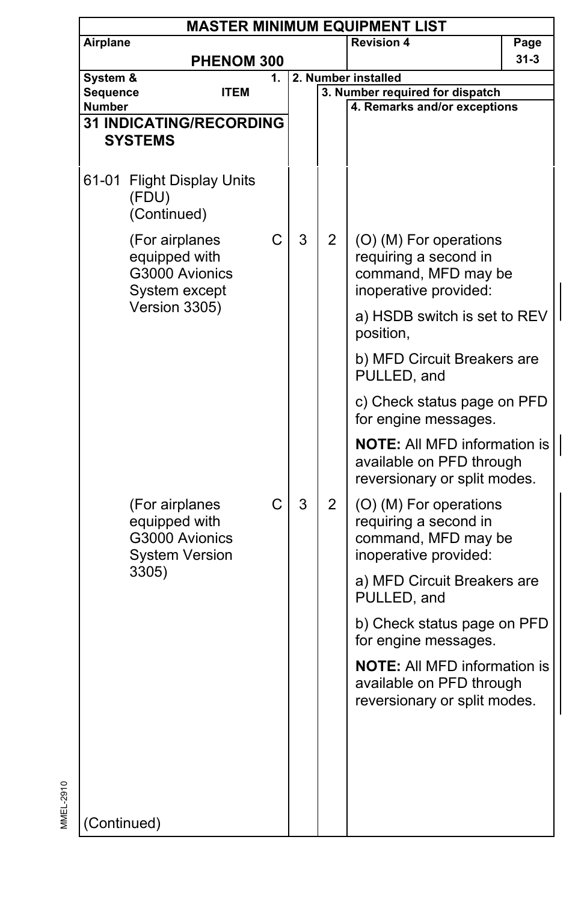# MASTER MINIMUM EQUIPMENT LIST

| Airplane | Revision 4 | Page |
|---|---|---|
| PHENOM 300 | | 31-3 |

| System & Sequence Number | 1. ITEM | | 2. Number installed | 3. Number required for dispatch | 4. Remarks and/or exceptions |
|---|---|---|---|---|---|
| **31 INDICATING/RECORDING SYSTEMS** | | | | | |
| 61-01 | Flight Display Units (FDU) (Continued) | | | | |
| | (For airplanes equipped with G3000 Avionics System except Version 3305) | C | 3 | 2 | (O) (M) For operations requiring a second in command, MFD may be inoperative provided:<br><br>a) HSDB switch is set to REV position,<br><br>b) MFD Circuit Breakers are PULLED, and<br><br>c) Check status page on PFD for engine messages.<br><br>**NOTE:** All MFD information is available on PFD through reversionary or split modes. |
| | (For airplanes equipped with G3000 Avionics System Version 3305) | C | 3 | 2 | (O) (M) For operations requiring a second in command, MFD may be inoperative provided:<br><br>a) MFD Circuit Breakers are PULLED, and<br><br>b) Check status page on PFD for engine messages.<br><br>**NOTE:** All MFD information is available on PFD through reversionary or split modes. |
| (Continued) | | | | | |

MMEL-2910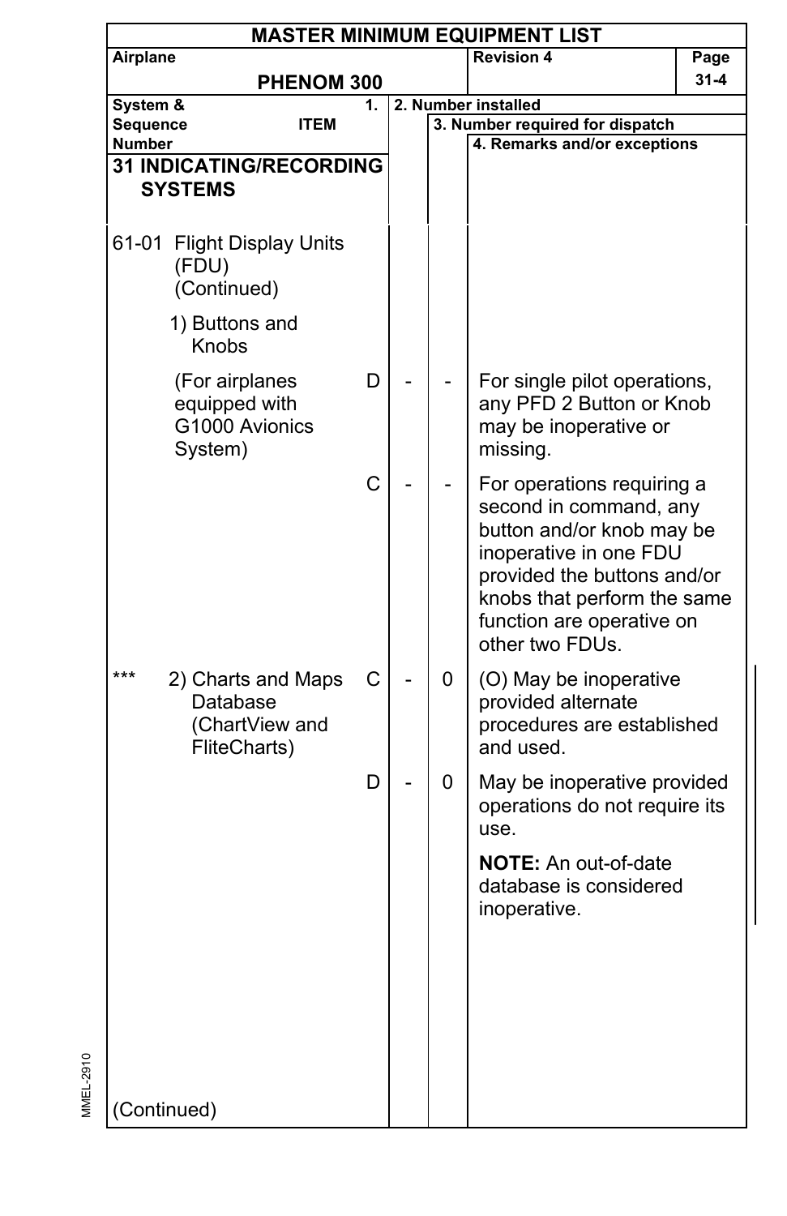# MASTER MINIMUM EQUIPMENT LIST

| Airplane | Revision 4 |
|---|---|
| PHENOM 300 | |

| System & Sequence Number | ITEM | 1. | 2. Number installed | 3. Number required for dispatch | 4. Remarks and/or exceptions |
|---|---|---|---|---|---|
| **31 INDICATING/RECORDING SYSTEMS** | | | | | |
| 61-01 | Flight Display Units (FDU) (Continued) | | | | |
| | 1) Buttons and Knobs | | | | |
| | (For airplanes equipped with G1000 Avionics System) | D | - | - | For single pilot operations, any PFD 2 Button or Knob may be inoperative or missing. |
| | | C | - | - | For operations requiring a second in command, any button and/or knob may be inoperative in one FDU provided the buttons and/or knobs that perform the same function are operative on other two FDUs. |
| *** | 2) Charts and Maps Database (ChartView and FliteCharts) | C | - | 0 | (O) May be inoperative provided alternate procedures are established and used. |
| | | D | - | 0 | May be inoperative provided operations do not require its use.<br><br>**NOTE:** An out-of-date database is considered inoperative. |

(Continued)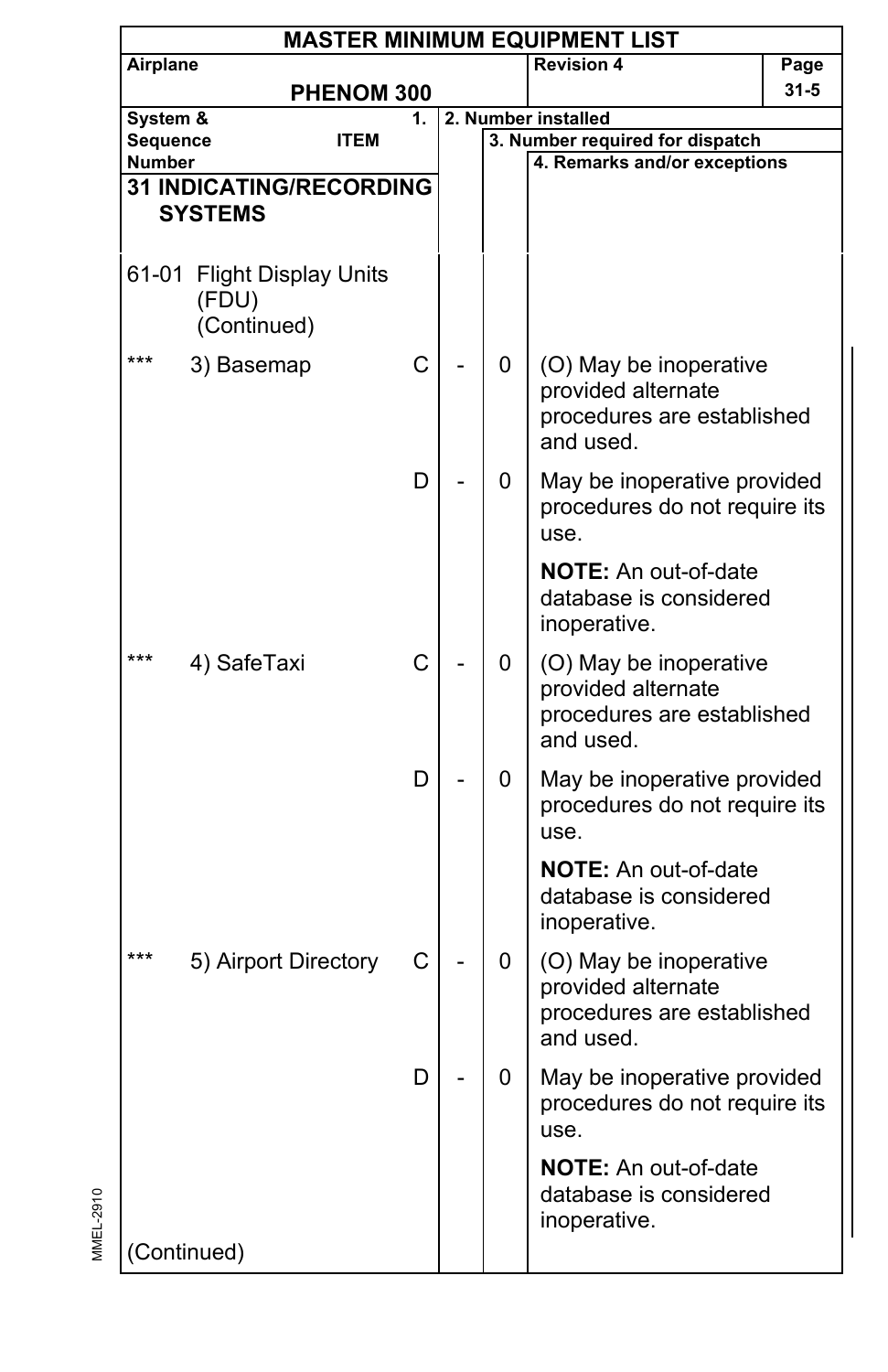# MASTER MINIMUM EQUIPMENT LIST

| Airplane | Revision 4 |
|---|---|
| PHENOM 300 | |

| System & Sequence Number | 1. ITEM | | 2. Number installed | 3. Number required for dispatch | 4. Remarks and/or exceptions |
|---|---|---|---|---|---|
| **31 INDICATING/RECORDING SYSTEMS** | | | | | |
| 61-01 | Flight Display Units (FDU) (Continued) | | | | |
| *** | 3) Basemap | C | - | 0 | (O) May be inoperative provided alternate procedures are established and used. |
| | | D | - | 0 | May be inoperative provided procedures do not require its use.<br><br>**NOTE:** An out-of-date database is considered inoperative. |
| *** | 4) SafeTaxi | C | - | 0 | (O) May be inoperative provided alternate procedures are established and used. |
| | | D | - | 0 | May be inoperative provided procedures do not require its use.<br><br>**NOTE:** An out-of-date database is considered inoperative. |
| *** | 5) Airport Directory | C | - | 0 | (O) May be inoperative provided alternate procedures are established and used. |
| | | D | - | 0 | May be inoperative provided procedures do not require its use.<br><br>**NOTE:** An out-of-date database is considered inoperative. |
| (Continued) | | | | | |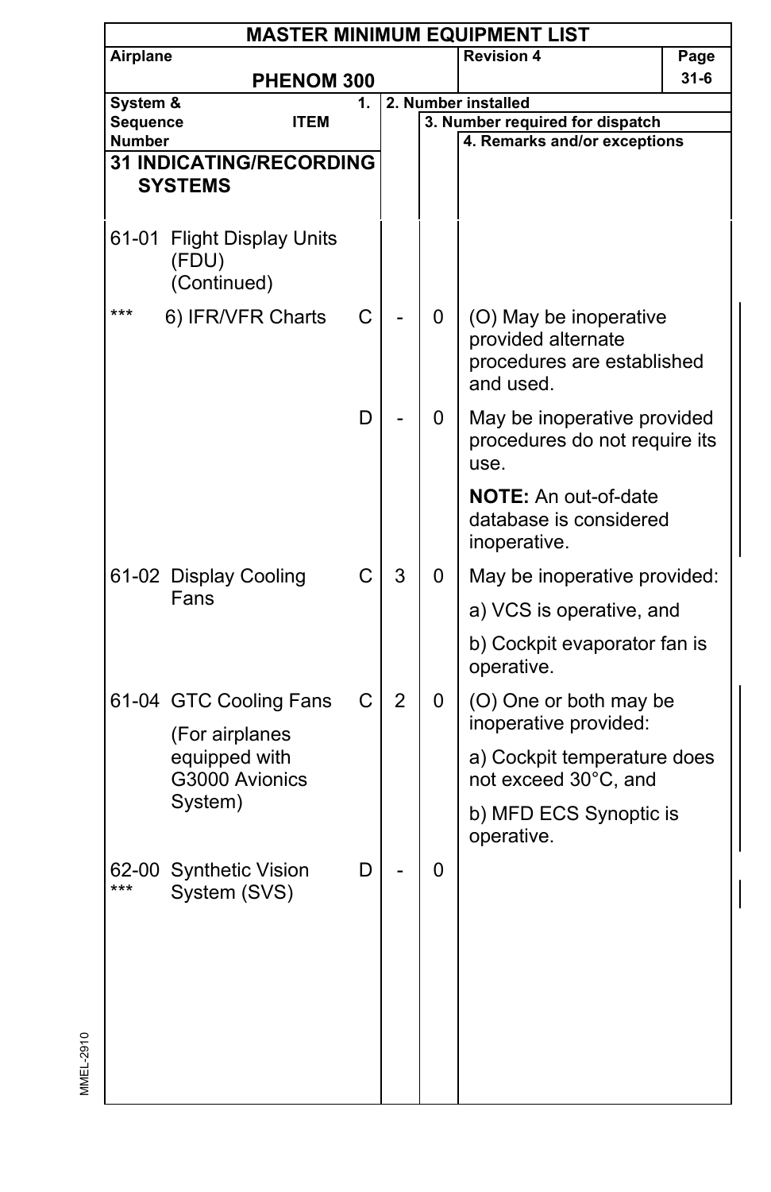# MASTER MINIMUM EQUIPMENT LIST

**Airplane:** PHENOM 300 | **Revision 4** | **Page** 31-6

| System & Sequence Number | ITEM | 1. | 2. Number installed | 3. Number required for dispatch | 4. Remarks and/or exceptions |
|---|---|---|---|---|---|
| **31 INDICATING/RECORDING SYSTEMS** | | | | | |
| 61-01 | Flight Display Units (FDU) (Continued) | | | | |
| *** | 6) IFR/VFR Charts | C | - | 0 | (O) May be inoperative provided alternate procedures are established and used. |
| | | D | - | 0 | May be inoperative provided procedures do not require its use. **NOTE:** An out-of-date database is considered inoperative. |
| 61-02 | Display Cooling Fans | C | 3 | 0 | May be inoperative provided: a) VCS is operative, and b) Cockpit evaporator fan is operative. |
| 61-04 | GTC Cooling Fans (For airplanes equipped with G3000 Avionics System) | C | 2 | 0 | (O) One or both may be inoperative provided: a) Cockpit temperature does not exceed 30°C, and b) MFD ECS Synoptic is operative. |
| 62-00 *** | Synthetic Vision System (SVS) | D | - | 0 | |

MMEL-2910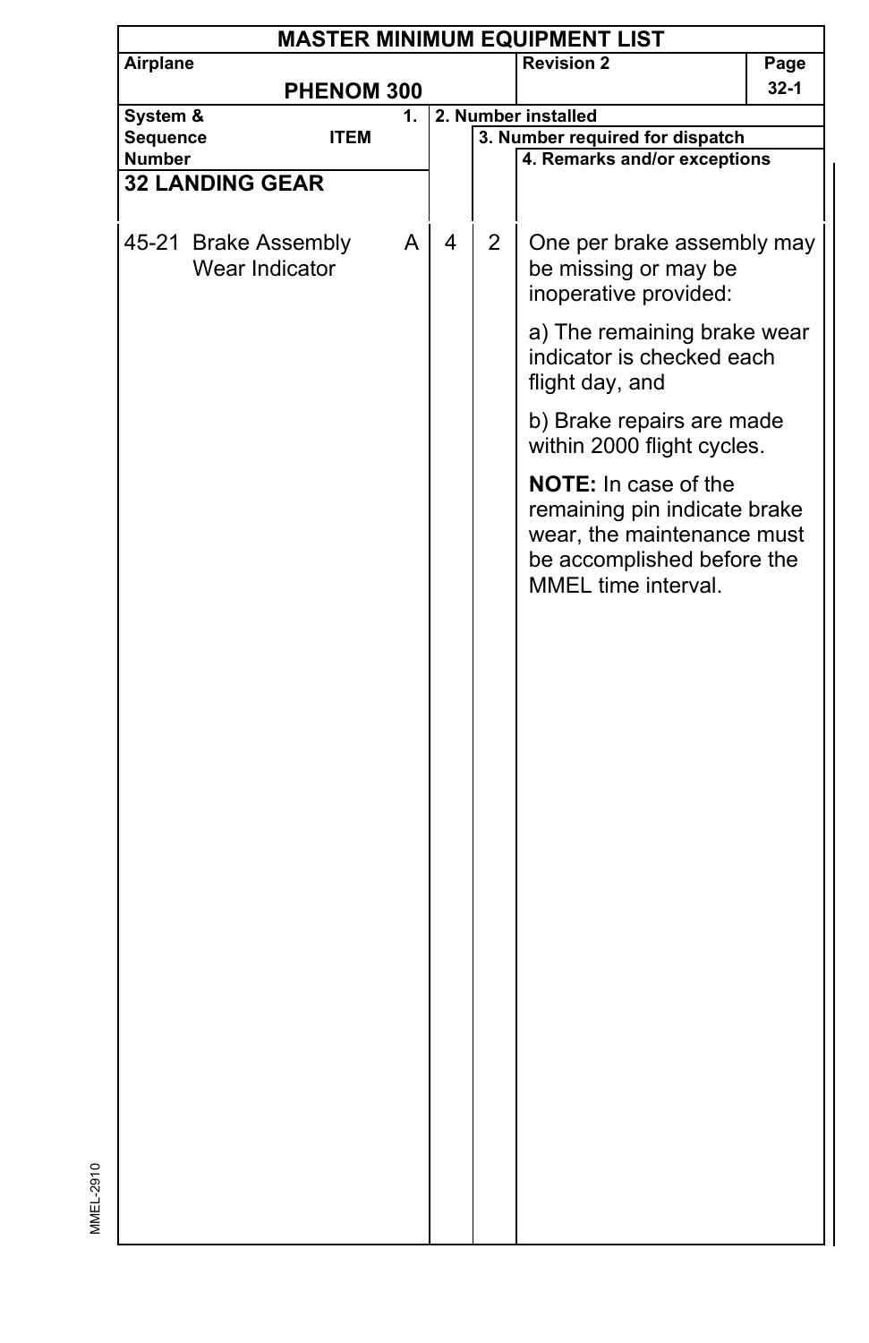# MASTER MINIMUM EQUIPMENT LIST

| Airplane | Revision 2 | Page |
|---|---|---|
| PHENOM 300 | | 32-1 |

| System & Sequence Number | ITEM | 1. | 2. Number installed | 3. Number required for dispatch | 4. Remarks and/or exceptions |
|---|---|---|---|---|---|
| **32 LANDING GEAR** | | | | | |
| 45-21 | Brake Assembly Wear Indicator | A | 4 | 2 | One per brake assembly may be missing or may be inoperative provided:<br><br>a) The remaining brake wear indicator is checked each flight day, and<br><br>b) Brake repairs are made within 2000 flight cycles.<br><br>**NOTE:** In case of the remaining pin indicate brake wear, the maintenance must be accomplished before the MMEL time interval. |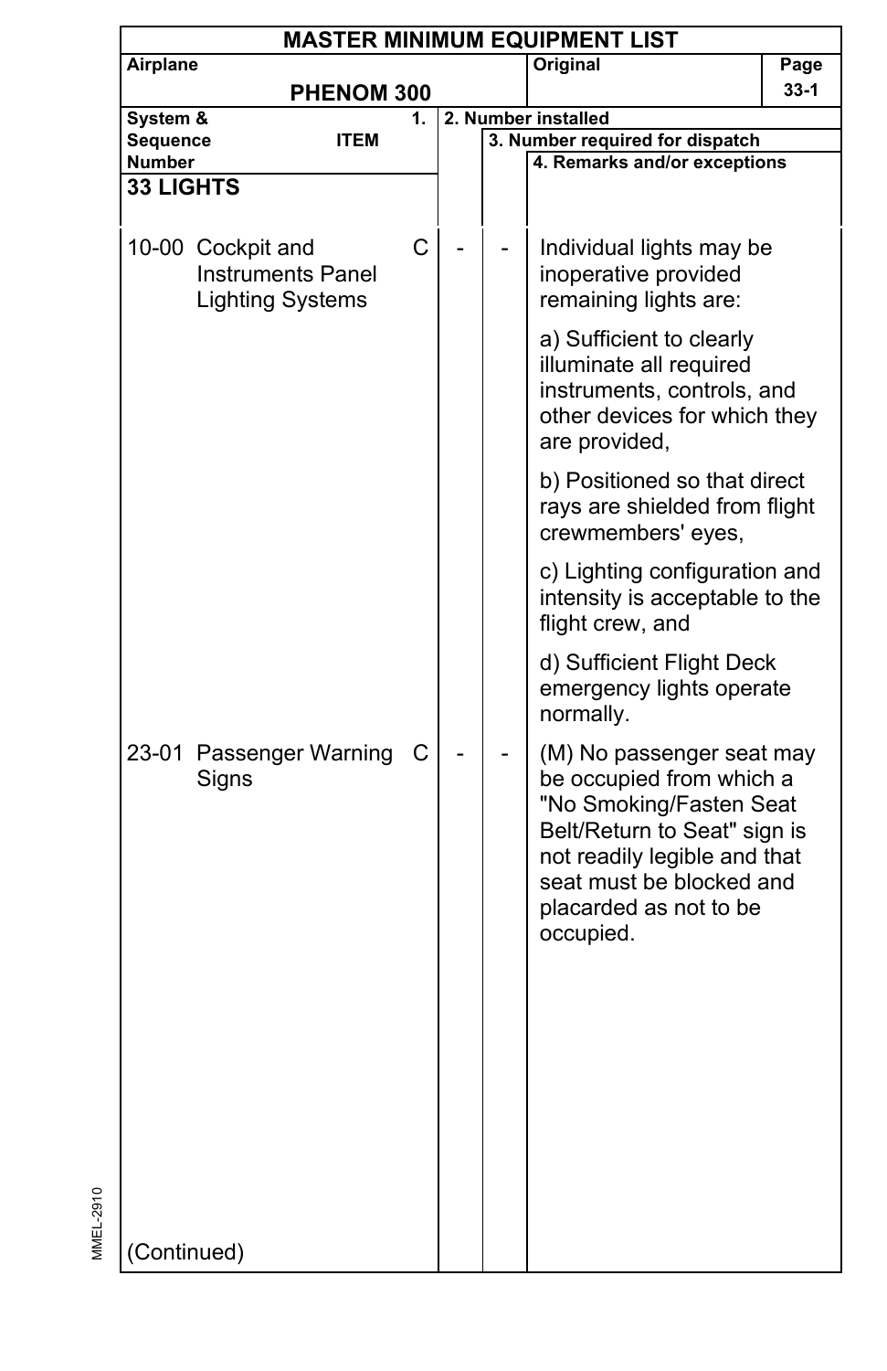# MASTER MINIMUM EQUIPMENT LIST

| Airplane | Original | Page |
|---|---|---|
| PHENOM 300 | | 33-1 |

| System & Sequence Number | ITEM | 1. | 2. Number installed | 3. Number required for dispatch | 4. Remarks and/or exceptions |
|---|---|---|---|---|---|
| **33 LIGHTS** | | | | | |
| 10-00 | Cockpit and Instruments Panel Lighting Systems | C | - | - | Individual lights may be inoperative provided remaining lights are:<br><br>a) Sufficient to clearly illuminate all required instruments, controls, and other devices for which they are provided,<br><br>b) Positioned so that direct rays are shielded from flight crewmembers' eyes,<br><br>c) Lighting configuration and intensity is acceptable to the flight crew, and<br><br>d) Sufficient Flight Deck emergency lights operate normally. |
| 23-01 | Passenger Warning Signs | C | - | - | (M) No passenger seat may be occupied from which a "No Smoking/Fasten Seat Belt/Return to Seat" sign is not readily legible and that seat must be blocked and placarded as not to be occupied. |

(Continued)

MMEL-2910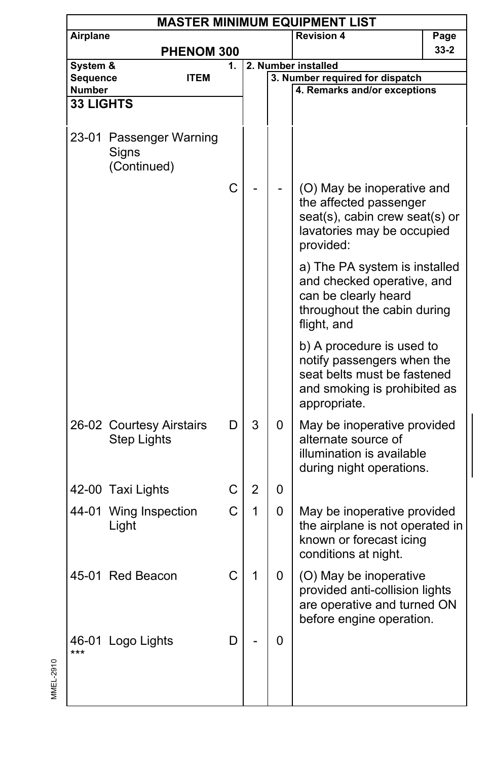# MASTER MINIMUM EQUIPMENT LIST

| Airplane | Revision 4 | Page |
|---|---|---|
| PHENOM 300 | | 33-2 |

| System & Sequence Number | ITEM | 1. | 2. Number installed | 3. Number required for dispatch | 4. Remarks and/or exceptions |
|---|---|---|---|---|---|
| **33 LIGHTS** | | | | | |
| 23-01 | Passenger Warning Signs (Continued) | | | | |
| | | C | - | - | (O) May be inoperative and the affected passenger seat(s), cabin crew seat(s) or lavatories may be occupied provided:<br><br>a) The PA system is installed and checked operative, and can be clearly heard throughout the cabin during flight, and<br><br>b) A procedure is used to notify passengers when the seat belts must be fastened and smoking is prohibited as appropriate. |
| 26-02 | Courtesy Airstairs Step Lights | D | 3 | 0 | May be inoperative provided alternate source of illumination is available during night operations. |
| 42-00 | Taxi Lights | C | 2 | 0 | |
| 44-01 | Wing Inspection Light | C | 1 | 0 | May be inoperative provided the airplane is not operated in known or forecast icing conditions at night. |
| 45-01 | Red Beacon | C | 1 | 0 | (O) May be inoperative provided anti-collision lights are operative and turned ON before engine operation. |
| 46-01 *** | Logo Lights | D | - | 0 | |

MMEL-2910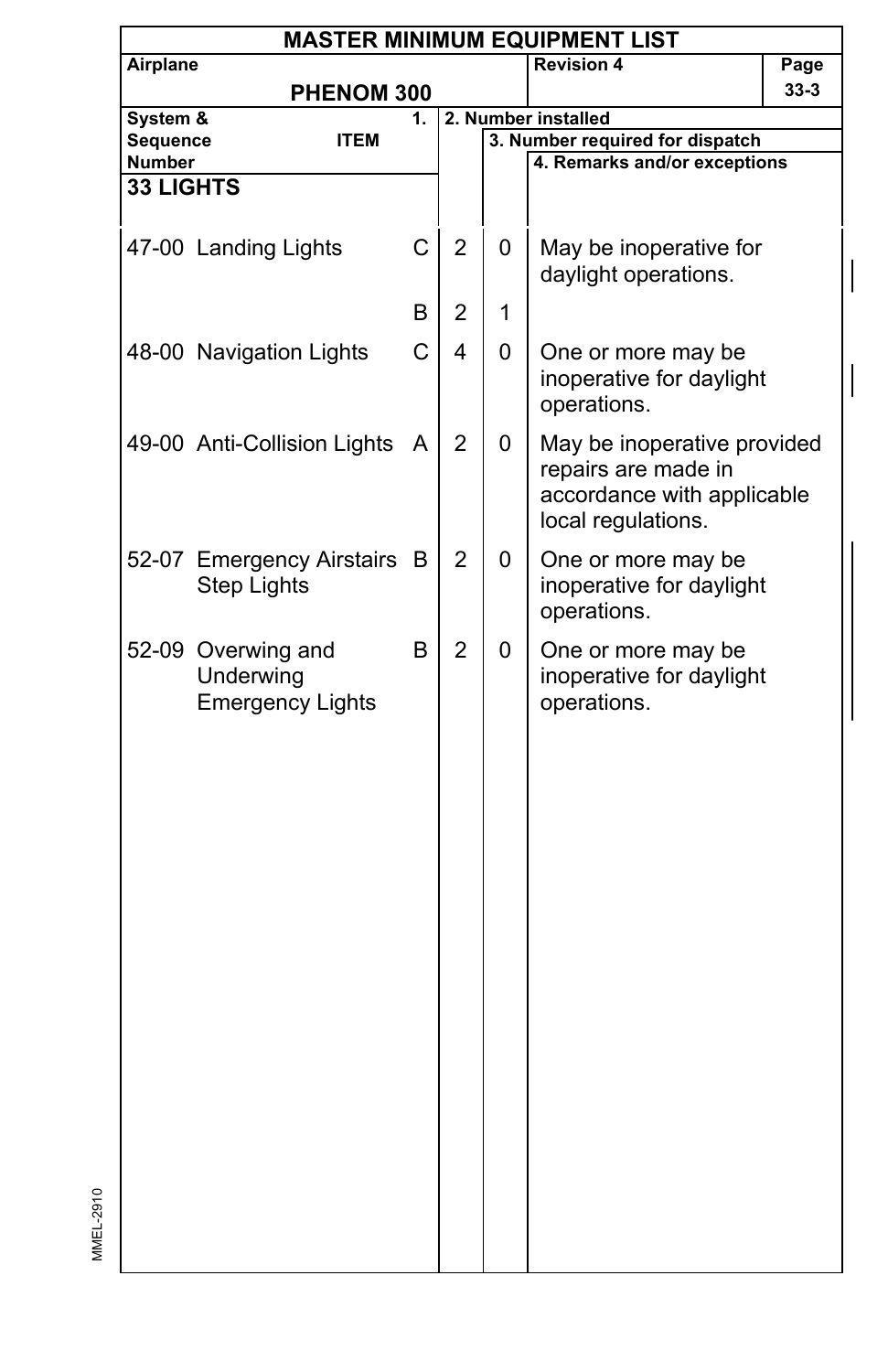**MASTER MINIMUM EQUIPMENT LIST**

**Airplane:** PHENOM 300 | **Revision 4** | **Page** 33-3

| System & Sequence Number | ITEM | 1. | 2. Number installed | 3. Number required for dispatch | 4. Remarks and/or exceptions |
|---|---|---|---|---|---|
| **33 LIGHTS** | | | | | |
| 47-00 | Landing Lights | C | 2 | 0 | May be inoperative for daylight operations. |
| | | B | 2 | 1 | |
| 48-00 | Navigation Lights | C | 4 | 0 | One or more may be inoperative for daylight operations. |
| 49-00 | Anti-Collision Lights | A | 2 | 0 | May be inoperative provided repairs are made in accordance with applicable local regulations. |
| 52-07 | Emergency Airstairs Step Lights | B | 2 | 0 | One or more may be inoperative for daylight operations. |
| 52-09 | Overwing and Underwing Emergency Lights | B | 2 | 0 | One or more may be inoperative for daylight operations. |

MMEL-2910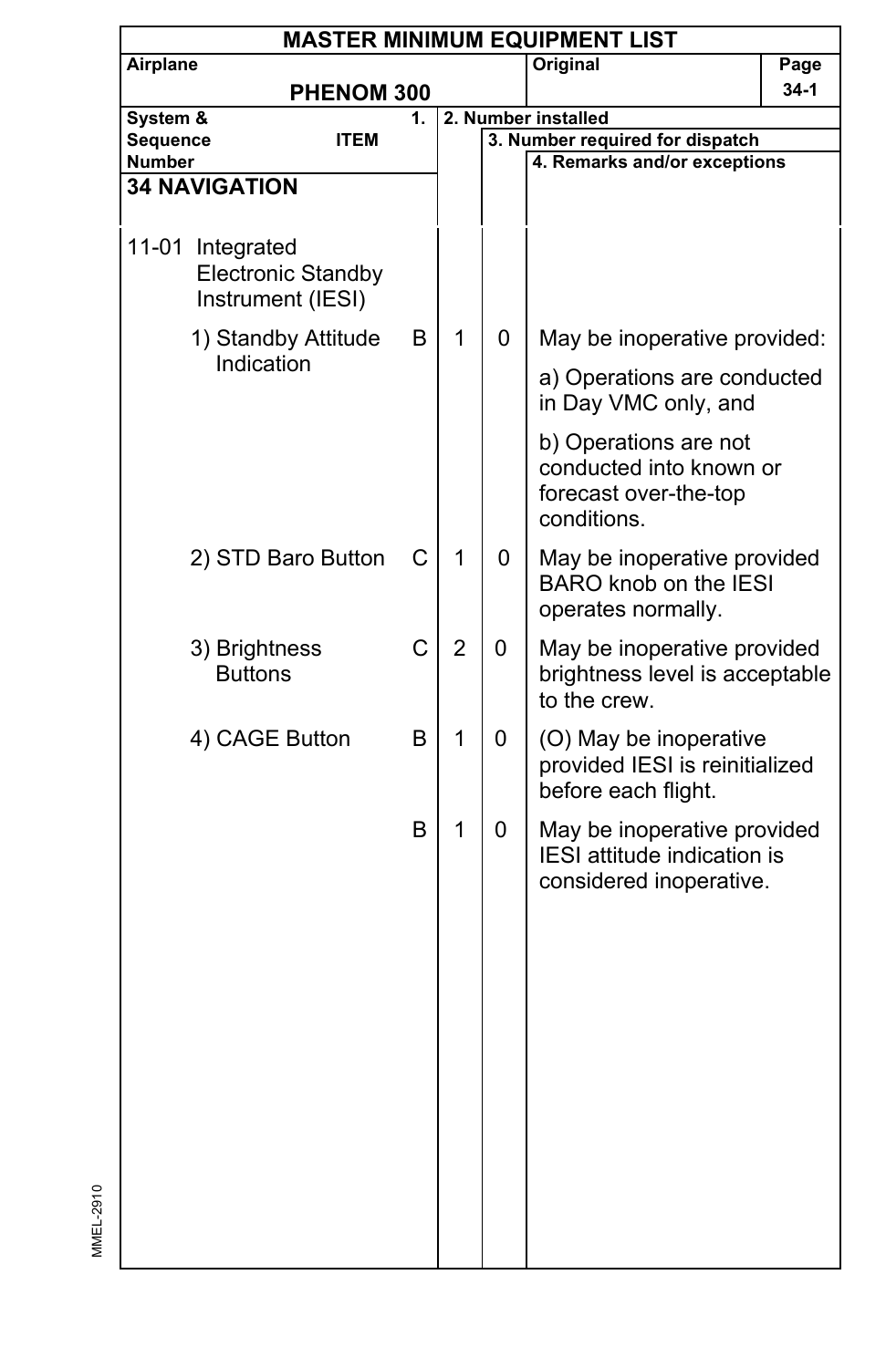**MASTER MINIMUM EQUIPMENT LIST**

| Airplane | Original | Page |
|---|---|---|
| **PHENOM 300** | | 34-1 |

| System & Sequence Number / ITEM | 1. | 2. Number installed | 3. Number required for dispatch | 4. Remarks and/or exceptions |
|---|---|---|---|---|
| **34 NAVIGATION** | | | | |
| 11-01 Integrated Electronic Standby Instrument (IESI) | | | | |
| 1) Standby Attitude Indication | B | 1 | 0 | May be inoperative provided: <br> a) Operations are conducted in Day VMC only, and <br> b) Operations are not conducted into known or forecast over-the-top conditions. |
| 2) STD Baro Button | C | 1 | 0 | May be inoperative provided BARO knob on the IESI operates normally. |
| 3) Brightness Buttons | C | 2 | 0 | May be inoperative provided brightness level is acceptable to the crew. |
| 4) CAGE Button | B | 1 | 0 | (O) May be inoperative provided IESI is reinitialized before each flight. |
| | B | 1 | 0 | May be inoperative provided IESI attitude indication is considered inoperative. |

MMEL-2910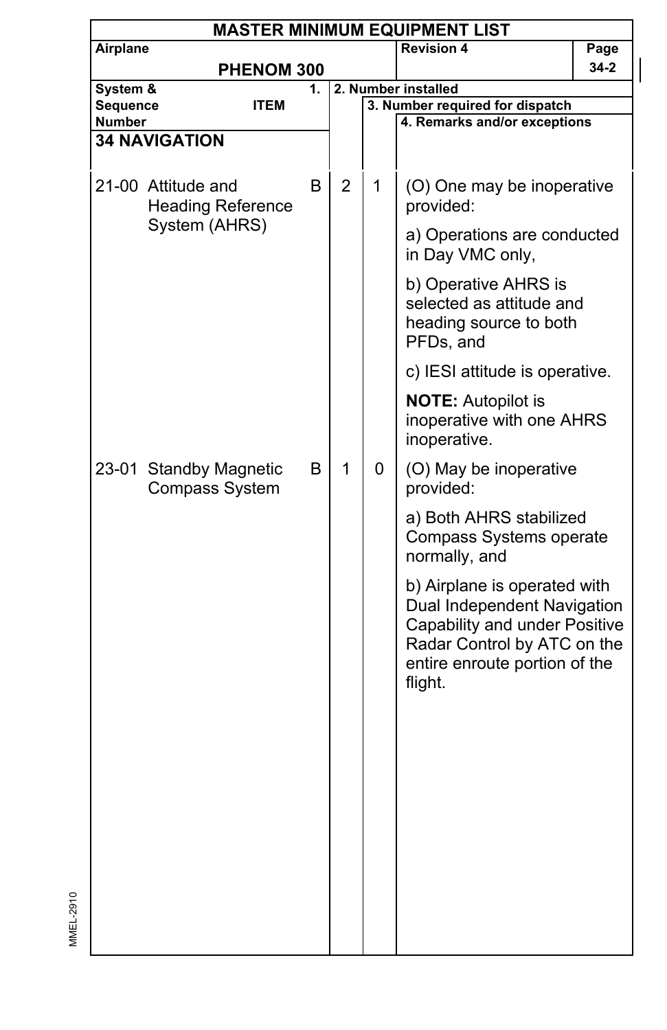# MASTER MINIMUM EQUIPMENT LIST

| Airplane | Revision 4 | Page |
|---|---|---|
| PHENOM 300 | | 34-2 |

| System & Sequence Number | 1. ITEM | | 2. Number installed | 3. Number required for dispatch | 4. Remarks and/or exceptions |
|---|---|---|---|---|---|
| **34 NAVIGATION** | | | | | |
| 21-00 | Attitude and Heading Reference System (AHRS) | B | 2 | 1 | (O) One may be inoperative provided:<br><br>a) Operations are conducted in Day VMC only,<br><br>b) Operative AHRS is selected as attitude and heading source to both PFDs, and<br><br>c) IESI attitude is operative.<br><br>**NOTE:** Autopilot is inoperative with one AHRS inoperative. |
| 23-01 | Standby Magnetic Compass System | B | 1 | 0 | (O) May be inoperative provided:<br><br>a) Both AHRS stabilized Compass Systems operate normally, and<br><br>b) Airplane is operated with Dual Independent Navigation Capability and under Positive Radar Control by ATC on the entire enroute portion of the flight. |

MMEL-2910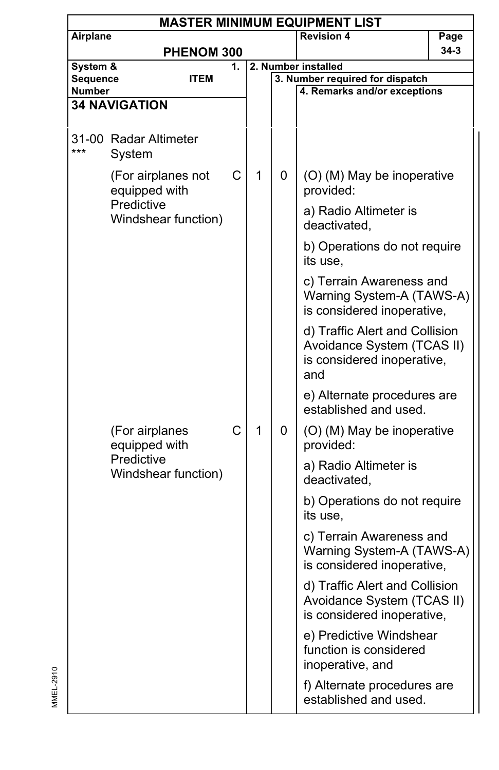# MASTER MINIMUM EQUIPMENT LIST

| Airplane | Revision 4 | Page |
|---|---|---|
| PHENOM 300 | | 34-3 |

| System & Sequence Number | 1. ITEM | | 2. Number installed | 3. Number required for dispatch | 4. Remarks and/or exceptions |
|---|---|---|---|---|---|
| **34 NAVIGATION** | | | | | |
| 31-00 *** | Radar Altimeter System | | | | |
| | (For airplanes not equipped with Predictive Windshear function) | C | 1 | 0 | (O) (M) May be inoperative provided:<br>a) Radio Altimeter is deactivated,<br>b) Operations do not require its use,<br>c) Terrain Awareness and Warning System-A (TAWS-A) is considered inoperative,<br>d) Traffic Alert and Collision Avoidance System (TCAS II) is considered inoperative, and<br>e) Alternate procedures are established and used. |
| | (For airplanes equipped with Predictive Windshear function) | C | 1 | 0 | (O) (M) May be inoperative provided:<br>a) Radio Altimeter is deactivated,<br>b) Operations do not require its use,<br>c) Terrain Awareness and Warning System-A (TAWS-A) is considered inoperative,<br>d) Traffic Alert and Collision Avoidance System (TCAS II) is considered inoperative,<br>e) Predictive Windshear function is considered inoperative, and<br>f) Alternate procedures are established and used. |

MMEL-2910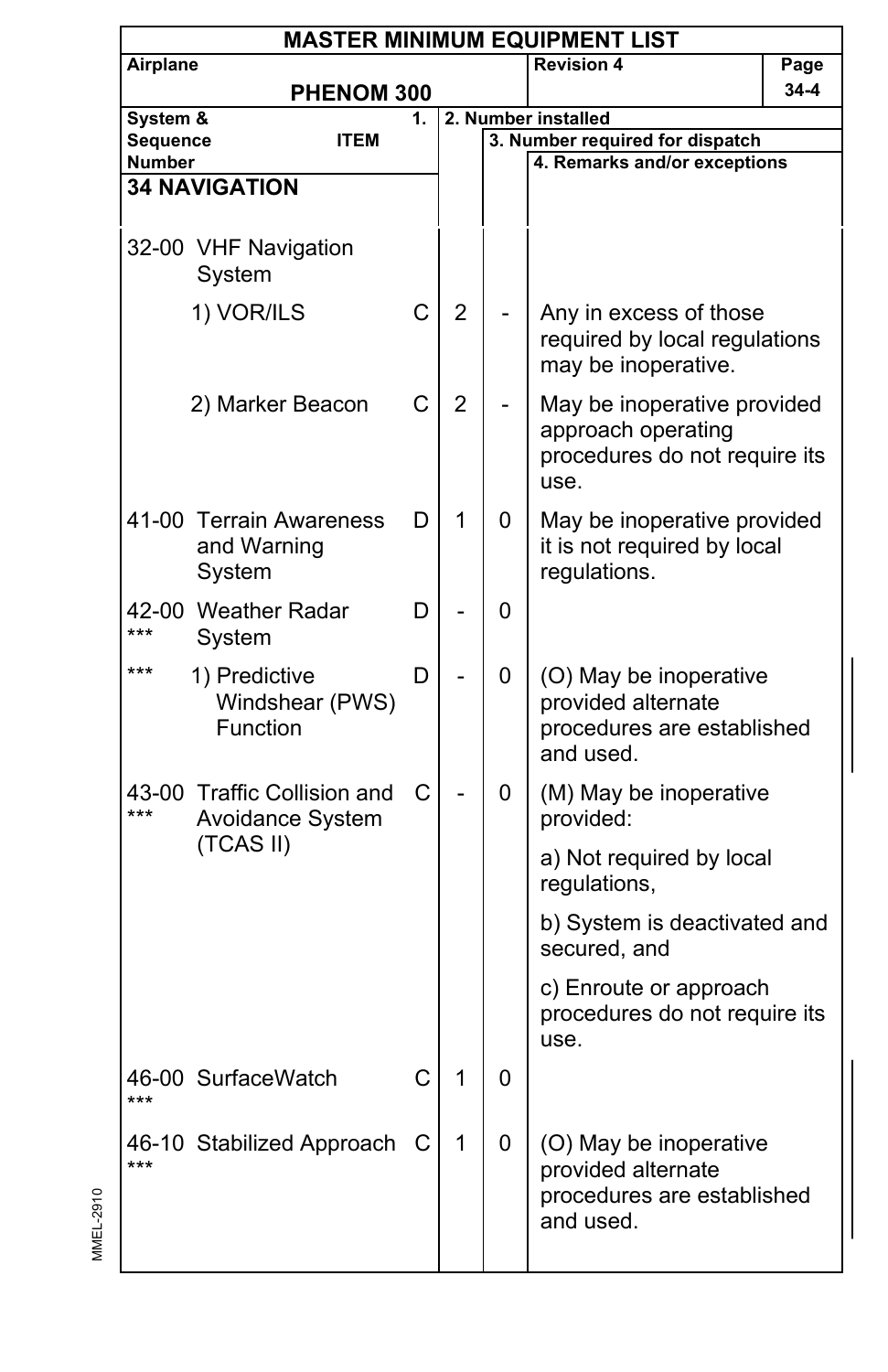# MASTER MINIMUM EQUIPMENT LIST

| Airplane | PHENOM 300 | Revision 4 | Page 34-4 |
|---|---|---|---|

| System & Sequence Number | ITEM | 1. | 2. Number installed | 3. Number required for dispatch | 4. Remarks and/or exceptions |
|---|---|---|---|---|---|
| **34 NAVIGATION** | | | | | |
| 32-00 | VHF Navigation System | | | | |
| | 1) VOR/ILS | C | 2 | - | Any in excess of those required by local regulations may be inoperative. |
| | 2) Marker Beacon | C | 2 | - | May be inoperative provided approach operating procedures do not require its use. |
| 41-00 | Terrain Awareness and Warning System | D | 1 | 0 | May be inoperative provided it is not required by local regulations. |
| 42-00 *** | Weather Radar System | D | - | 0 | |
| *** | 1) Predictive Windshear (PWS) Function | D | - | 0 | (O) May be inoperative provided alternate procedures are established and used. |
| 43-00 *** | Traffic Collision and Avoidance System (TCAS II) | C | - | 0 | (M) May be inoperative provided:<br>a) Not required by local regulations,<br>b) System is deactivated and secured, and<br>c) Enroute or approach procedures do not require its use. |
| 46-00 *** | SurfaceWatch | C | 1 | 0 | |
| 46-10 *** | Stabilized Approach | C | 1 | 0 | (O) May be inoperative provided alternate procedures are established and used. |

MMEL-2910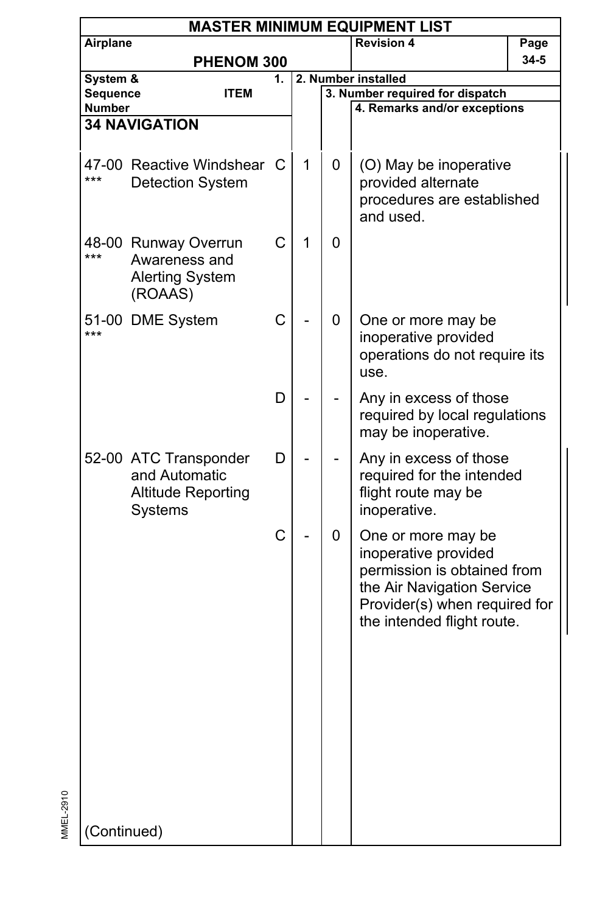# MASTER MINIMUM EQUIPMENT LIST

| Airplane | | | Revision 4 | Page |
|---|---|---|---|---|
| PHENOM 300 | | | | 34-5 |

| System & Sequence Number | ITEM | 1. | 2. Number installed | 3. Number required for dispatch | 4. Remarks and/or exceptions |
|---|---|---|---|---|---|
| **34 NAVIGATION** | | | | | |
| 47-00 *** | Reactive Windshear Detection System | C | 1 | 0 | (O) May be inoperative provided alternate procedures are established and used. |
| 48-00 *** | Runway Overrun Awareness and Alerting System (ROAAS) | C | 1 | 0 | |
| 51-00 *** | DME System | C | - | 0 | One or more may be inoperative provided operations do not require its use. |
| | | D | - | - | Any in excess of those required by local regulations may be inoperative. |
| 52-00 | ATC Transponder and Automatic Altitude Reporting Systems | D | - | - | Any in excess of those required for the intended flight route may be inoperative. |
| | | C | - | 0 | One or more may be inoperative provided permission is obtained from the Air Navigation Service Provider(s) when required for the intended flight route. |

(Continued)

MMEL-2910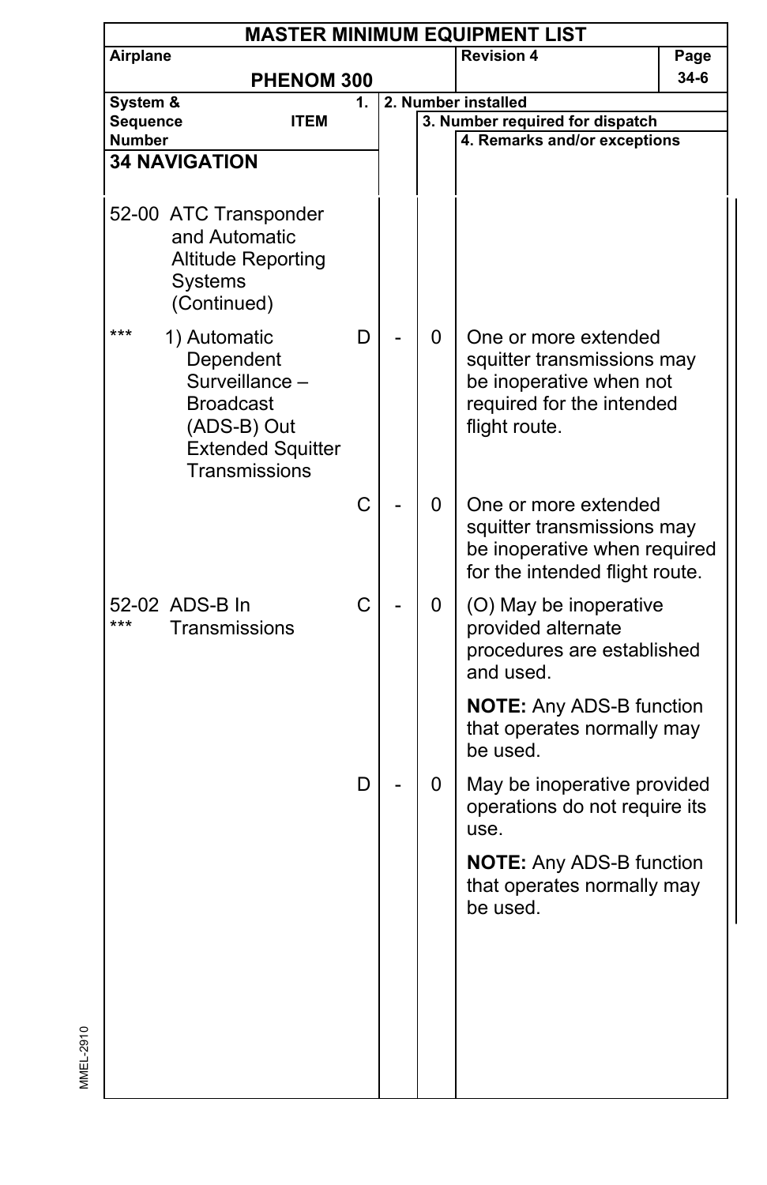# MASTER MINIMUM EQUIPMENT LIST

| Airplane | Revision 4 | Page |
|---|---|---|
| PHENOM 300 | | 34-6 |

| System & Sequence Number | ITEM | 1. | 2. Number installed | 3. Number required for dispatch | 4. Remarks and/or exceptions |
|---|---|---|---|---|---|
| **34 NAVIGATION** | | | | | |
| 52-00 | ATC Transponder and Automatic Altitude Reporting Systems (Continued) | | | | |
| *** | 1) Automatic Dependent Surveillance – Broadcast (ADS-B) Out Extended Squitter Transmissions | D | - | 0 | One or more extended squitter transmissions may be inoperative when not required for the intended flight route. |
| | | C | - | 0 | One or more extended squitter transmissions may be inoperative when required for the intended flight route. |
| 52-02 *** | ADS-B In Transmissions | C | - | 0 | (O) May be inoperative provided alternate procedures are established and used.<br><br>**NOTE:** Any ADS-B function that operates normally may be used. |
| | | D | - | 0 | May be inoperative provided operations do not require its use.<br><br>**NOTE:** Any ADS-B function that operates normally may be used. |

MMEL-2910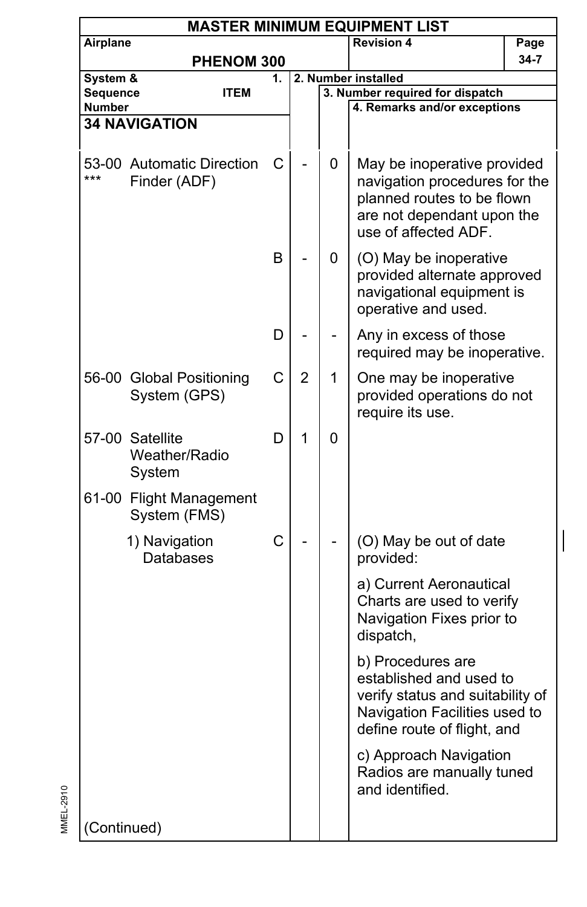# MASTER MINIMUM EQUIPMENT LIST

| Airplane | Revision 4 | Page |
|---|---|---|
| PHENOM 300 | | 34-7 |

| System & Sequence Number | ITEM | 1. | 2. Number installed | 3. Number required for dispatch | 4. Remarks and/or exceptions |
|---|---|---|---|---|---|
| **34 NAVIGATION** | | | | | |
| 53-00 *** | Automatic Direction Finder (ADF) | C | - | 0 | May be inoperative provided navigation procedures for the planned routes to be flown are not dependant upon the use of affected ADF. |
| | | B | - | 0 | (O) May be inoperative provided alternate approved navigational equipment is operative and used. |
| | | D | - | - | Any in excess of those required may be inoperative. |
| 56-00 | Global Positioning System (GPS) | C | 2 | 1 | One may be inoperative provided operations do not require its use. |
| 57-00 | Satellite Weather/Radio System | D | 1 | 0 | |
| 61-00 | Flight Management System (FMS) | | | | |
| | 1) Navigation Databases | C | - | - | (O) May be out of date provided:<br><br>a) Current Aeronautical Charts are used to verify Navigation Fixes prior to dispatch,<br><br>b) Procedures are established and used to verify status and suitability of Navigation Facilities used to define route of flight, and<br><br>c) Approach Navigation Radios are manually tuned and identified. |
| (Continued) | | | | | |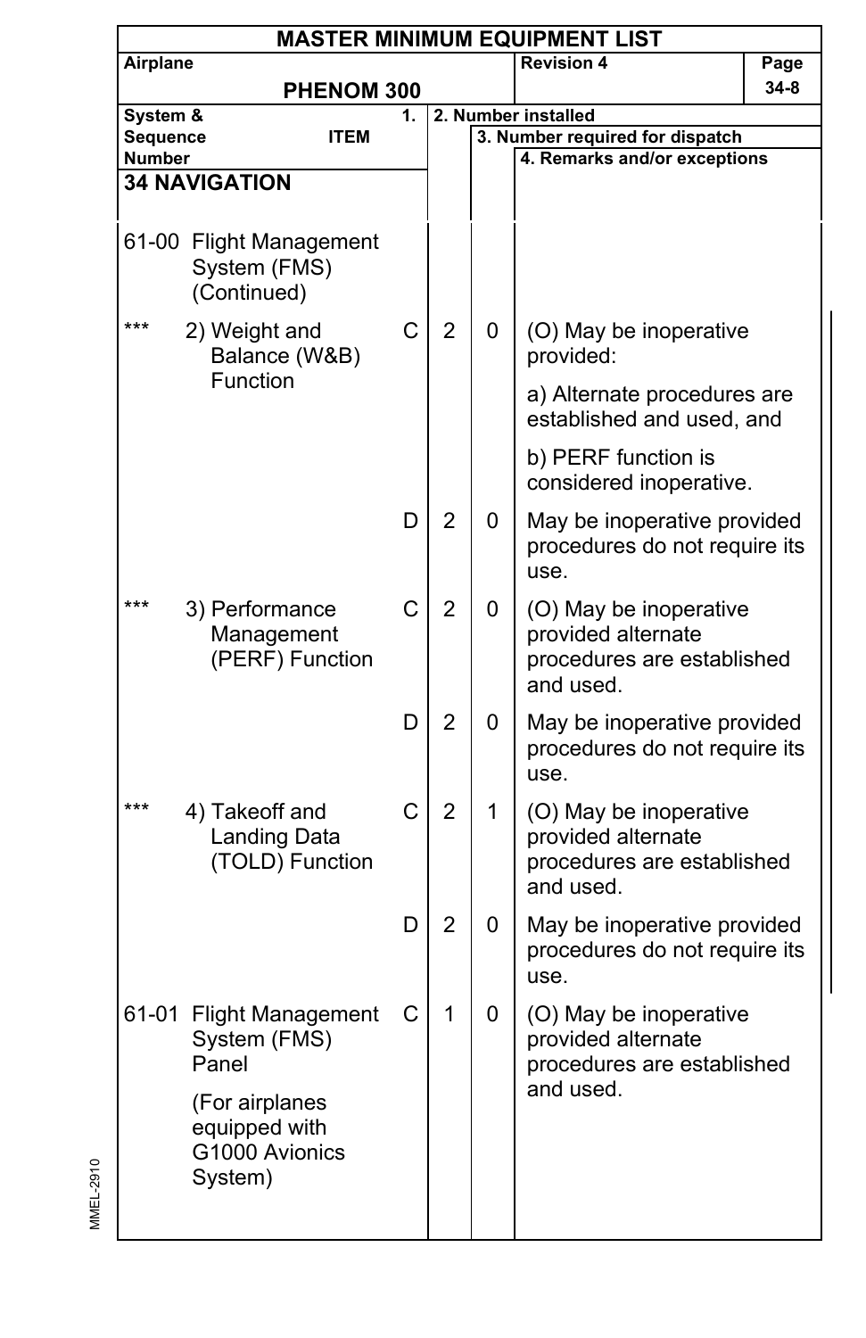**MASTER MINIMUM EQUIPMENT LIST**

**Airplane:** PHENOM 300 | **Revision 4** | **Page** 34-8

| System & Sequence Number | ITEM | 1. | 2. Number installed | 3. Number required for dispatch | 4. Remarks and/or exceptions |
|---|---|---|---|---|---|
| **34 NAVIGATION** | | | | | |
| 61-00 | Flight Management System (FMS) (Continued) | | | | |
| *** | 2) Weight and Balance (W&B) Function | C | 2 | 0 | (O) May be inoperative provided:<br><br>a) Alternate procedures are established and used, and<br><br>b) PERF function is considered inoperative. |
| | | D | 2 | 0 | May be inoperative provided procedures do not require its use. |
| *** | 3) Performance Management (PERF) Function | C | 2 | 0 | (O) May be inoperative provided alternate procedures are established and used. |
| | | D | 2 | 0 | May be inoperative provided procedures do not require its use. |
| *** | 4) Takeoff and Landing Data (TOLD) Function | C | 2 | 1 | (O) May be inoperative provided alternate procedures are established and used. |
| | | D | 2 | 0 | May be inoperative provided procedures do not require its use. |
| 61-01 | Flight Management System (FMS) Panel<br><br>(For airplanes equipped with G1000 Avionics System) | C | 1 | 0 | (O) May be inoperative provided alternate procedures are established and used. |

MMEL-2910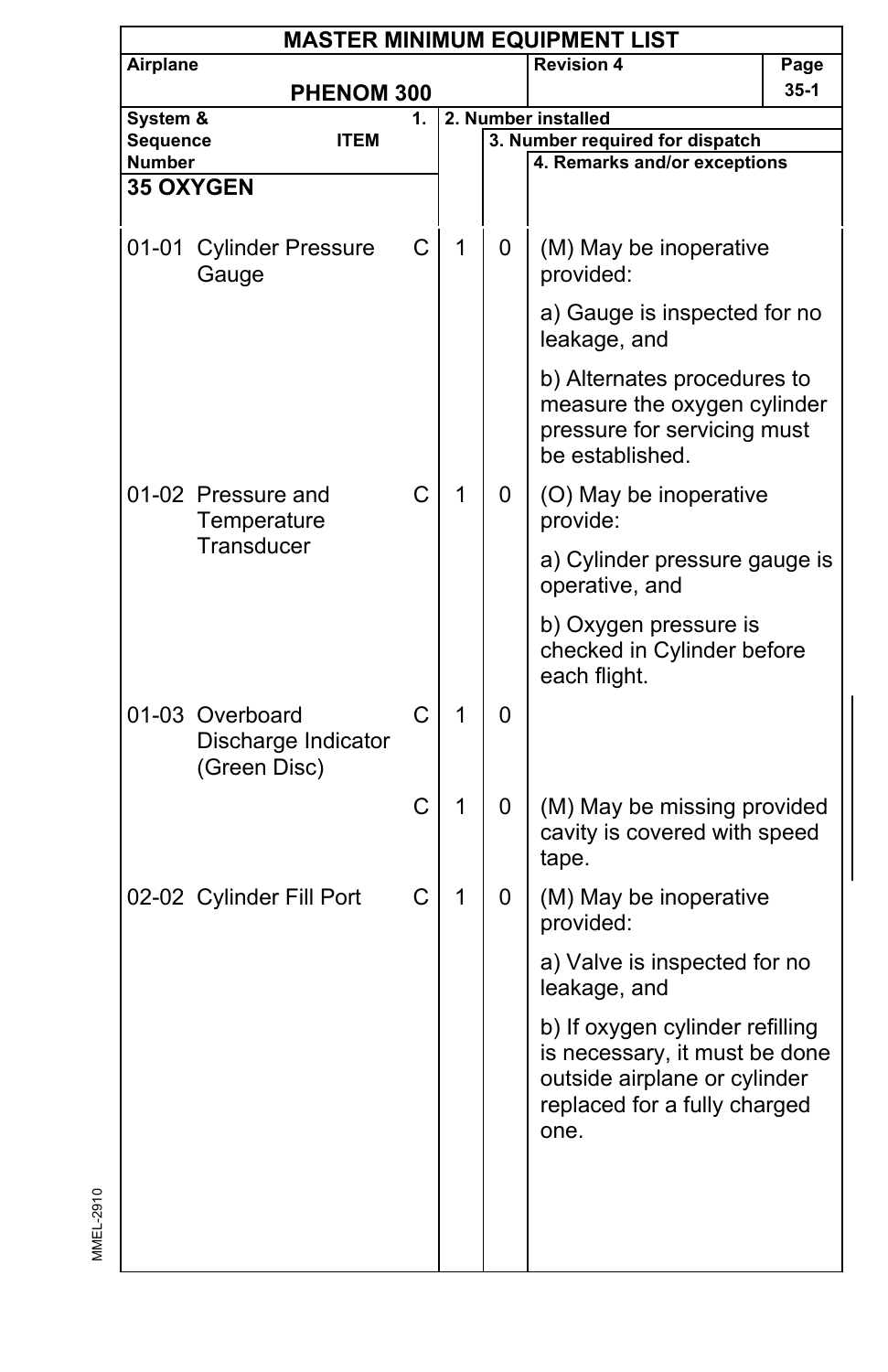# MASTER MINIMUM EQUIPMENT LIST

| Airplane | Revision 4 | Page |
|---|---|---|
| PHENOM 300 | | 35-1 |

| System & Sequence Number | ITEM | 1. | 2. Number installed | 3. Number required for dispatch | 4. Remarks and/or exceptions |
|---|---|---|---|---|---|
| **35 OXYGEN** | | | | | |
| 01-01 | Cylinder Pressure Gauge | C | 1 | 0 | (M) May be inoperative provided:<br><br>a) Gauge is inspected for no leakage, and<br><br>b) Alternates procedures to measure the oxygen cylinder pressure for servicing must be established. |
| 01-02 | Pressure and Temperature Transducer | C | 1 | 0 | (O) May be inoperative provide:<br><br>a) Cylinder pressure gauge is operative, and<br><br>b) Oxygen pressure is checked in Cylinder before each flight. |
| 01-03 | Overboard Discharge Indicator (Green Disc) | C | 1 | 0 | |
| | | C | 1 | 0 | (M) May be missing provided cavity is covered with speed tape. |
| 02-02 | Cylinder Fill Port | C | 1 | 0 | (M) May be inoperative provided:<br><br>a) Valve is inspected for no leakage, and<br><br>b) If oxygen cylinder refilling is necessary, it must be done outside airplane or cylinder replaced for a fully charged one. |

MMEL-2910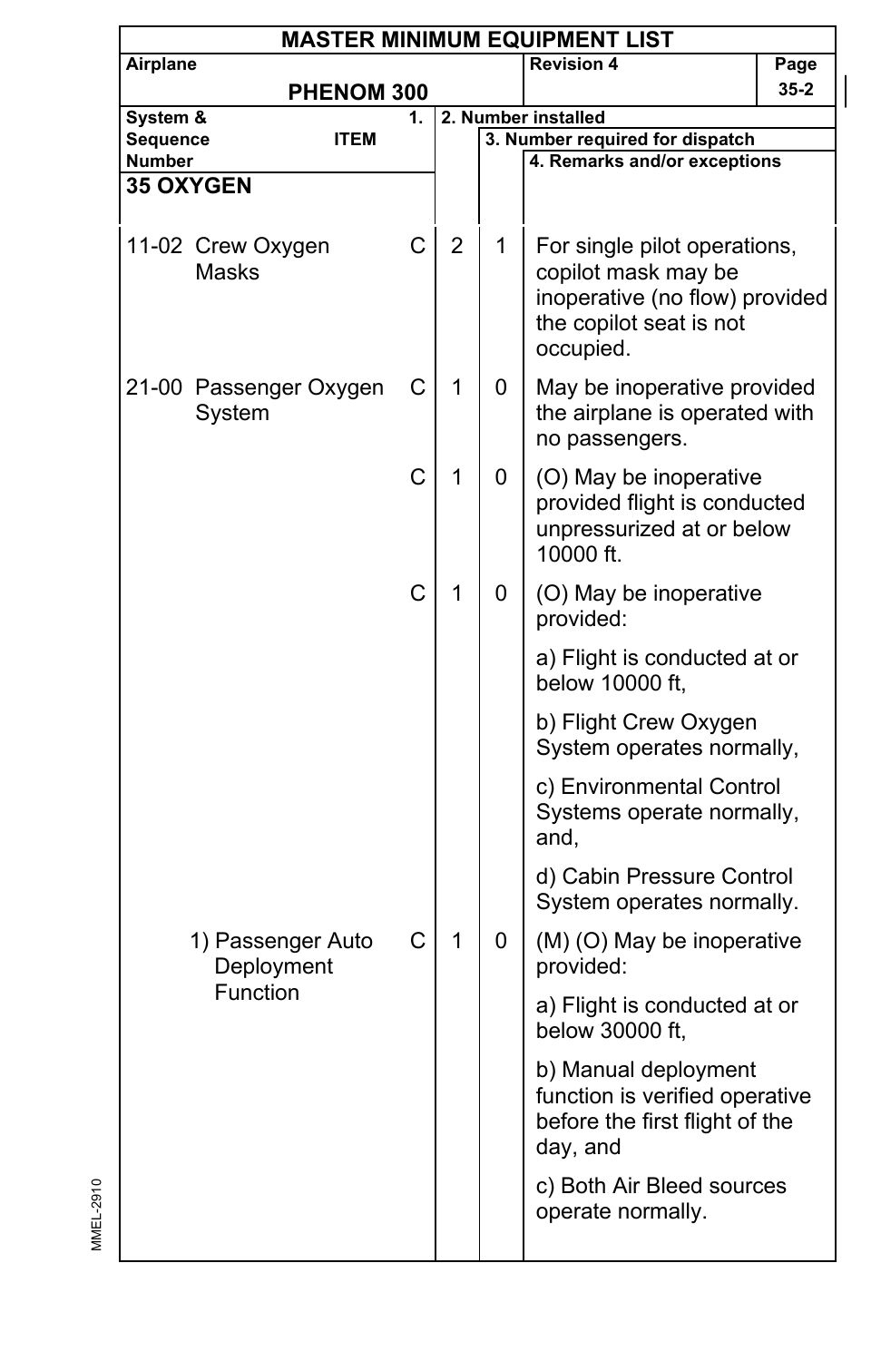**MASTER MINIMUM EQUIPMENT LIST**

**Airplane:** PHENOM 300 | **Revision 4**

| System & Sequence Number | ITEM | 1. | 2. Number installed | 3. Number required for dispatch | 4. Remarks and/or exceptions |
|---|---|---|---|---|---|
| **35 OXYGEN** | | | | | |
| 11-02 | Crew Oxygen Masks | C | 2 | 1 | For single pilot operations, copilot mask may be inoperative (no flow) provided the copilot seat is not occupied. |
| 21-00 | Passenger Oxygen System | C | 1 | 0 | May be inoperative provided the airplane is operated with no passengers. |
| | | C | 1 | 0 | (O) May be inoperative provided flight is conducted unpressurized at or below 10000 ft. |
| | | C | 1 | 0 | (O) May be inoperative provided:<br><br>a) Flight is conducted at or below 10000 ft,<br><br>b) Flight Crew Oxygen System operates normally,<br><br>c) Environmental Control Systems operate normally, and,<br><br>d) Cabin Pressure Control System operates normally. |
| | 1) Passenger Auto Deployment Function | C | 1 | 0 | (M) (O) May be inoperative provided:<br><br>a) Flight is conducted at or below 30000 ft,<br><br>b) Manual deployment function is verified operative before the first flight of the day, and<br><br>c) Both Air Bleed sources operate normally. |

MMEL-2910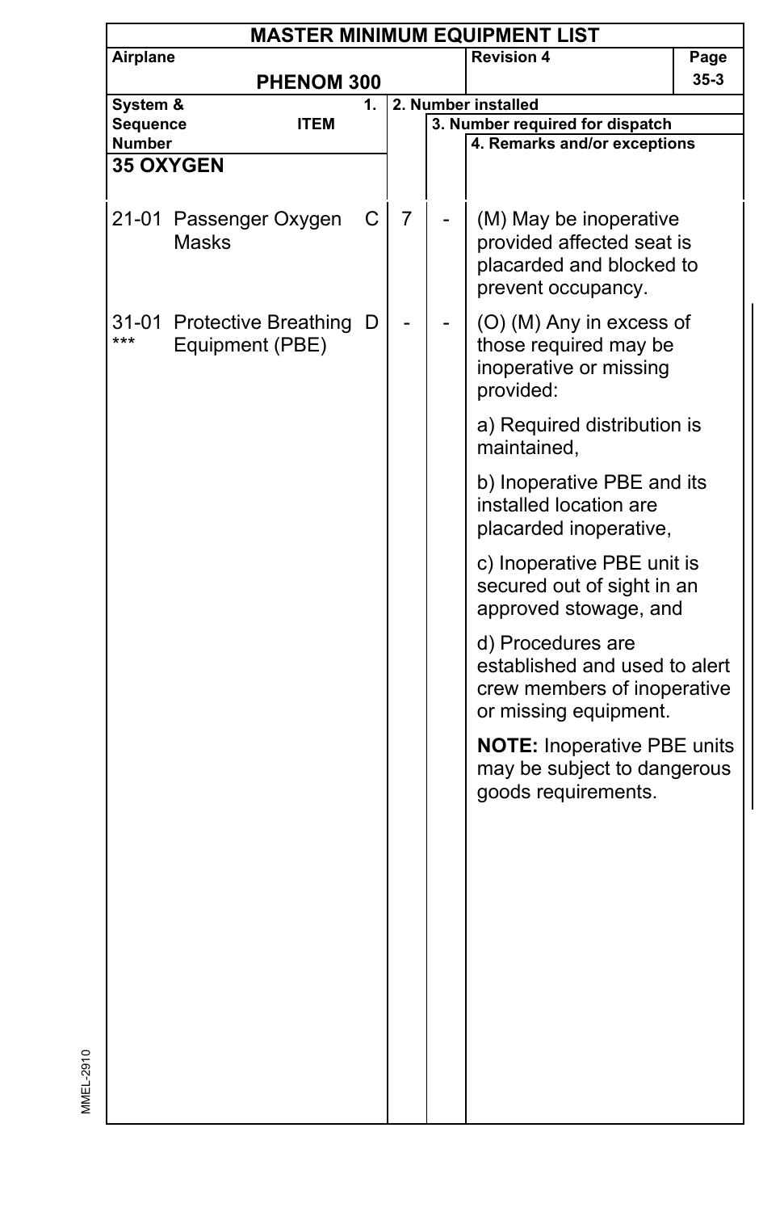| System & Sequence Number | ITEM | 1. | 2. Number installed | 3. Number required for dispatch | 4. Remarks and/or exceptions |
|---|---|---|---|---|---|
| **35 OXYGEN** | | | | | |
| 21-01 | Passenger Oxygen Masks | C | 7 | - | (M) May be inoperative provided affected seat is placarded and blocked to prevent occupancy. |
| 31-01 *** | Protective Breathing Equipment (PBE) | D | - | - | (O) (M) Any in excess of those required may be inoperative or missing provided:<br><br>a) Required distribution is maintained,<br><br>b) Inoperative PBE and its installed location are placarded inoperative,<br><br>c) Inoperative PBE unit is secured out of sight in an approved stowage, and<br><br>d) Procedures are established and used to alert crew members of inoperative or missing equipment.<br><br>**NOTE:** Inoperative PBE units may be subject to dangerous goods requirements. |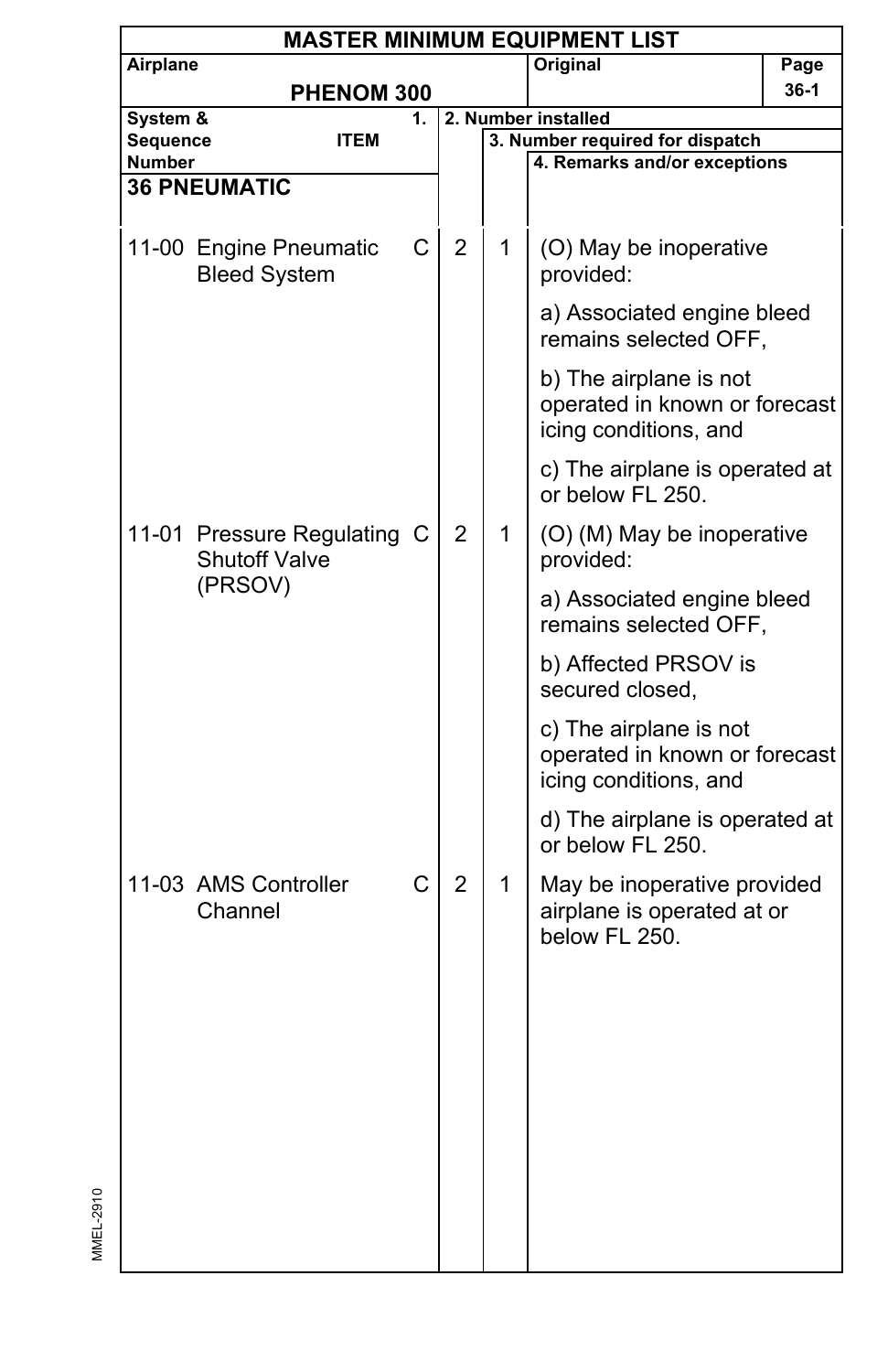# MASTER MINIMUM EQUIPMENT LIST

| Airplane | Original | Page |
|---|---|---|
| PHENOM 300 | | 36-1 |

| System & Sequence Number | ITEM | 1. | 2. Number installed | 3. Number required for dispatch | 4. Remarks and/or exceptions |
|---|---|---|---|---|---|
| **36 PNEUMATIC** | | | | | |
| 11-00 | Engine Pneumatic Bleed System | C | 2 | 1 | (O) May be inoperative provided:<br>a) Associated engine bleed remains selected OFF,<br>b) The airplane is not operated in known or forecast icing conditions, and<br>c) The airplane is operated at or below FL 250. |
| 11-01 | Pressure Regulating Shutoff Valve (PRSOV) | C | 2 | 1 | (O) (M) May be inoperative provided:<br>a) Associated engine bleed remains selected OFF,<br>b) Affected PRSOV is secured closed,<br>c) The airplane is not operated in known or forecast icing conditions, and<br>d) The airplane is operated at or below FL 250. |
| 11-03 | AMS Controller Channel | C | 2 | 1 | May be inoperative provided airplane is operated at or below FL 250. |

MMEL-2910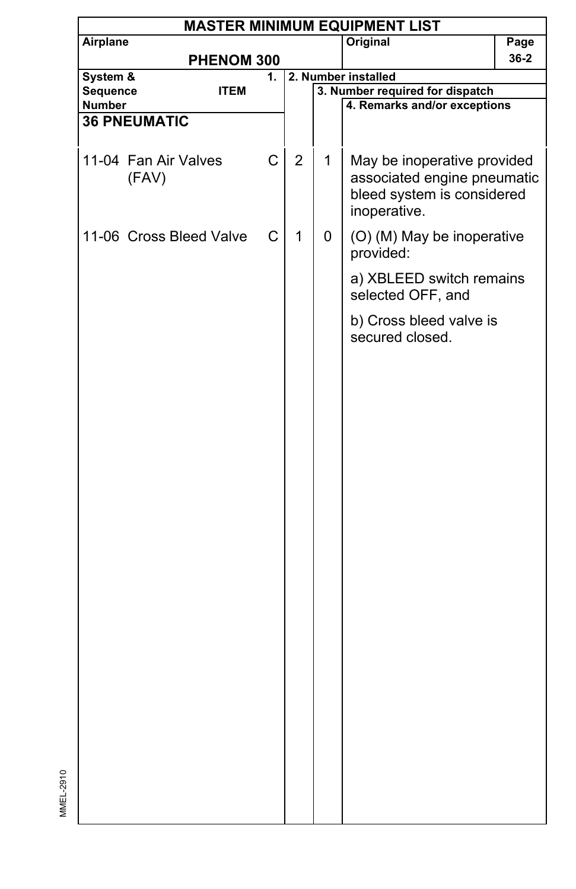# MASTER MINIMUM EQUIPMENT LIST

| Airplane | Original | Page |
|---|---|---|
| PHENOM 300 | | 36-2 |

| System & Sequence Number | ITEM | 1. | 2. Number installed | 3. Number required for dispatch | 4. Remarks and/or exceptions |
|---|---|---|---|---|---|
| **36 PNEUMATIC** | | | | | |
| 11-04 | Fan Air Valves (FAV) | C | 2 | 1 | May be inoperative provided associated engine pneumatic bleed system is considered inoperative. |
| 11-06 | Cross Bleed Valve | C | 1 | 0 | (O) (M) May be inoperative provided:<br><br>a) XBLEED switch remains selected OFF, and<br><br>b) Cross bleed valve is secured closed. |

MMEL-2910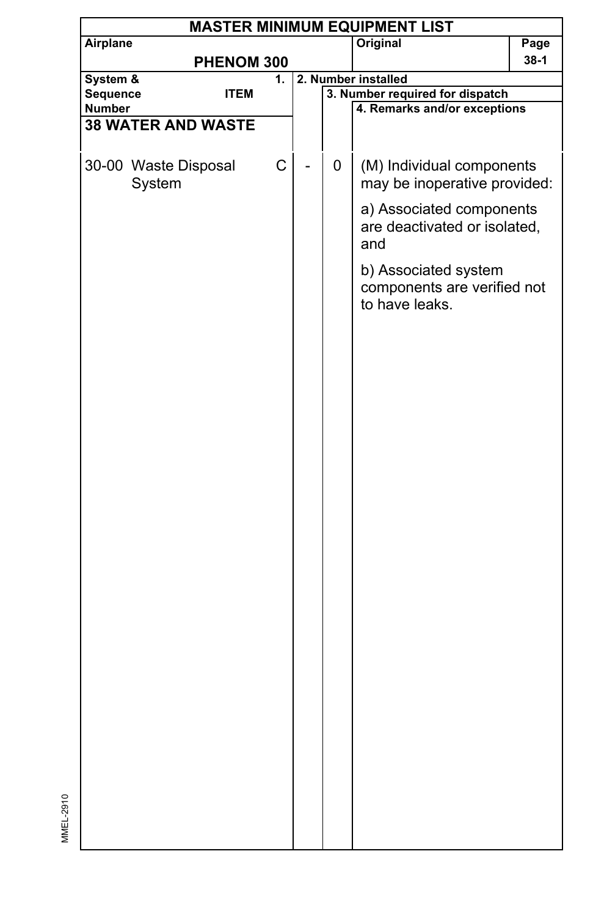# MASTER MINIMUM EQUIPMENT LIST

| Airplane | Original | Page |
|---|---|---|
| PHENOM 300 | | 38-1 |

| System & Sequence Number | 1. ITEM | | 2. Number installed | 3. Number required for dispatch | 4. Remarks and/or exceptions |
|---|---|---|---|---|---|
| **38 WATER AND WASTE** | | | | | |
| 30-00 | Waste Disposal System | C | - | 0 | (M) Individual components may be inoperative provided:<br><br>a) Associated components are deactivated or isolated, and<br><br>b) Associated system components are verified not to have leaks. |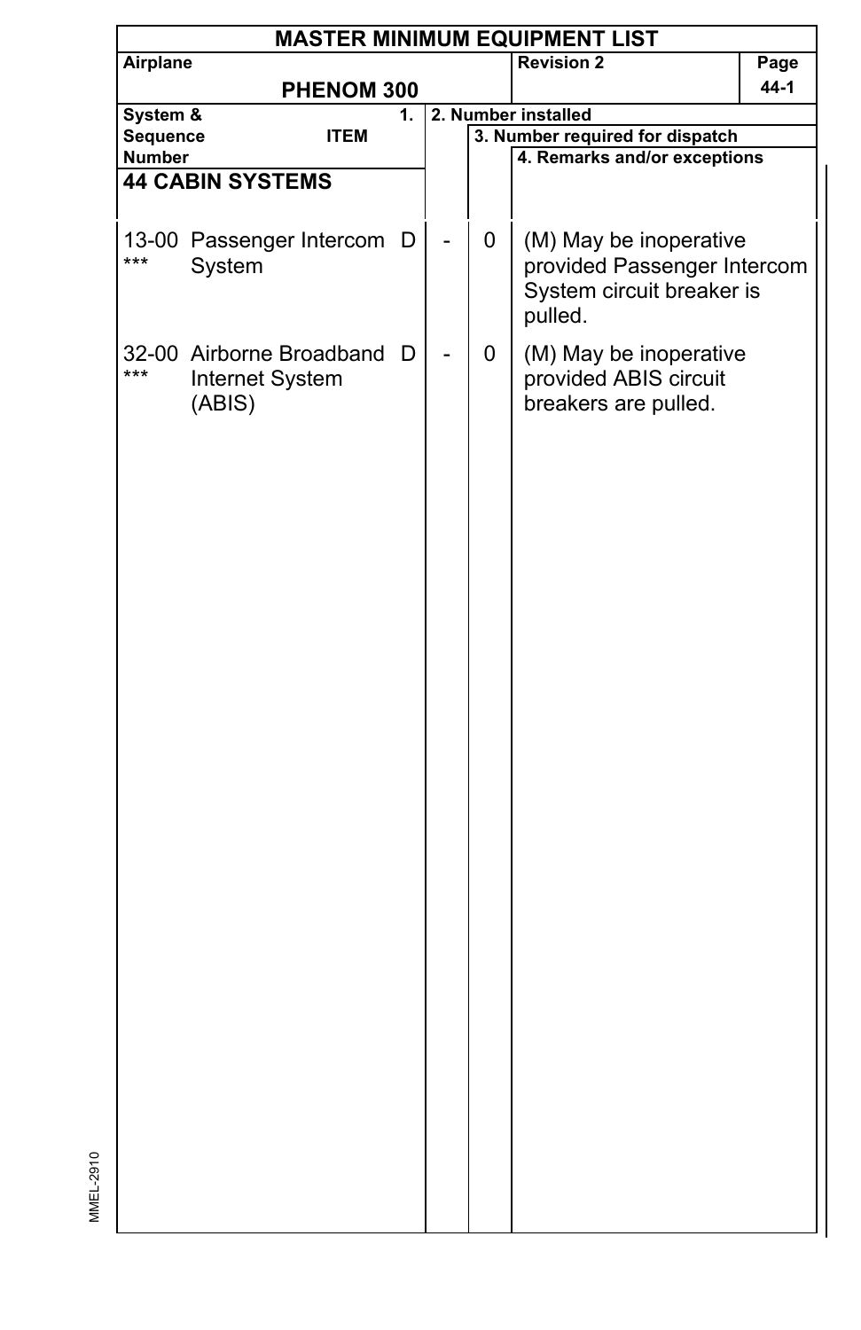# MASTER MINIMUM EQUIPMENT LIST

| Airplane | Revision 2 | Page |
|---|---|---|
| PHENOM 300 | | 44-1 |

| System & Sequence Number | 1. ITEM | | 2. Number installed | 3. Number required for dispatch | 4. Remarks and/or exceptions |
|---|---|---|---|---|---|
| **44 CABIN SYSTEMS** | | | | | |
| 13-00 *** | Passenger Intercom System | D | - | 0 | (M) May be inoperative provided Passenger Intercom System circuit breaker is pulled. |
| 32-00 *** | Airborne Broadband Internet System (ABIS) | D | - | 0 | (M) May be inoperative provided ABIS circuit breakers are pulled. |

MMEL-2910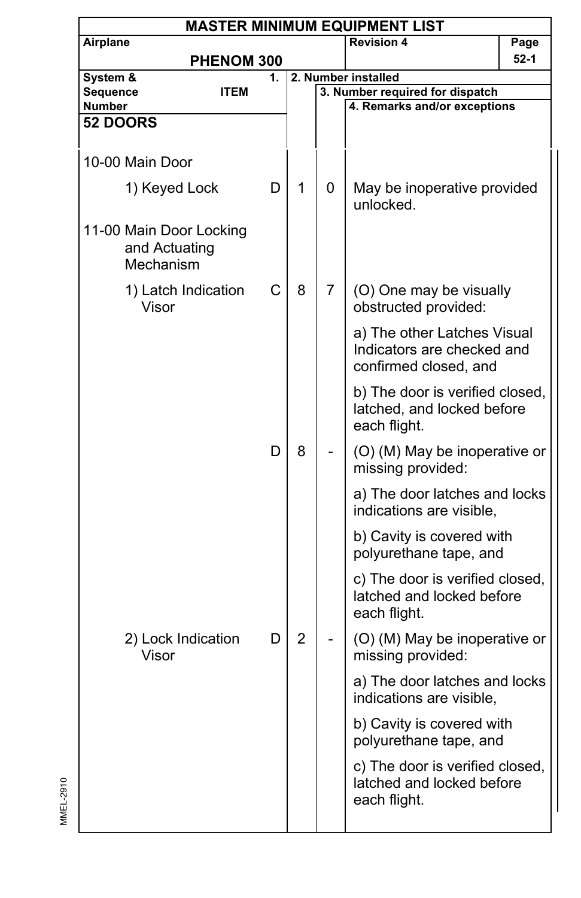# MASTER MINIMUM EQUIPMENT LIST

**Airplane:** PHENOM 300 | **Revision 4** | **Page** 52-1

| System & Sequence Number / ITEM | 1. | 2. Number installed | 3. Number required for dispatch | 4. Remarks and/or exceptions |
|---|---|---|---|---|
| **52 DOORS** | | | | |
| 10-00 Main Door | | | | |
| 1) Keyed Lock | D | 1 | 0 | May be inoperative provided unlocked. |
| 11-00 Main Door Locking and Actuating Mechanism | | | | |
| 1) Latch Indication Visor | C | 8 | 7 | (O) One may be visually obstructed provided:<br>a) The other Latches Visual Indicators are checked and confirmed closed, and<br>b) The door is verified closed, latched, and locked before each flight. |
| | D | 8 | - | (O) (M) May be inoperative or missing provided:<br>a) The door latches and locks indications are visible,<br>b) Cavity is covered with polyurethane tape, and<br>c) The door is verified closed, latched and locked before each flight. |
| 2) Lock Indication Visor | D | 2 | - | (O) (M) May be inoperative or missing provided:<br>a) The door latches and locks indications are visible,<br>b) Cavity is covered with polyurethane tape, and<br>c) The door is verified closed, latched and locked before each flight. |

MMEL-2910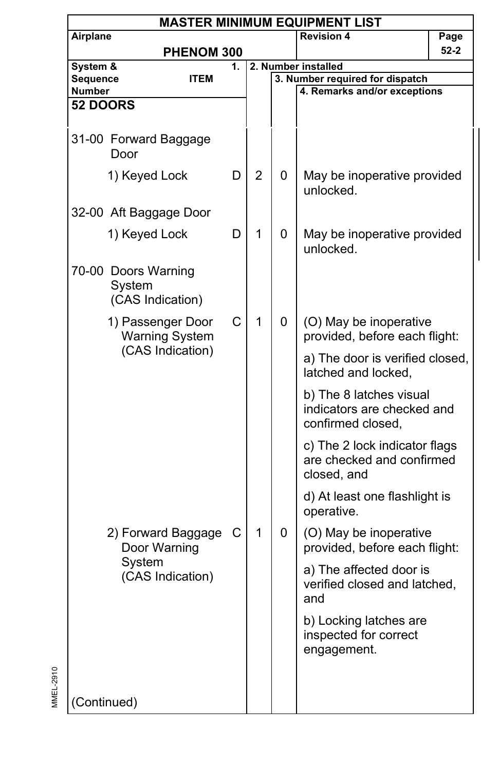**MASTER MINIMUM EQUIPMENT LIST**

| Airplane | Revision 4 |
|---|---|
| PHENOM 300 | |

## 52 DOORS

| System & Sequence Number / ITEM | 1. | 2. Number installed | 3. Number required for dispatch | 4. Remarks and/or exceptions |
|---|---|---|---|---|
| 31-00 Forward Baggage Door | | | | |
| 1) Keyed Lock | D | 2 | 0 | May be inoperative provided unlocked. |
| 32-00 Aft Baggage Door | | | | |
| 1) Keyed Lock | D | 1 | 0 | May be inoperative provided unlocked. |
| 70-00 Doors Warning System (CAS Indication) | | | | |
| 1) Passenger Door Warning System (CAS Indication) | C | 1 | 0 | (O) May be inoperative provided, before each flight:<br>a) The door is verified closed, latched and locked,<br>b) The 8 latches visual indicators are checked and confirmed closed,<br>c) The 2 lock indicator flags are checked and confirmed closed, and<br>d) At least one flashlight is operative. |
| 2) Forward Baggage Door Warning System (CAS Indication) | C | 1 | 0 | (O) May be inoperative provided, before each flight:<br>a) The affected door is verified closed and latched, and<br>b) Locking latches are inspected for correct engagement. |

(Continued)

MMEL-2910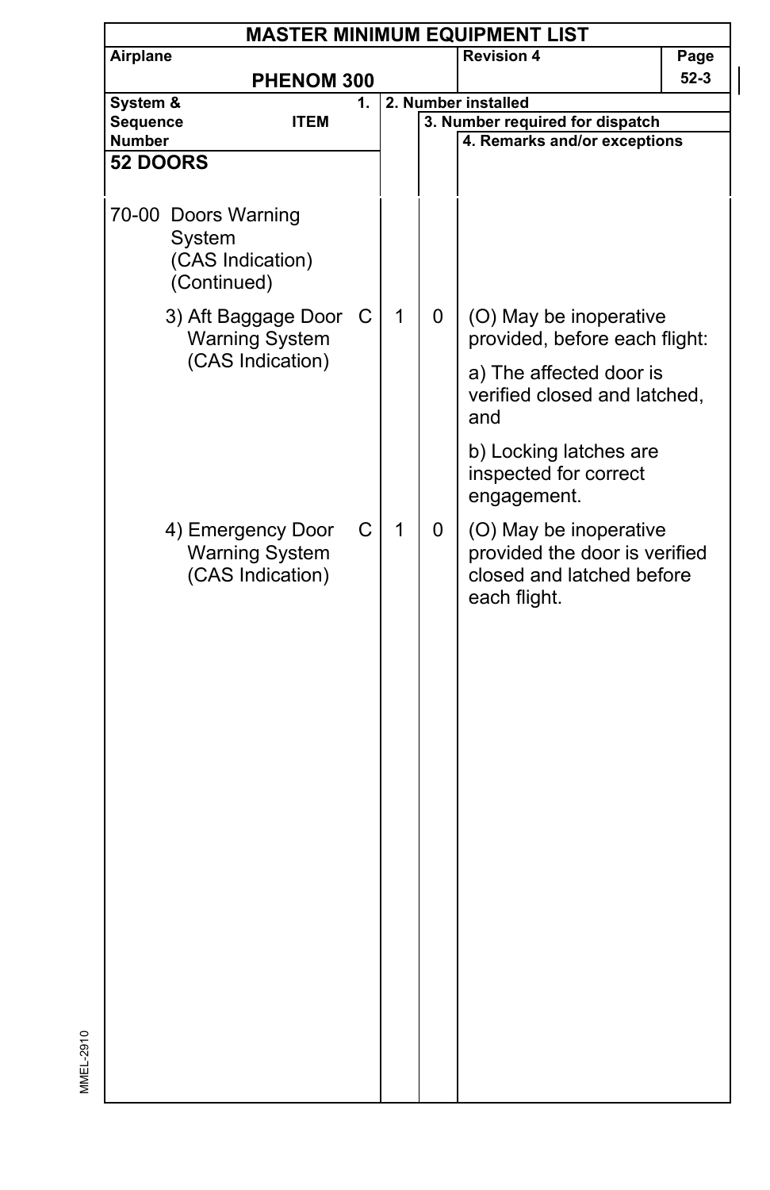**MASTER MINIMUM EQUIPMENT LIST**

| Airplane | Revision 4 | Page |
|---|---|---|
| **PHENOM 300** | | 52-3 |

| System & Sequence Number / ITEM | 1. | 2. Number installed | 3. Number required for dispatch | 4. Remarks and/or exceptions |
|---|---|---|---|---|
| **52 DOORS** | | | | |
| 70-00 Doors Warning System (CAS Indication) (Continued) | | | | |
| 3) Aft Baggage Door Warning System (CAS Indication) | C | 1 | 0 | (O) May be inoperative provided, before each flight:<br>a) The affected door is verified closed and latched, and<br>b) Locking latches are inspected for correct engagement. |
| 4) Emergency Door Warning System (CAS Indication) | C | 1 | 0 | (O) May be inoperative provided the door is verified closed and latched before each flight. |

MMEL-2910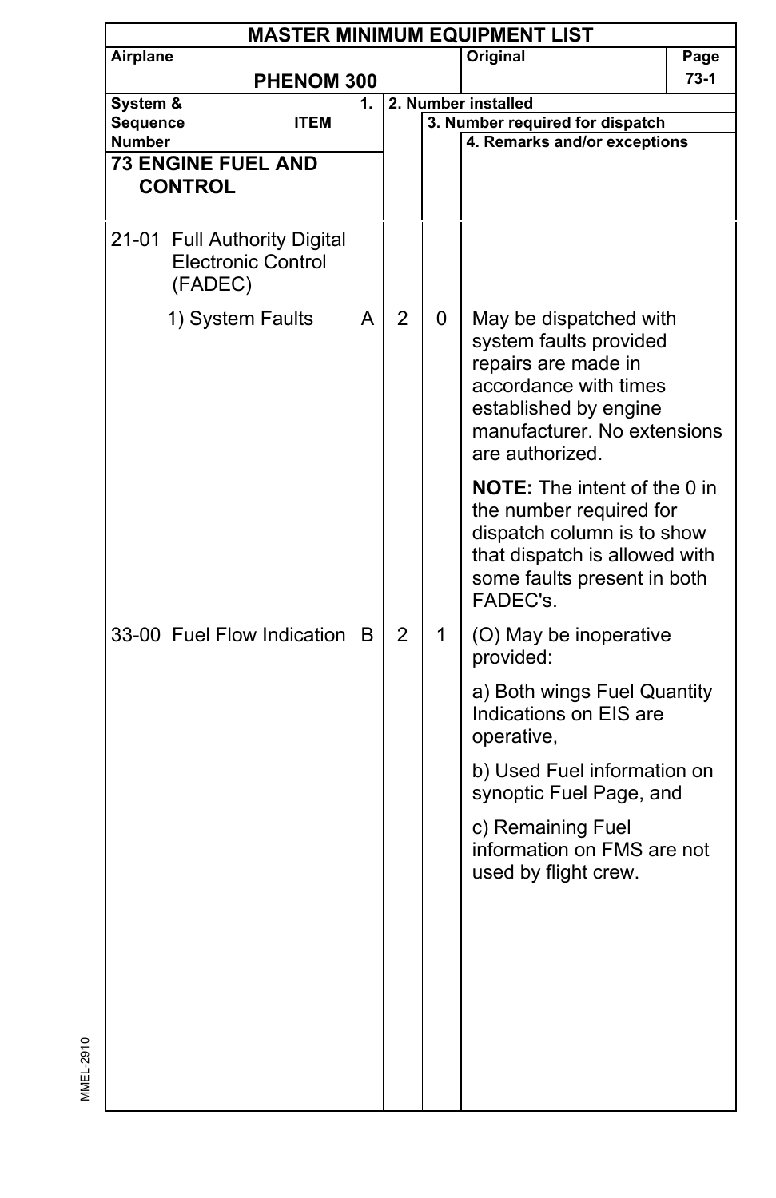# MASTER MINIMUM EQUIPMENT LIST

| Airplane | Original | Page |
|---|---|---|
| PHENOM 300 | | 73-1 |

| System & Sequence Number ITEM | 1. | 2. Number installed | 3. Number required for dispatch | 4. Remarks and/or exceptions |
|---|---|---|---|---|
| **73 ENGINE FUEL AND CONTROL** | | | | |
| 21-01 Full Authority Digital Electronic Control (FADEC) | | | | |
| 1) System Faults | A | 2 | 0 | May be dispatched with system faults provided repairs are made in accordance with times established by engine manufacturer. No extensions are authorized.<br><br>**NOTE:** The intent of the 0 in the number required for dispatch column is to show that dispatch is allowed with some faults present in both FADEC's. |
| 33-00 Fuel Flow Indication | B | 2 | 1 | (O) May be inoperative provided:<br><br>a) Both wings Fuel Quantity Indications on EIS are operative,<br><br>b) Used Fuel information on synoptic Fuel Page, and<br><br>c) Remaining Fuel information on FMS are not used by flight crew. |

MMEL-2910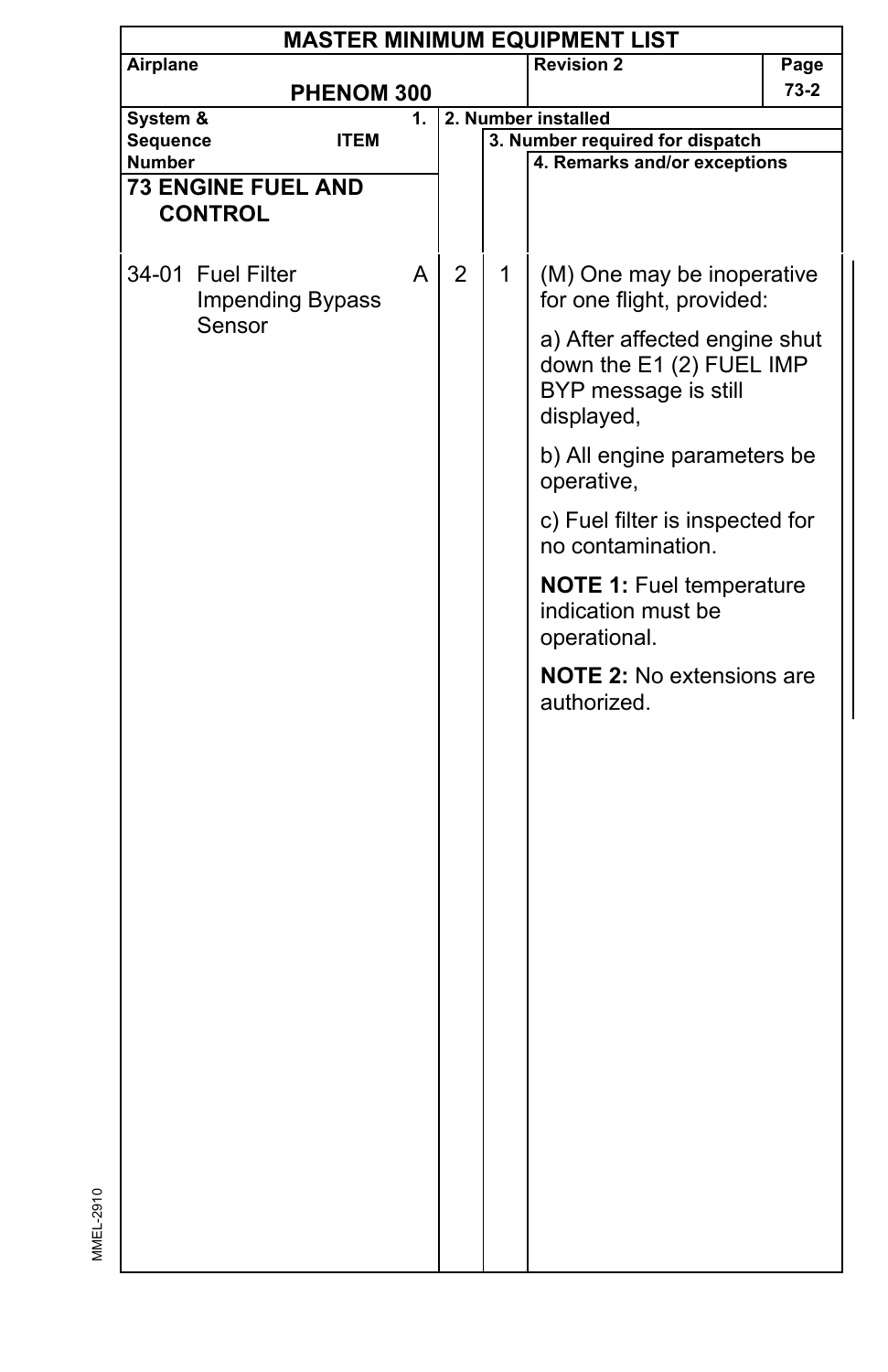# MASTER MINIMUM EQUIPMENT LIST

| Airplane | Revision 2 | Page |
|---|---|---|
| PHENOM 300 | | 73-2 |

| System & Sequence Number | ITEM | 1. | 2. Number installed | 3. Number required for dispatch | 4. Remarks and/or exceptions |
|---|---|---|---|---|---|
| **73 ENGINE FUEL AND CONTROL** | | | | | |
| 34-01 | Fuel Filter Impending Bypass Sensor | A | 2 | 1 | (M) One may be inoperative for one flight, provided:<br><br>a) After affected engine shut down the E1 (2) FUEL IMP BYP message is still displayed,<br><br>b) All engine parameters be operative,<br><br>c) Fuel filter is inspected for no contamination.<br><br>**NOTE 1:** Fuel temperature indication must be operational.<br><br>**NOTE 2:** No extensions are authorized. |

MMEL-2910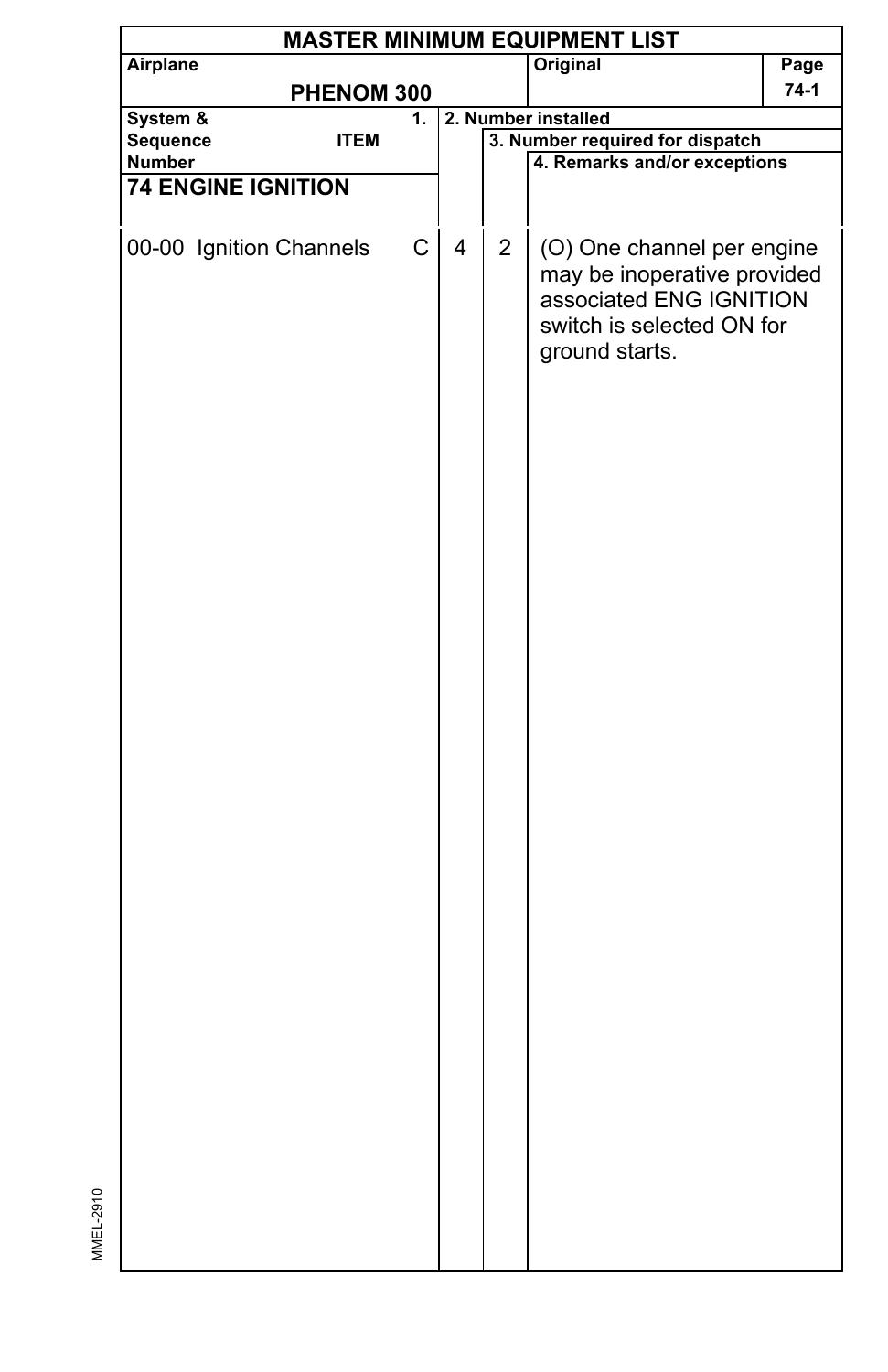# MASTER MINIMUM EQUIPMENT LIST

| Airplane | Original | Page |
|---|---|---|
| PHENOM 300 | | 74-1 |

| System & Sequence Number / 1. ITEM | | 2. Number installed | 3. Number required for dispatch | 4. Remarks and/or exceptions |
|---|---|---|---|---|
| **74 ENGINE IGNITION** | | | | |
| 00-00 Ignition Channels | C | 4 | 2 | (O) One channel per engine may be inoperative provided associated ENG IGNITION switch is selected ON for ground starts. |

MMEL-2910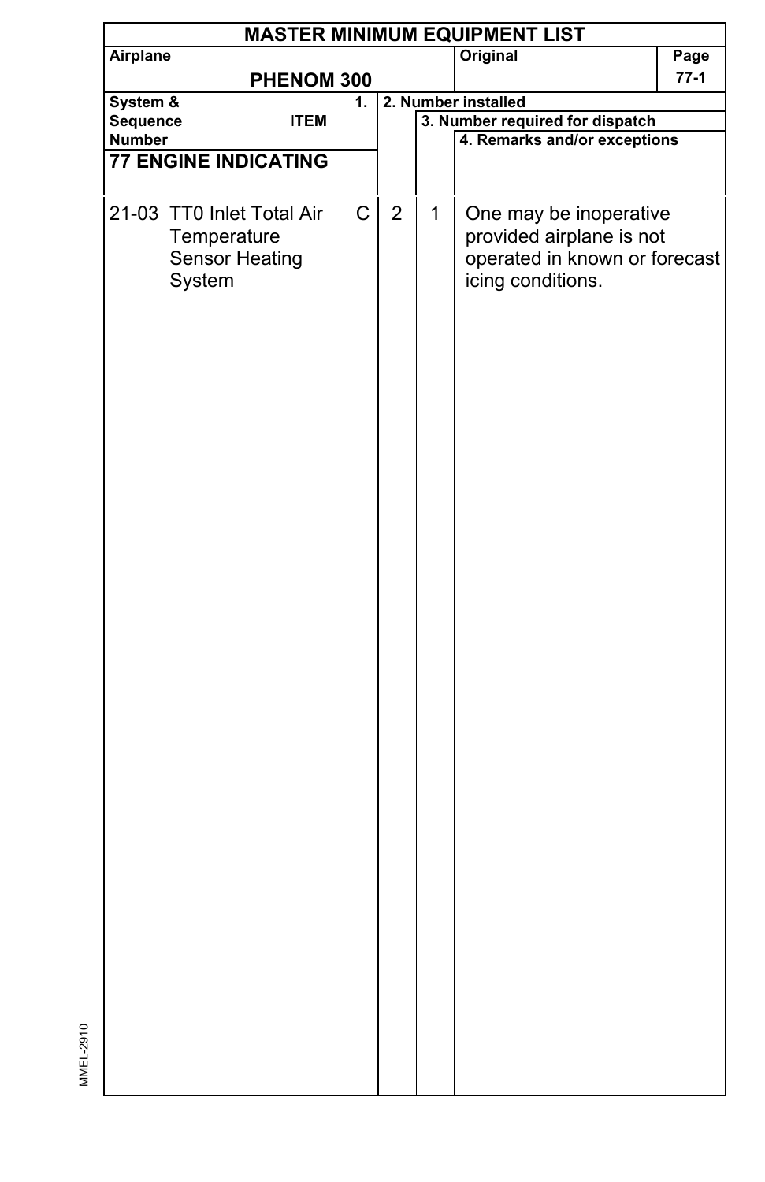## MASTER MINIMUM EQUIPMENT LIST

| Airplane | | | | Original | Page |
|---|---|---|---|---|---|
| PHENOM 300 | | | | | 77-1 |

| System & Sequence Number | ITEM | 1. | 2. Number installed | 3. Number required for dispatch | 4. Remarks and/or exceptions |
|---|---|---|---|---|---|
| **77 ENGINE INDICATING** | | | | | |
| 21-03 | TT0 Inlet Total Air Temperature Sensor Heating System | C | 2 | 1 | One may be inoperative provided airplane is not operated in known or forecast icing conditions. |

MMEL-2910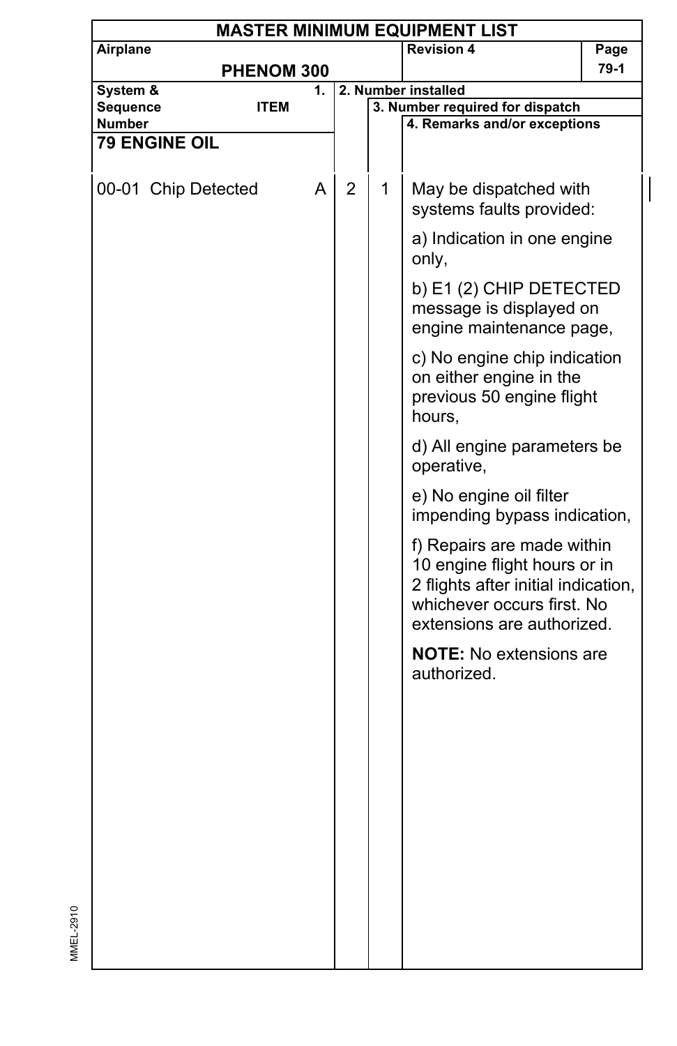# MASTER MINIMUM EQUIPMENT LIST

| Airplane | Revision 4 | Page |
|---|---|---|
| PHENOM 300 | | 79-1 |

| System & Sequence Number | ITEM | 1. | 2. Number installed | 3. Number required for dispatch | 4. Remarks and/or exceptions |
|---|---|---|---|---|---|
| **79 ENGINE OIL** | | | | | |
| 00-01 | Chip Detected | A | 2 | 1 | May be dispatched with systems faults provided:<br><br>a) Indication in one engine only,<br><br>b) E1 (2) CHIP DETECTED message is displayed on engine maintenance page,<br><br>c) No engine chip indication on either engine in the previous 50 engine flight hours,<br><br>d) All engine parameters be operative,<br><br>e) No engine oil filter impending bypass indication,<br><br>f) Repairs are made within 10 engine flight hours or in 2 flights after initial indication, whichever occurs first. No extensions are authorized.<br><br>**NOTE:** No extensions are authorized. |

MMEL-2910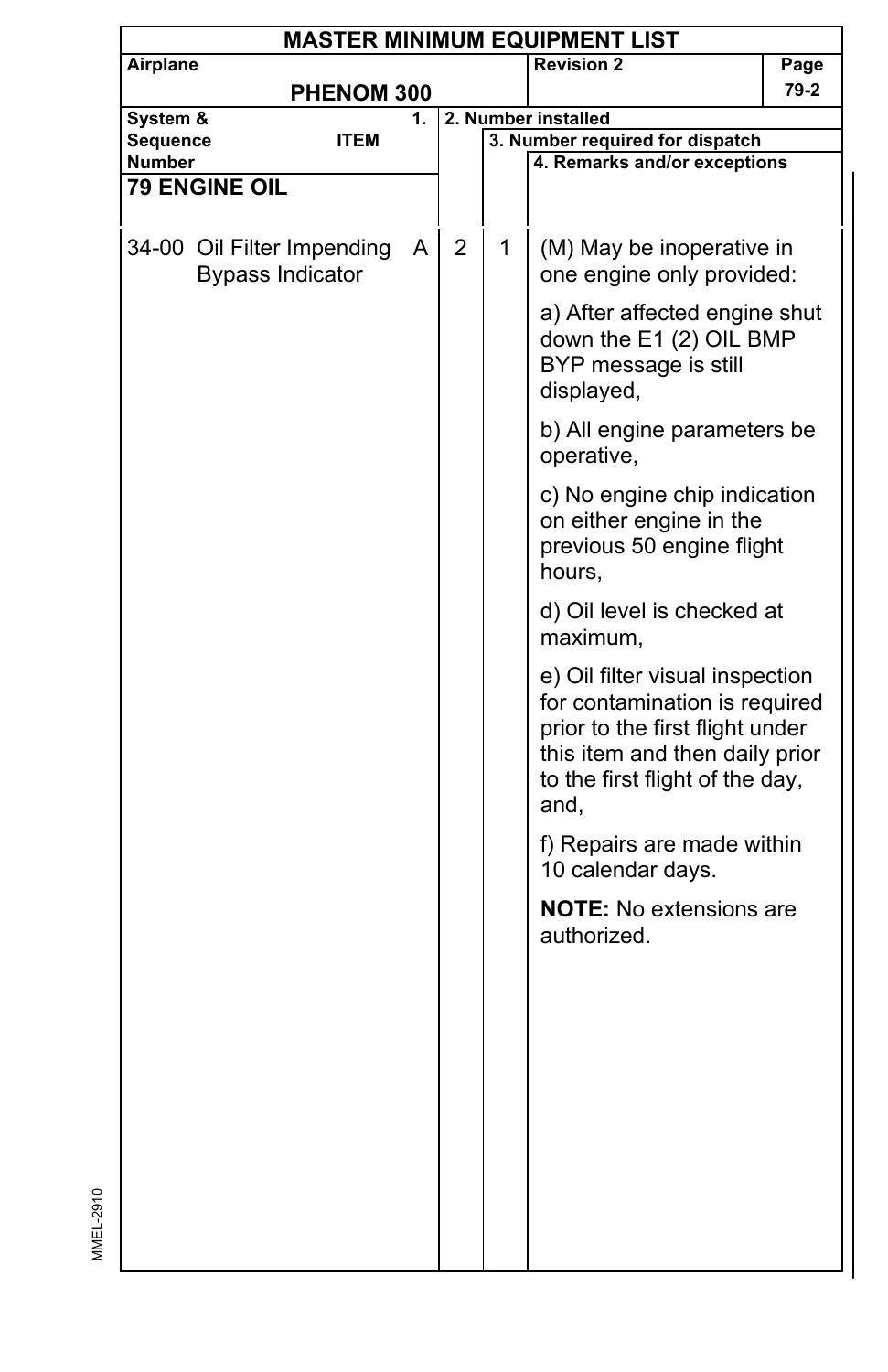# MASTER MINIMUM EQUIPMENT LIST

| Airplane | Revision 2 | Page |
|---|---|---|
| PHENOM 300 | | 79-2 |

| System & Sequence Number | ITEM | 1. | 2. Number installed | 3. Number required for dispatch | 4. Remarks and/or exceptions |
|---|---|---|---|---|---|
| **79 ENGINE OIL** | | | | | |
| 34-00 | Oil Filter Impending Bypass Indicator | A | 2 | 1 | (M) May be inoperative in one engine only provided:<br><br>a) After affected engine shut down the E1 (2) OIL BMP BYP message is still displayed,<br><br>b) All engine parameters be operative,<br><br>c) No engine chip indication on either engine in the previous 50 engine flight hours,<br><br>d) Oil level is checked at maximum,<br><br>e) Oil filter visual inspection for contamination is required prior to the first flight under this item and then daily prior to the first flight of the day, and,<br><br>f) Repairs are made within 10 calendar days.<br><br>**NOTE:** No extensions are authorized. |

MMEL-2910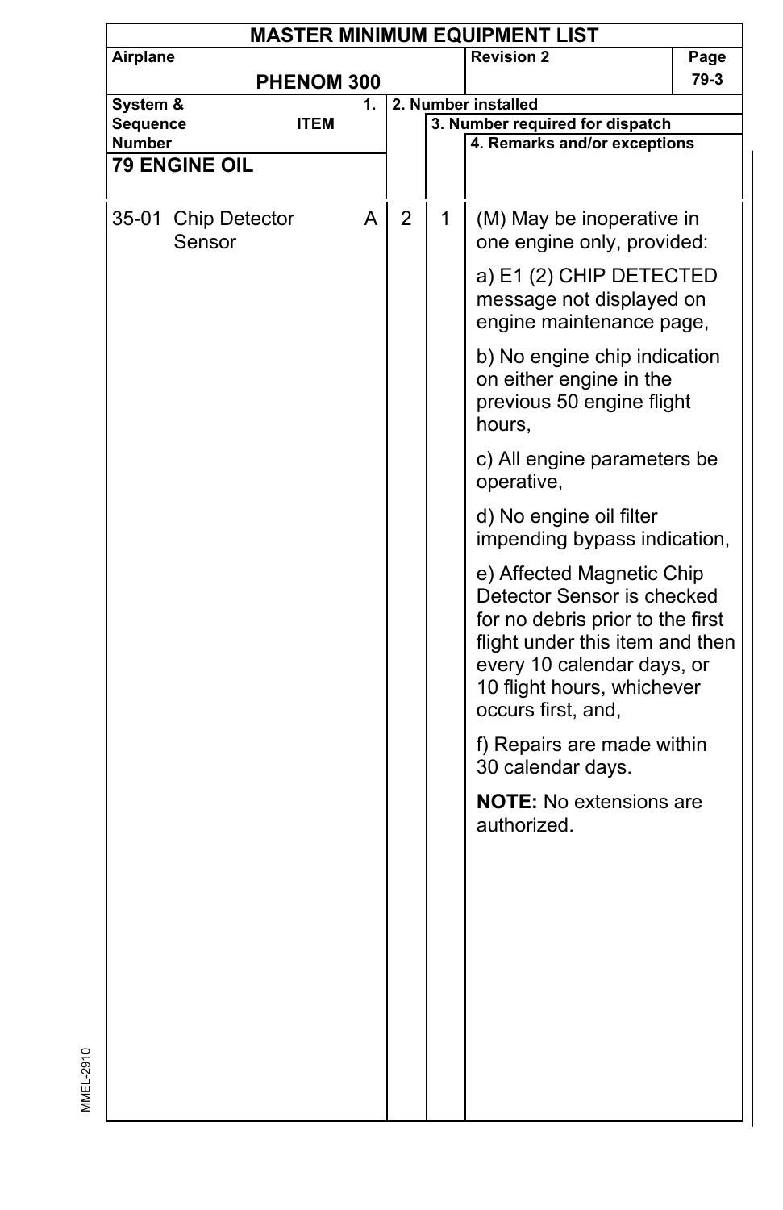# MASTER MINIMUM EQUIPMENT LIST

| Airplane | Revision 2 | Page |
|---|---|---|
| PHENOM 300 | | 79-3 |

| System & Sequence Number | 1. ITEM | | 2. Number installed | 3. Number required for dispatch | 4. Remarks and/or exceptions |
|---|---|---|---|---|---|
| **79 ENGINE OIL** | | | | | |
| 35-01 | Chip Detector Sensor | A | 2 | 1 | (M) May be inoperative in one engine only, provided:<br><br>a) E1 (2) CHIP DETECTED message not displayed on engine maintenance page,<br><br>b) No engine chip indication on either engine in the previous 50 engine flight hours,<br><br>c) All engine parameters be operative,<br><br>d) No engine oil filter impending bypass indication,<br><br>e) Affected Magnetic Chip Detector Sensor is checked for no debris prior to the first flight under this item and then every 10 calendar days, or 10 flight hours, whichever occurs first, and,<br><br>f) Repairs are made within 30 calendar days.<br><br>**NOTE:** No extensions are authorized. |

MMEL-2910